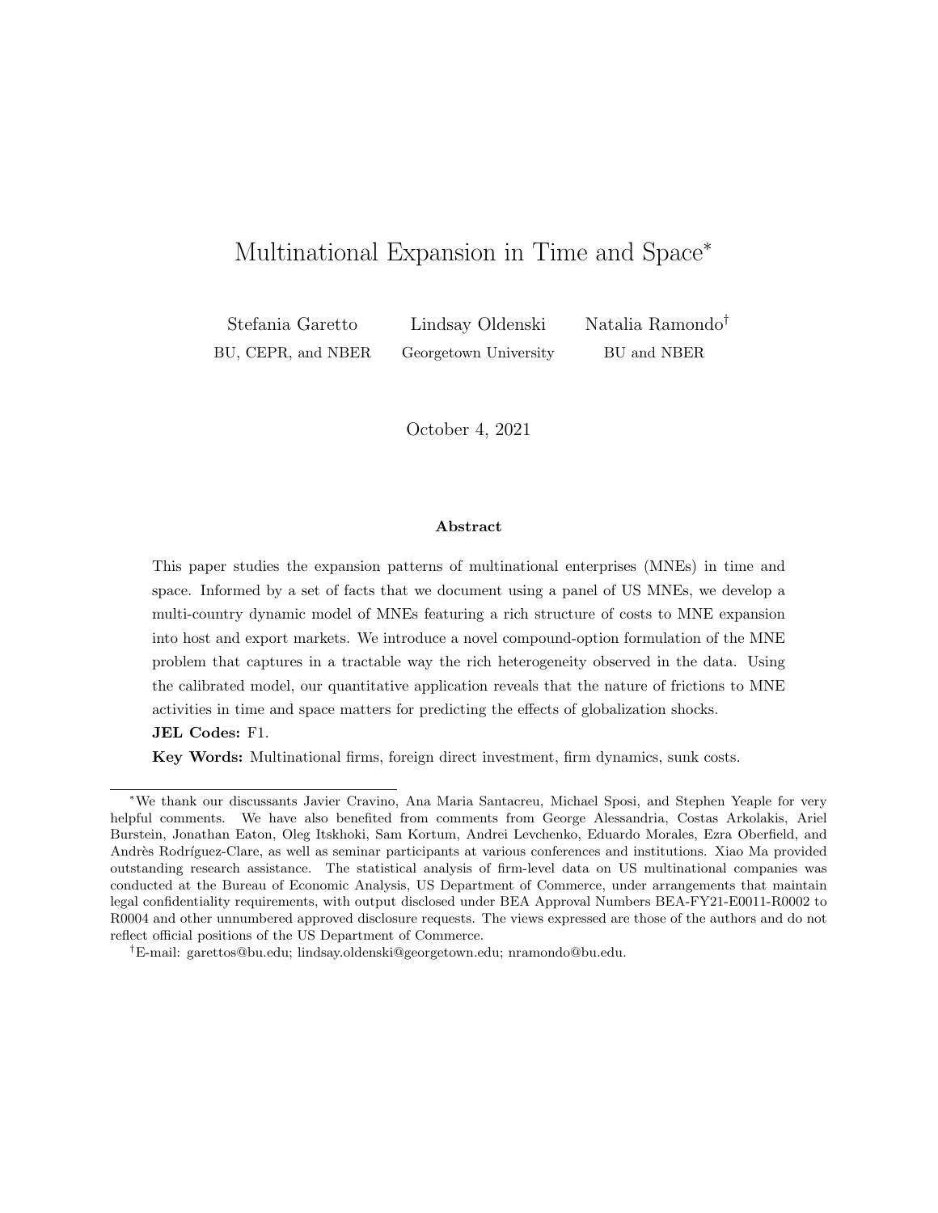# Multinational Expansion in Time and Space*

Stefania Garetto
BU, CEPR, and NBER

Lindsay Oldenski
Georgetown University

Natalia Ramondo†
BU and NBER

October 4, 2021

### Abstract

This paper studies the expansion patterns of multinational enterprises (MNEs) in time and space. Informed by a set of facts that we document using a panel of US MNEs, we develop a multi-country dynamic model of MNEs featuring a rich structure of costs to MNE expansion into host and export markets. We introduce a novel compound-option formulation of the MNE problem that captures in a tractable way the rich heterogeneity observed in the data. Using the calibrated model, our quantitative application reveals that the nature of frictions to MNE activities in time and space matters for predicting the effects of globalization shocks.

**JEL Codes:** F1.

**Key Words:** Multinational firms, foreign direct investment, firm dynamics, sunk costs.

---

*We thank our discussants Javier Cravino, Ana Maria Santacreu, Michael Sposi, and Stephen Yeaple for very helpful comments. We have also benefited from comments from George Alessandria, Costas Arkolakis, Ariel Burstein, Jonathan Eaton, Oleg Itskhoki, Sam Kortum, Andrei Levchenko, Eduardo Morales, Ezra Oberfield, and Andrès Rodríguez-Clare, as well as seminar participants at various conferences and institutions. Xiao Ma provided outstanding research assistance. The statistical analysis of firm-level data on US multinational companies was conducted at the Bureau of Economic Analysis, US Department of Commerce, under arrangements that maintain legal confidentiality requirements, with output disclosed under BEA Approval Numbers BEA-FY21-E0011-R0002 to R0004 and other unnumbered approved disclosure requests. The views expressed are those of the authors and do not reflect official positions of the US Department of Commerce.

†E-mail: garettos@bu.edu; lindsay.oldenski@georgetown.edu; nramondo@bu.edu.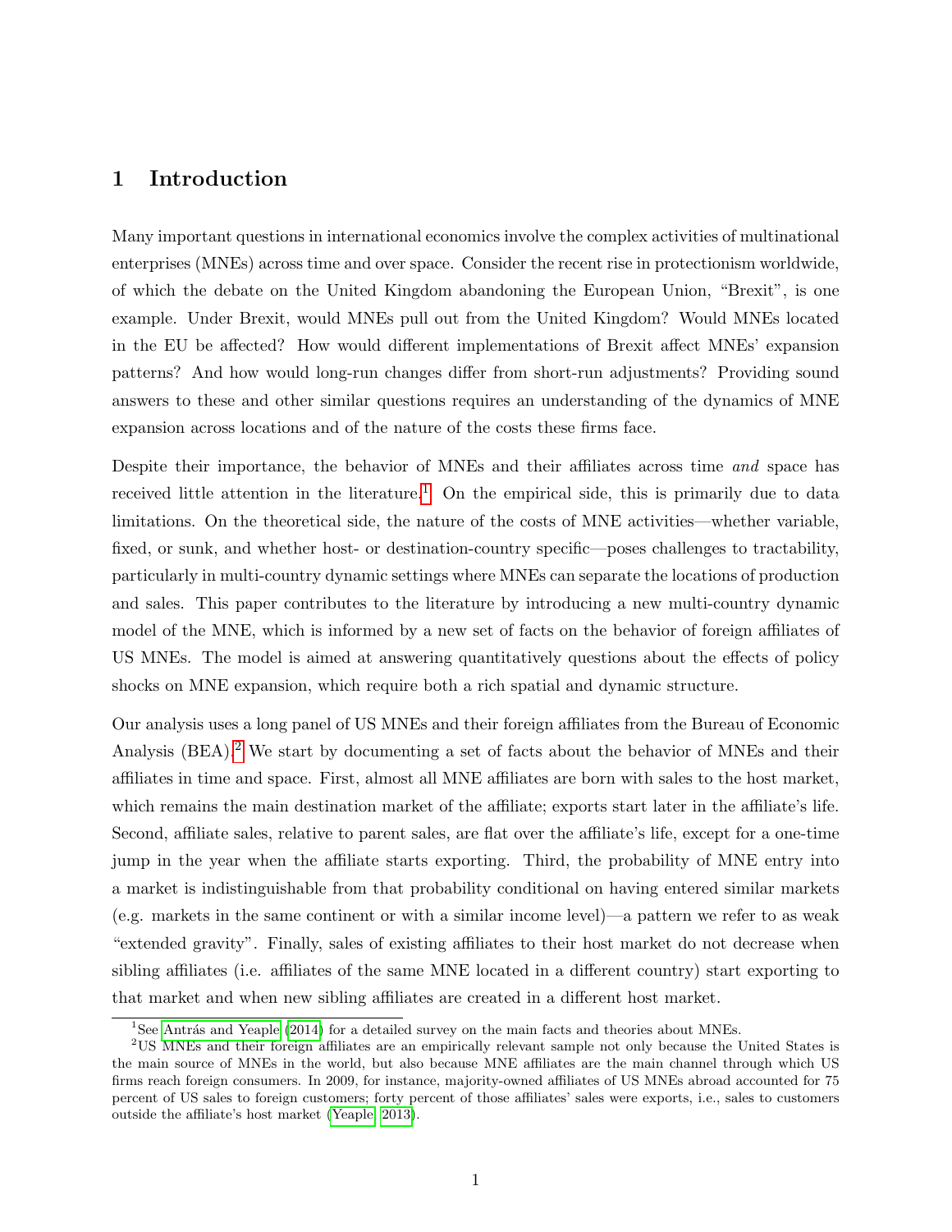# 1 Introduction

Many important questions in international economics involve the complex activities of multinational enterprises (MNEs) across time and over space. Consider the recent rise in protectionism worldwide, of which the debate on the United Kingdom abandoning the European Union, "Brexit", is one example. Under Brexit, would MNEs pull out from the United Kingdom? Would MNEs located in the EU be affected? How would different implementations of Brexit affect MNEs' expansion patterns? And how would long-run changes differ from short-run adjustments? Providing sound answers to these and other similar questions requires an understanding of the dynamics of MNE expansion across locations and of the nature of the costs these firms face.

Despite their importance, the behavior of MNEs and their affiliates across time *and* space has received little attention in the literature.[1] On the empirical side, this is primarily due to data limitations. On the theoretical side, the nature of the costs of MNE activities—whether variable, fixed, or sunk, and whether host- or destination-country specific—poses challenges to tractability, particularly in multi-country dynamic settings where MNEs can separate the locations of production and sales. This paper contributes to the literature by introducing a new multi-country dynamic model of the MNE, which is informed by a new set of facts on the behavior of foreign affiliates of US MNEs. The model is aimed at answering quantitatively questions about the effects of policy shocks on MNE expansion, which require both a rich spatial and dynamic structure.

Our analysis uses a long panel of US MNEs and their foreign affiliates from the Bureau of Economic Analysis (BEA).[2] We start by documenting a set of facts about the behavior of MNEs and their affiliates in time and space. First, almost all MNE affiliates are born with sales to the host market, which remains the main destination market of the affiliate; exports start later in the affiliate's life. Second, affiliate sales, relative to parent sales, are flat over the affiliate's life, except for a one-time jump in the year when the affiliate starts exporting. Third, the probability of MNE entry into a market is indistinguishable from that probability conditional on having entered similar markets (e.g. markets in the same continent or with a similar income level)—a pattern we refer to as weak "extended gravity". Finally, sales of existing affiliates to their host market do not decrease when sibling affiliates (i.e. affiliates of the same MNE located in a different country) start exporting to that market and when new sibling affiliates are created in a different host market.

[1] See Antrás and Yeaple (2014) for a detailed survey on the main facts and theories about MNEs.

[2] US MNEs and their foreign affiliates are an empirically relevant sample not only because the United States is the main source of MNEs in the world, but also because MNE affiliates are the main channel through which US firms reach foreign consumers. In 2009, for instance, majority-owned affiliates of US MNEs abroad accounted for 75 percent of US sales to foreign customers; forty percent of those affiliates' sales were exports, i.e., sales to customers outside the affiliate's host market (Yeaple, 2013).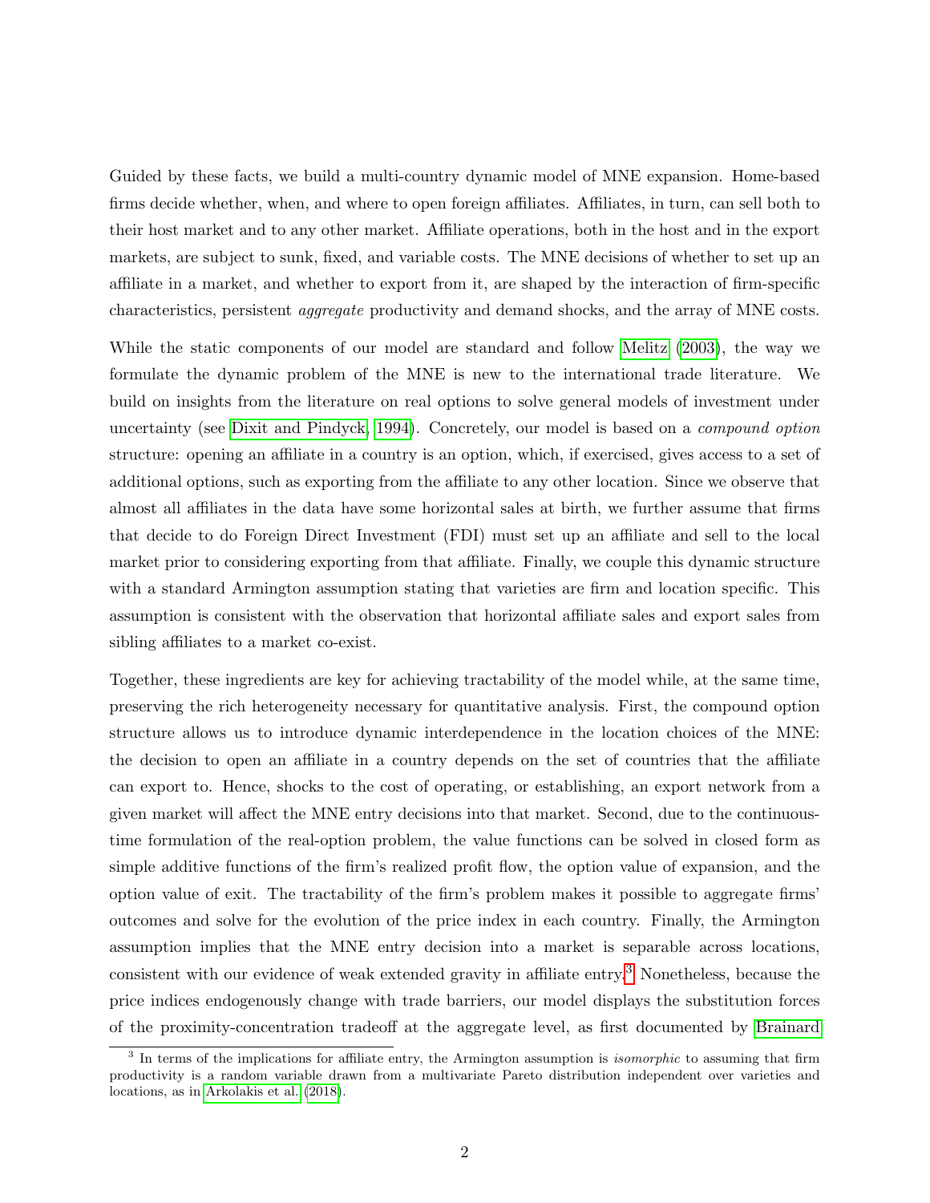Guided by these facts, we build a multi-country dynamic model of MNE expansion. Home-based firms decide whether, when, and where to open foreign affiliates. Affiliates, in turn, can sell both to their host market and to any other market. Affiliate operations, both in the host and in the export markets, are subject to sunk, fixed, and variable costs. The MNE decisions of whether to set up an affiliate in a market, and whether to export from it, are shaped by the interaction of firm-specific characteristics, persistent *aggregate* productivity and demand shocks, and the array of MNE costs.

While the static components of our model are standard and follow Melitz (2003), the way we formulate the dynamic problem of the MNE is new to the international trade literature. We build on insights from the literature on real options to solve general models of investment under uncertainty (see Dixit and Pindyck, 1994). Concretely, our model is based on a *compound option* structure: opening an affiliate in a country is an option, which, if exercised, gives access to a set of additional options, such as exporting from the affiliate to any other location. Since we observe that almost all affiliates in the data have some horizontal sales at birth, we further assume that firms that decide to do Foreign Direct Investment (FDI) must set up an affiliate and sell to the local market prior to considering exporting from that affiliate. Finally, we couple this dynamic structure with a standard Armington assumption stating that varieties are firm and location specific. This assumption is consistent with the observation that horizontal affiliate sales and export sales from sibling affiliates to a market co-exist.

Together, these ingredients are key for achieving tractability of the model while, at the same time, preserving the rich heterogeneity necessary for quantitative analysis. First, the compound option structure allows us to introduce dynamic interdependence in the location choices of the MNE: the decision to open an affiliate in a country depends on the set of countries that the affiliate can export to. Hence, shocks to the cost of operating, or establishing, an export network from a given market will affect the MNE entry decisions into that market. Second, due to the continuous-time formulation of the real-option problem, the value functions can be solved in closed form as simple additive functions of the firm's realized profit flow, the option value of expansion, and the option value of exit. The tractability of the firm's problem makes it possible to aggregate firms' outcomes and solve for the evolution of the price index in each country. Finally, the Armington assumption implies that the MNE entry decision into a market is separable across locations, consistent with our evidence of weak extended gravity in affiliate entry.[3] Nonetheless, because the price indices endogenously change with trade barriers, our model displays the substitution forces of the proximity-concentration tradeoff at the aggregate level, as first documented by Brainard

[3] In terms of the implications for affiliate entry, the Armington assumption is *isomorphic* to assuming that firm productivity is a random variable drawn from a multivariate Pareto distribution independent over varieties and locations, as in Arkolakis et al. (2018).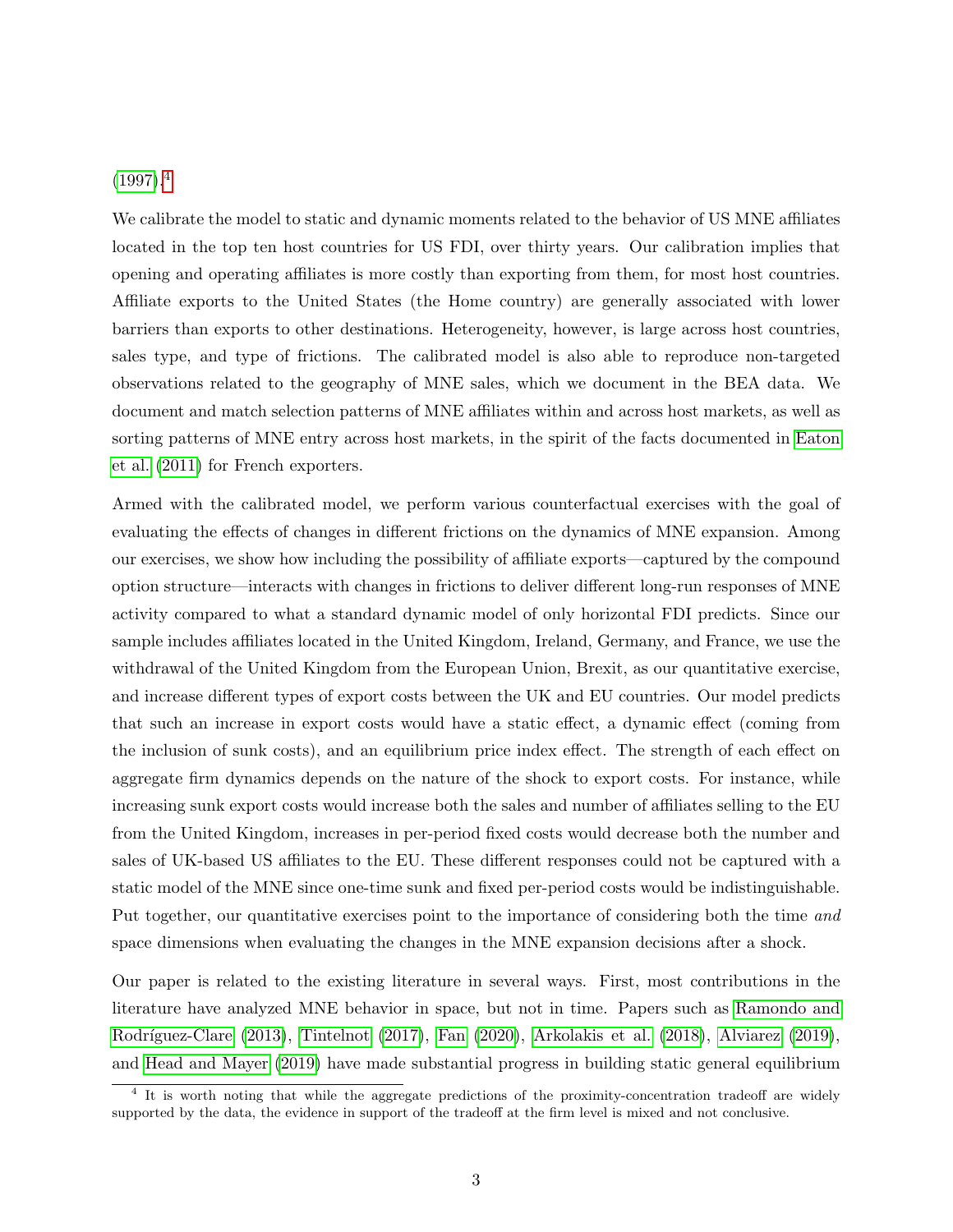(1997).[4]

We calibrate the model to static and dynamic moments related to the behavior of US MNE affiliates located in the top ten host countries for US FDI, over thirty years. Our calibration implies that opening and operating affiliates is more costly than exporting from them, for most host countries. Affiliate exports to the United States (the Home country) are generally associated with lower barriers than exports to other destinations. Heterogeneity, however, is large across host countries, sales type, and type of frictions. The calibrated model is also able to reproduce non-targeted observations related to the geography of MNE sales, which we document in the BEA data. We document and match selection patterns of MNE affiliates within and across host markets, as well as sorting patterns of MNE entry across host markets, in the spirit of the facts documented in Eaton et al. (2011) for French exporters.

Armed with the calibrated model, we perform various counterfactual exercises with the goal of evaluating the effects of changes in different frictions on the dynamics of MNE expansion. Among our exercises, we show how including the possibility of affiliate exports—captured by the compound option structure—interacts with changes in frictions to deliver different long-run responses of MNE activity compared to what a standard dynamic model of only horizontal FDI predicts. Since our sample includes affiliates located in the United Kingdom, Ireland, Germany, and France, we use the withdrawal of the United Kingdom from the European Union, Brexit, as our quantitative exercise, and increase different types of export costs between the UK and EU countries. Our model predicts that such an increase in export costs would have a static effect, a dynamic effect (coming from the inclusion of sunk costs), and an equilibrium price index effect. The strength of each effect on aggregate firm dynamics depends on the nature of the shock to export costs. For instance, while increasing sunk export costs would increase both the sales and number of affiliates selling to the EU from the United Kingdom, increases in per-period fixed costs would decrease both the number and sales of UK-based US affiliates to the EU. These different responses could not be captured with a static model of the MNE since one-time sunk and fixed per-period costs would be indistinguishable. Put together, our quantitative exercises point to the importance of considering both the time *and* space dimensions when evaluating the changes in the MNE expansion decisions after a shock.

Our paper is related to the existing literature in several ways. First, most contributions in the literature have analyzed MNE behavior in space, but not in time. Papers such as Ramondo and Rodríguez-Clare (2013), Tintelnot (2017), Fan (2020), Arkolakis et al. (2018), Alviarez (2019), and Head and Mayer (2019) have made substantial progress in building static general equilibrium

[4] It is worth noting that while the aggregate predictions of the proximity-concentration tradeoff are widely supported by the data, the evidence in support of the tradeoff at the firm level is mixed and not conclusive.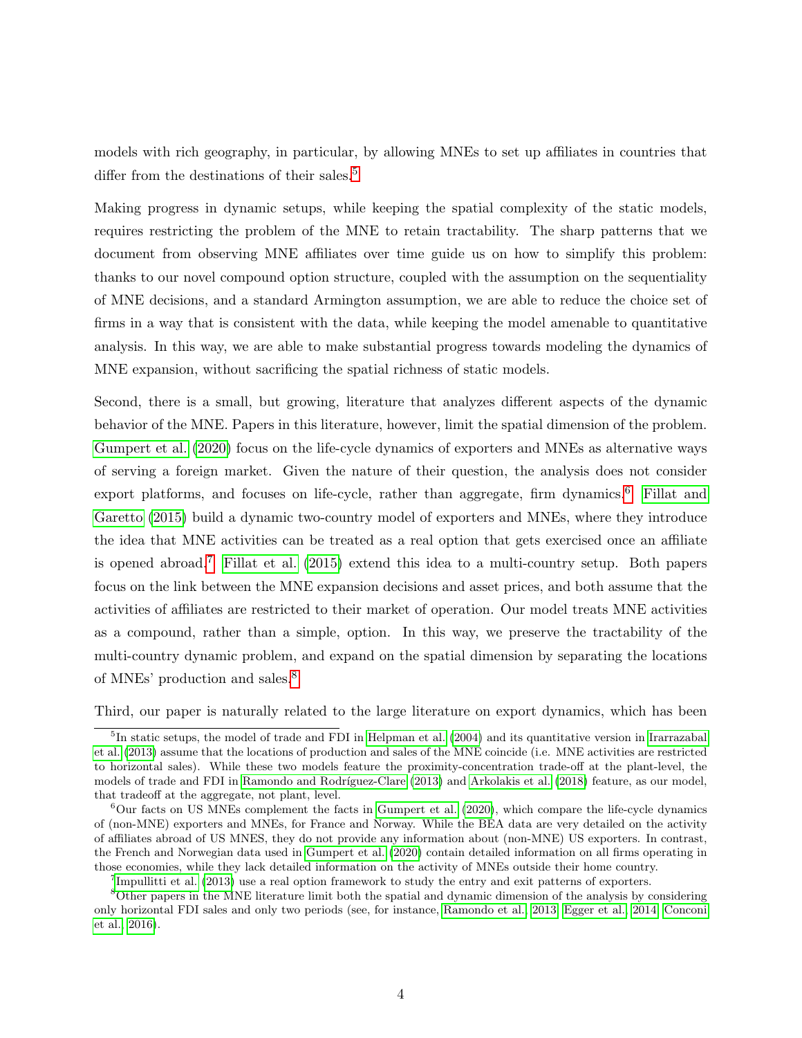models with rich geography, in particular, by allowing MNEs to set up affiliates in countries that differ from the destinations of their sales.[5]

Making progress in dynamic setups, while keeping the spatial complexity of the static models, requires restricting the problem of the MNE to retain tractability. The sharp patterns that we document from observing MNE affiliates over time guide us on how to simplify this problem: thanks to our novel compound option structure, coupled with the assumption on the sequentiality of MNE decisions, and a standard Armington assumption, we are able to reduce the choice set of firms in a way that is consistent with the data, while keeping the model amenable to quantitative analysis. In this way, we are able to make substantial progress towards modeling the dynamics of MNE expansion, without sacrificing the spatial richness of static models.

Second, there is a small, but growing, literature that analyzes different aspects of the dynamic behavior of the MNE. Papers in this literature, however, limit the spatial dimension of the problem. Gumpert et al. (2020) focus on the life-cycle dynamics of exporters and MNEs as alternative ways of serving a foreign market. Given the nature of their question, the analysis does not consider export platforms, and focuses on life-cycle, rather than aggregate, firm dynamics.[6] Fillat and Garetto (2015) build a dynamic two-country model of exporters and MNEs, where they introduce the idea that MNE activities can be treated as a real option that gets exercised once an affiliate is opened abroad.[7] Fillat et al. (2015) extend this idea to a multi-country setup. Both papers focus on the link between the MNE expansion decisions and asset prices, and both assume that the activities of affiliates are restricted to their market of operation. Our model treats MNE activities as a compound, rather than a simple, option. In this way, we preserve the tractability of the multi-country dynamic problem, and expand on the spatial dimension by separating the locations of MNEs' production and sales.[8]

Third, our paper is naturally related to the large literature on export dynamics, which has been

---

[5] In static setups, the model of trade and FDI in Helpman et al. (2004) and its quantitative version in Irarrazabal et al. (2013) assume that the locations of production and sales of the MNE coincide (i.e. MNE activities are restricted to horizontal sales). While these two models feature the proximity-concentration trade-off at the plant-level, the models of trade and FDI in Ramondo and Rodríguez-Clare (2013) and Arkolakis et al. (2018) feature, as our model, that tradeoff at the aggregate, not plant, level.

[6] Our facts on US MNEs complement the facts in Gumpert et al. (2020), which compare the life-cycle dynamics of (non-MNE) exporters and MNEs, for France and Norway. While the BEA data are very detailed on the activity of affiliates abroad of US MNES, they do not provide any information about (non-MNE) US exporters. In contrast, the French and Norwegian data used in Gumpert et al. (2020) contain detailed information on all firms operating in those economies, while they lack detailed information on the activity of MNEs outside their home country.

[7] Impullitti et al. (2013) use a real option framework to study the entry and exit patterns of exporters.

[8] Other papers in the MNE literature limit both the spatial and dynamic dimension of the analysis by considering only horizontal FDI sales and only two periods (see, for instance, Ramondo et al., 2013; Egger et al., 2014; Conconi et al., 2016).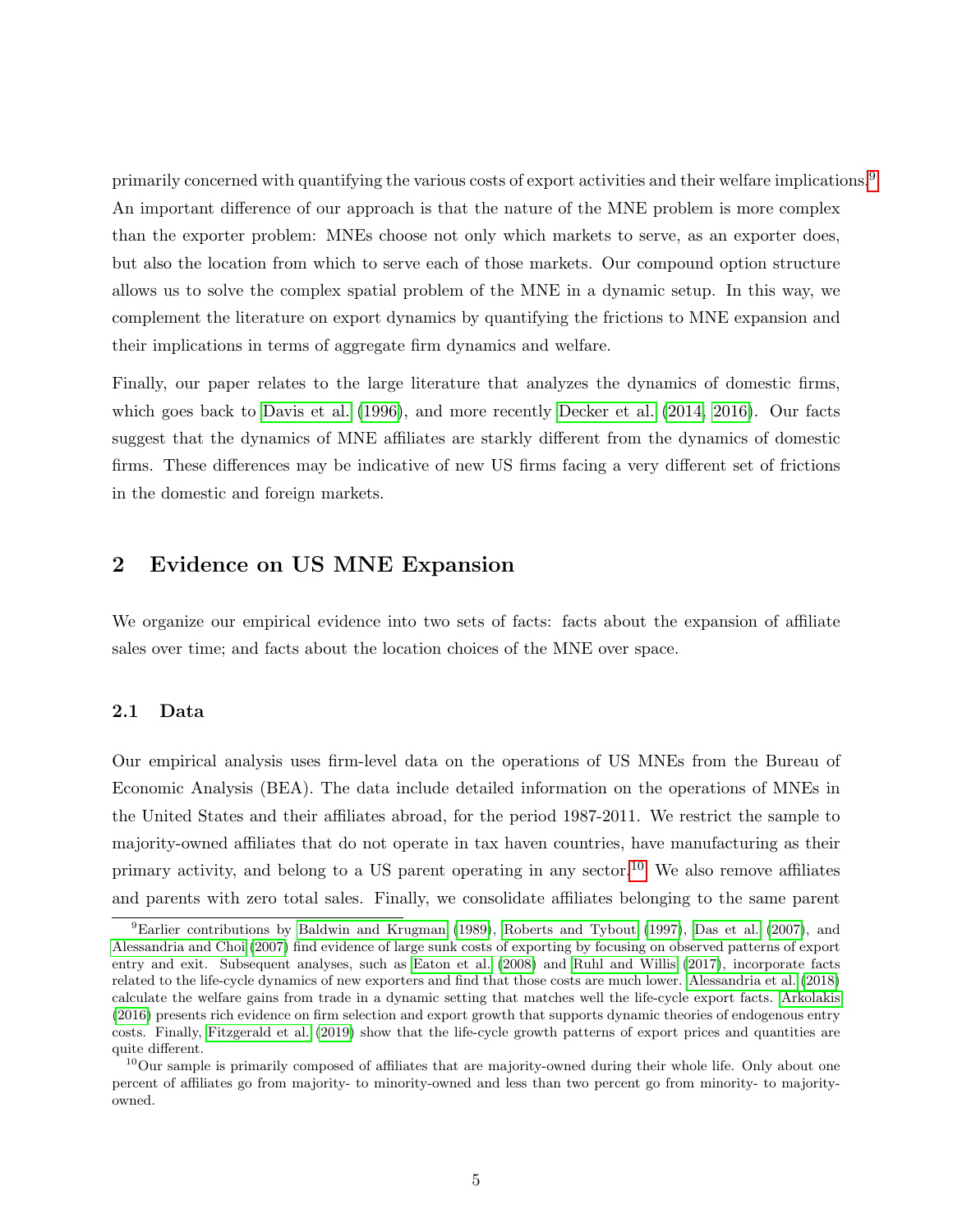primarily concerned with quantifying the various costs of export activities and their welfare implications.[9] An important difference of our approach is that the nature of the MNE problem is more complex than the exporter problem: MNEs choose not only which markets to serve, as an exporter does, but also the location from which to serve each of those markets. Our compound option structure allows us to solve the complex spatial problem of the MNE in a dynamic setup. In this way, we complement the literature on export dynamics by quantifying the frictions to MNE expansion and their implications in terms of aggregate firm dynamics and welfare.

Finally, our paper relates to the large literature that analyzes the dynamics of domestic firms, which goes back to Davis et al. (1996), and more recently Decker et al. (2014, 2016). Our facts suggest that the dynamics of MNE affiliates are starkly different from the dynamics of domestic firms. These differences may be indicative of new US firms facing a very different set of frictions in the domestic and foreign markets.

## 2 Evidence on US MNE Expansion

We organize our empirical evidence into two sets of facts: facts about the expansion of affiliate sales over time; and facts about the location choices of the MNE over space.

### 2.1 Data

Our empirical analysis uses firm-level data on the operations of US MNEs from the Bureau of Economic Analysis (BEA). The data include detailed information on the operations of MNEs in the United States and their affiliates abroad, for the period 1987-2011. We restrict the sample to majority-owned affiliates that do not operate in tax haven countries, have manufacturing as their primary activity, and belong to a US parent operating in any sector.[10] We also remove affiliates and parents with zero total sales. Finally, we consolidate affiliates belonging to the same parent

---

[9] Earlier contributions by Baldwin and Krugman (1989), Roberts and Tybout (1997), Das et al. (2007), and Alessandria and Choi (2007) find evidence of large sunk costs of exporting by focusing on observed patterns of export entry and exit. Subsequent analyses, such as Eaton et al. (2008) and Ruhl and Willis (2017), incorporate facts related to the life-cycle dynamics of new exporters and find that those costs are much lower. Alessandria et al. (2018) calculate the welfare gains from trade in a dynamic setting that matches well the life-cycle export facts. Arkolakis (2016) presents rich evidence on firm selection and export growth that supports dynamic theories of endogenous entry costs. Finally, Fitzgerald et al. (2019) show that the life-cycle growth patterns of export prices and quantities are quite different.

[10] Our sample is primarily composed of affiliates that are majority-owned during their whole life. Only about one percent of affiliates go from majority- to minority-owned and less than two percent go from minority- to majority-owned.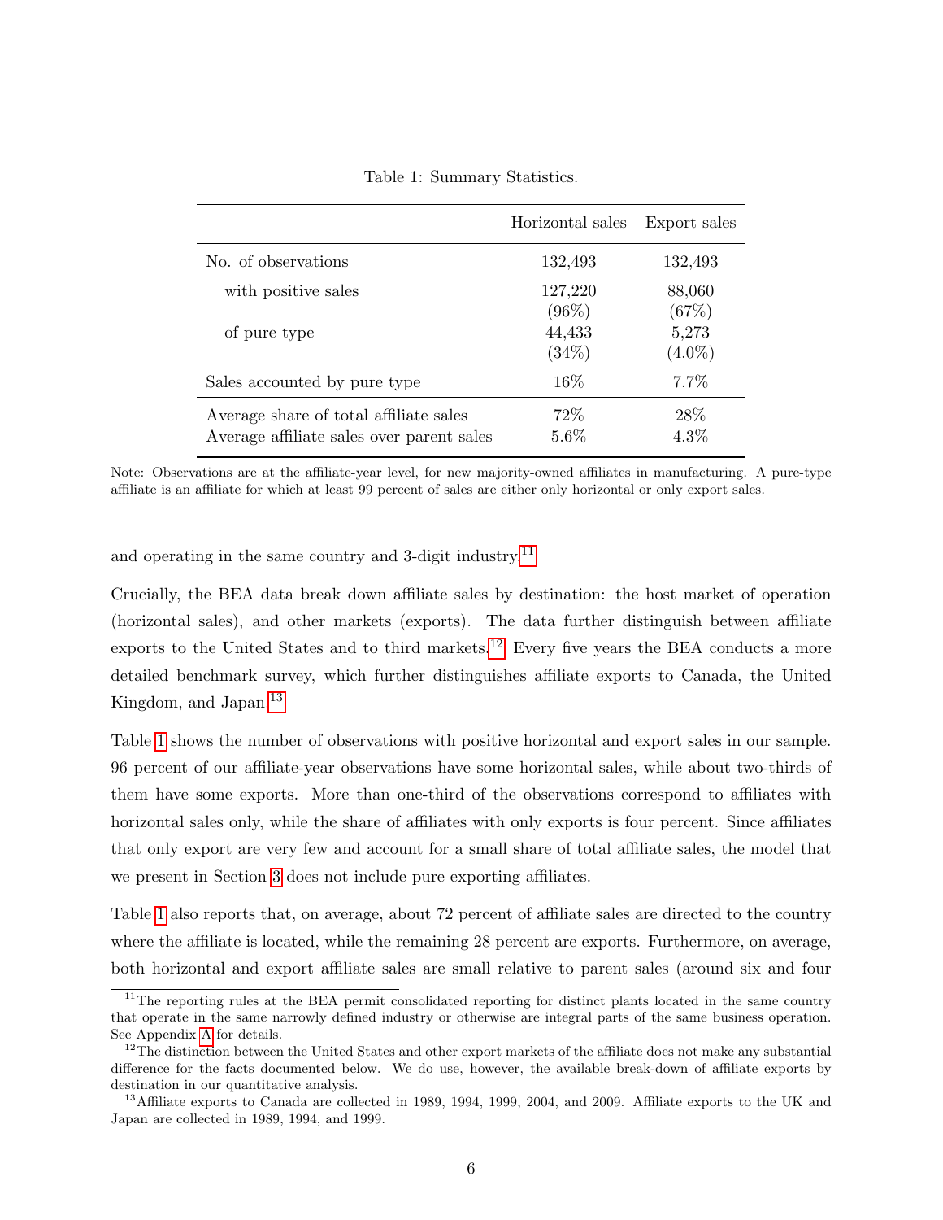Table 1: Summary Statistics.

| | Horizontal sales | Export sales |
|---|---|---|
| No. of observations | 132,493 | 132,493 |
| with positive sales | 127,220 (96%) | 88,060 (67%) |
| of pure type | 44,433 (34%) | 5,273 (4.0%) |
| Sales accounted by pure type | 16% | 7.7% |
| Average share of total affiliate sales | 72% | 28% |
| Average affiliate sales over parent sales | 5.6% | 4.3% |

Note: Observations are at the affiliate-year level, for new majority-owned affiliates in manufacturing. A pure-type affiliate is an affiliate for which at least 99 percent of sales are either only horizontal or only export sales.

and operating in the same country and 3-digit industry.[11]

Crucially, the BEA data break down affiliate sales by destination: the host market of operation (horizontal sales), and other markets (exports). The data further distinguish between affiliate exports to the United States and to third markets.[12] Every five years the BEA conducts a more detailed benchmark survey, which further distinguishes affiliate exports to Canada, the United Kingdom, and Japan.[13]

Table 1 shows the number of observations with positive horizontal and export sales in our sample. 96 percent of our affiliate-year observations have some horizontal sales, while about two-thirds of them have some exports. More than one-third of the observations correspond to affiliates with horizontal sales only, while the share of affiliates with only exports is four percent. Since affiliates that only export are very few and account for a small share of total affiliate sales, the model that we present in Section 3 does not include pure exporting affiliates.

Table 1 also reports that, on average, about 72 percent of affiliate sales are directed to the country where the affiliate is located, while the remaining 28 percent are exports. Furthermore, on average, both horizontal and export affiliate sales are small relative to parent sales (around six and four

[11] The reporting rules at the BEA permit consolidated reporting for distinct plants located in the same country that operate in the same narrowly defined industry or otherwise are integral parts of the same business operation. See Appendix A for details.

[12] The distinction between the United States and other export markets of the affiliate does not make any substantial difference for the facts documented below. We do use, however, the available break-down of affiliate exports by destination in our quantitative analysis.

[13] Affiliate exports to Canada are collected in 1989, 1994, 1999, 2004, and 2009. Affiliate exports to the UK and Japan are collected in 1989, 1994, and 1999.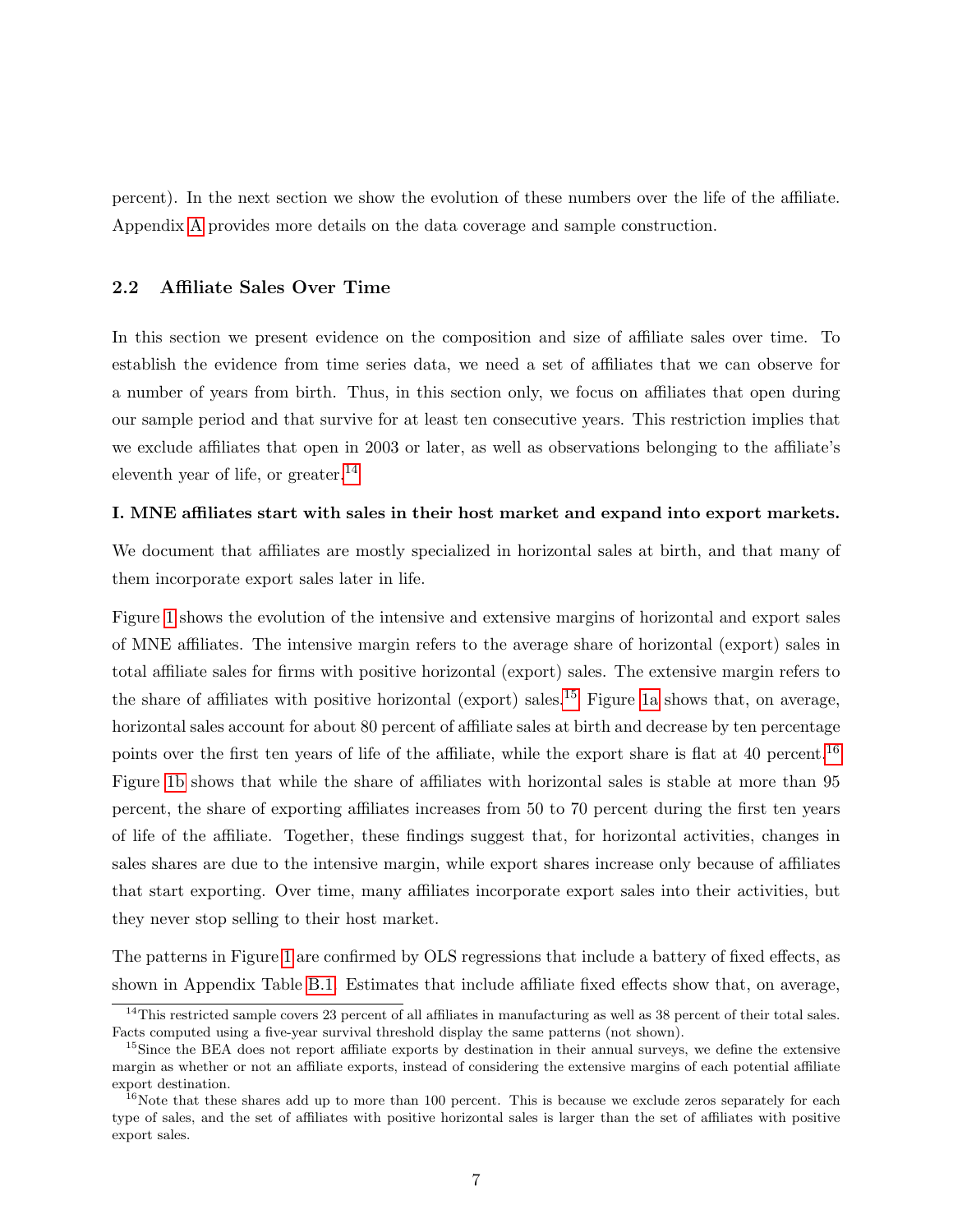percent). In the next section we show the evolution of these numbers over the life of the affiliate. Appendix A provides more details on the data coverage and sample construction.

### 2.2 Affiliate Sales Over Time

In this section we present evidence on the composition and size of affiliate sales over time. To establish the evidence from time series data, we need a set of affiliates that we can observe for a number of years from birth. Thus, in this section only, we focus on affiliates that open during our sample period and that survive for at least ten consecutive years. This restriction implies that we exclude affiliates that open in 2003 or later, as well as observations belonging to the affiliate's eleventh year of life, or greater.[14]

**I. MNE affiliates start with sales in their host market and expand into export markets.**

We document that affiliates are mostly specialized in horizontal sales at birth, and that many of them incorporate export sales later in life.

Figure 1 shows the evolution of the intensive and extensive margins of horizontal and export sales of MNE affiliates. The intensive margin refers to the average share of horizontal (export) sales in total affiliate sales for firms with positive horizontal (export) sales. The extensive margin refers to the share of affiliates with positive horizontal (export) sales.[15] Figure 1a shows that, on average, horizontal sales account for about 80 percent of affiliate sales at birth and decrease by ten percentage points over the first ten years of life of the affiliate, while the export share is flat at 40 percent.[16] Figure 1b shows that while the share of affiliates with horizontal sales is stable at more than 95 percent, the share of exporting affiliates increases from 50 to 70 percent during the first ten years of life of the affiliate. Together, these findings suggest that, for horizontal activities, changes in sales shares are due to the intensive margin, while export shares increase only because of affiliates that start exporting. Over time, many affiliates incorporate export sales into their activities, but they never stop selling to their host market.

The patterns in Figure 1 are confirmed by OLS regressions that include a battery of fixed effects, as shown in Appendix Table B.1. Estimates that include affiliate fixed effects show that, on average,

[14] This restricted sample covers 23 percent of all affiliates in manufacturing as well as 38 percent of their total sales. Facts computed using a five-year survival threshold display the same patterns (not shown).

[15] Since the BEA does not report affiliate exports by destination in their annual surveys, we define the extensive margin as whether or not an affiliate exports, instead of considering the extensive margins of each potential affiliate export destination.

[16] Note that these shares add up to more than 100 percent. This is because we exclude zeros separately for each type of sales, and the set of affiliates with positive horizontal sales is larger than the set of affiliates with positive export sales.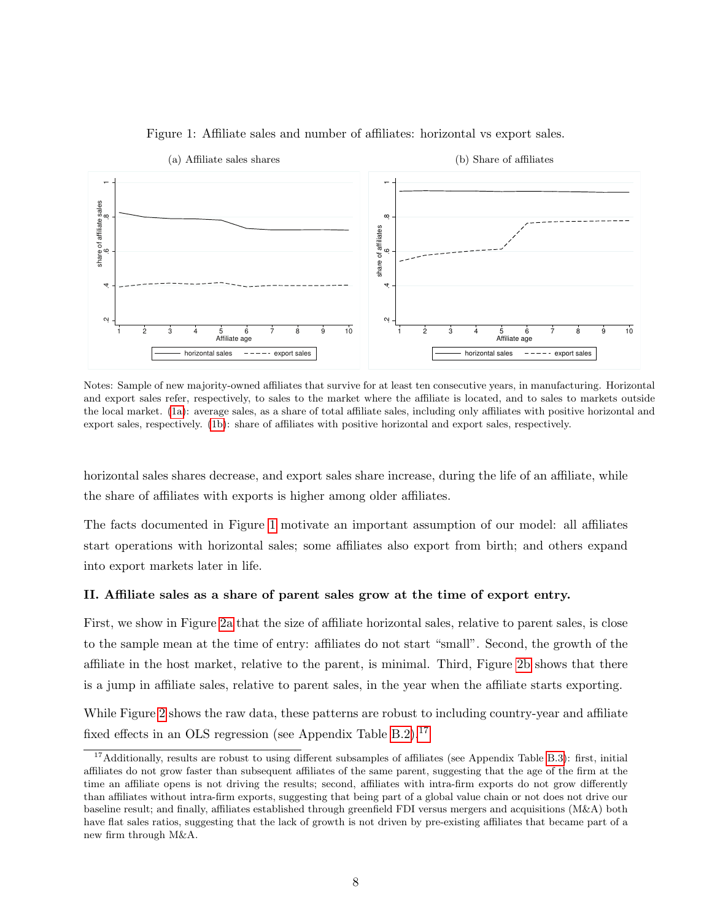Figure 1: Affiliate sales and number of affiliates: horizontal vs export sales.

(a) Affiliate sales shares

(b) Share of affiliates

Notes: Sample of new majority-owned affiliates that survive for at least ten consecutive years, in manufacturing. Horizontal and export sales refer, respectively, to sales to the market where the affiliate is located, and to sales to markets outside the local market. (1a): average sales, as a share of total affiliate sales, including only affiliates with positive horizontal and export sales, respectively. (1b): share of affiliates with positive horizontal and export sales, respectively.

horizontal sales shares decrease, and export sales share increase, during the life of an affiliate, while the share of affiliates with exports is higher among older affiliates.

The facts documented in Figure 1 motivate an important assumption of our model: all affiliates start operations with horizontal sales; some affiliates also export from birth; and others expand into export markets later in life.

**II. Affiliate sales as a share of parent sales grow at the time of export entry.**

First, we show in Figure 2a that the size of affiliate horizontal sales, relative to parent sales, is close to the sample mean at the time of entry: affiliates do not start "small". Second, the growth of the affiliate in the host market, relative to the parent, is minimal. Third, Figure 2b shows that there is a jump in affiliate sales, relative to parent sales, in the year when the affiliate starts exporting.

While Figure 2 shows the raw data, these patterns are robust to including country-year and affiliate fixed effects in an OLS regression (see Appendix Table B.2).[17]

[17] Additionally, results are robust to using different subsamples of affiliates (see Appendix Table B.3): first, initial affiliates do not grow faster than subsequent affiliates of the same parent, suggesting that the age of the firm at the time an affiliate opens is not driving the results; second, affiliates with intra-firm exports do not grow differently than affiliates without intra-firm exports, suggesting that being part of a global value chain or not does not drive our baseline result; and finally, affiliates established through greenfield FDI versus mergers and acquisitions (M&A) both have flat sales ratios, suggesting that the lack of growth is not driven by pre-existing affiliates that became part of a new firm through M&A.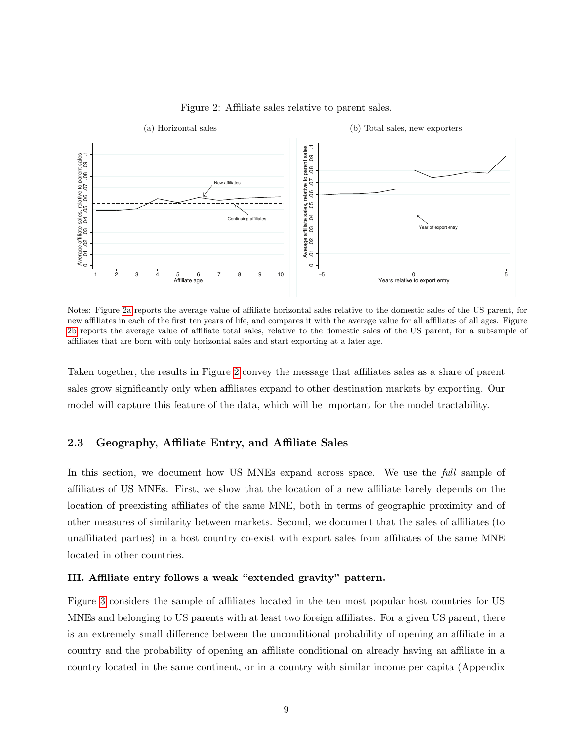Figure 2: Affiliate sales relative to parent sales.

(a) Horizontal sales

(b) Total sales, new exporters

Notes: Figure 2a reports the average value of affiliate horizontal sales relative to the domestic sales of the US parent, for new affiliates in each of the first ten years of life, and compares it with the average value for all affiliates of all ages. Figure 2b reports the average value of affiliate total sales, relative to the domestic sales of the US parent, for a subsample of affiliates that are born with only horizontal sales and start exporting at a later age.

Taken together, the results in Figure 2 convey the message that affiliates sales as a share of parent sales grow significantly only when affiliates expand to other destination markets by exporting. Our model will capture this feature of the data, which will be important for the model tractability.

## 2.3 Geography, Affiliate Entry, and Affiliate Sales

In this section, we document how US MNEs expand across space. We use the *full* sample of affiliates of US MNEs. First, we show that the location of a new affiliate barely depends on the location of preexisting affiliates of the same MNE, both in terms of geographic proximity and of other measures of similarity between markets. Second, we document that the sales of affiliates (to unaffiliated parties) in a host country co-exist with export sales from affiliates of the same MNE located in other countries.

**III. Affiliate entry follows a weak "extended gravity" pattern.**

Figure 3 considers the sample of affiliates located in the ten most popular host countries for US MNEs and belonging to US parents with at least two foreign affiliates. For a given US parent, there is an extremely small difference between the unconditional probability of opening an affiliate in a country and the probability of opening an affiliate conditional on already having an affiliate in a country located in the same continent, or in a country with similar income per capita (Appendix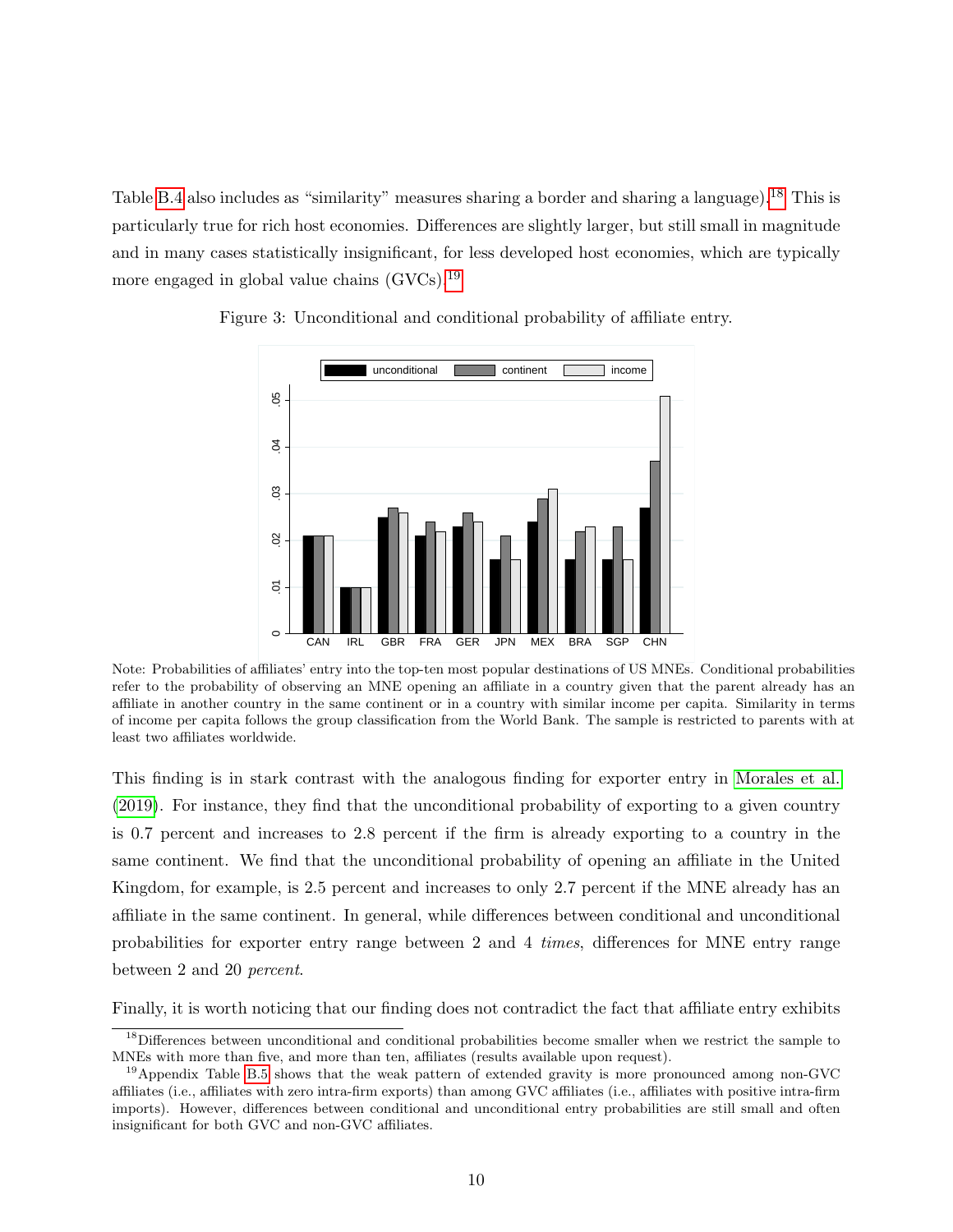Table B.4 also includes as "similarity" measures sharing a border and sharing a language).[18] This is particularly true for rich host economies. Differences are slightly larger, but still small in magnitude and in many cases statistically insignificant, for less developed host economies, which are typically more engaged in global value chains (GVCs).[19]

Figure 3: Unconditional and conditional probability of affiliate entry.

Note: Probabilities of affiliates' entry into the top-ten most popular destinations of US MNEs. Conditional probabilities refer to the probability of observing an MNE opening an affiliate in a country given that the parent already has an affiliate in another country in the same continent or in a country with similar income per capita. Similarity in terms of income per capita follows the group classification from the World Bank. The sample is restricted to parents with at least two affiliates worldwide.

This finding is in stark contrast with the analogous finding for exporter entry in Morales et al. (2019). For instance, they find that the unconditional probability of exporting to a given country is 0.7 percent and increases to 2.8 percent if the firm is already exporting to a country in the same continent. We find that the unconditional probability of opening an affiliate in the United Kingdom, for example, is 2.5 percent and increases to only 2.7 percent if the MNE already has an affiliate in the same continent. In general, while differences between conditional and unconditional probabilities for exporter entry range between 2 and 4 *times*, differences for MNE entry range between 2 and 20 *percent*.

Finally, it is worth noticing that our finding does not contradict the fact that affiliate entry exhibits

[18] Differences between unconditional and conditional probabilities become smaller when we restrict the sample to MNEs with more than five, and more than ten, affiliates (results available upon request).

[19] Appendix Table B.5 shows that the weak pattern of extended gravity is more pronounced among non-GVC affiliates (i.e., affiliates with zero intra-firm exports) than among GVC affiliates (i.e., affiliates with positive intra-firm imports). However, differences between conditional and unconditional entry probabilities are still small and often insignificant for both GVC and non-GVC affiliates.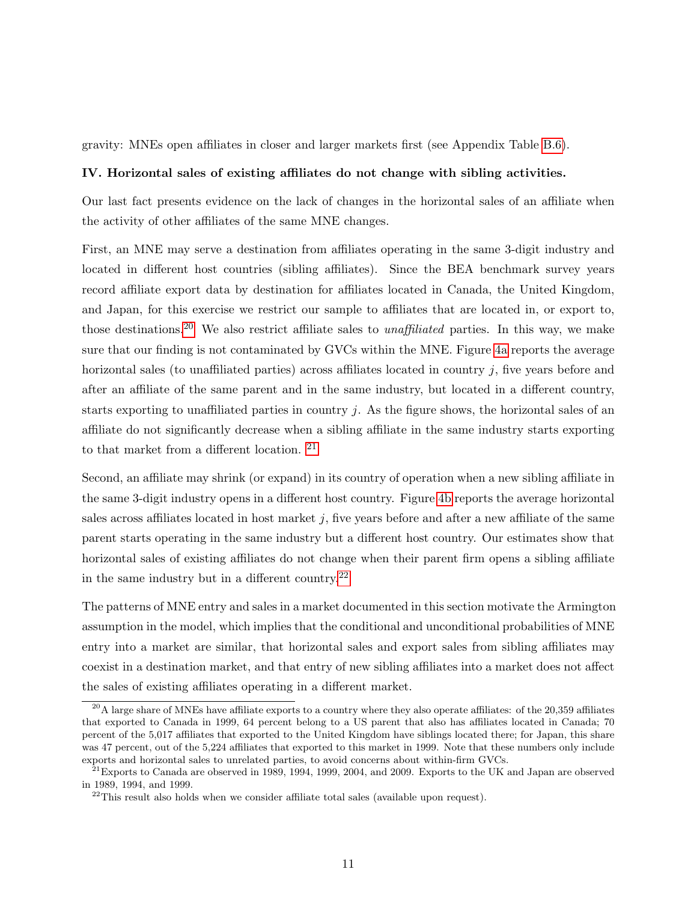gravity: MNEs open affiliates in closer and larger markets first (see Appendix Table B.6).

**IV. Horizontal sales of existing affiliates do not change with sibling activities.**

Our last fact presents evidence on the lack of changes in the horizontal sales of an affiliate when the activity of other affiliates of the same MNE changes.

First, an MNE may serve a destination from affiliates operating in the same 3-digit industry and located in different host countries (sibling affiliates). Since the BEA benchmark survey years record affiliate export data by destination for affiliates located in Canada, the United Kingdom, and Japan, for this exercise we restrict our sample to affiliates that are located in, or export to, those destinations.[20] We also restrict affiliate sales to *unaffiliated* parties. In this way, we make sure that our finding is not contaminated by GVCs within the MNE. Figure 4a reports the average horizontal sales (to unaffiliated parties) across affiliates located in country $j$, five years before and after an affiliate of the same parent and in the same industry, but located in a different country, starts exporting to unaffiliated parties in country $j$. As the figure shows, the horizontal sales of an affiliate do not significantly decrease when a sibling affiliate in the same industry starts exporting to that market from a different location. [21]

Second, an affiliate may shrink (or expand) in its country of operation when a new sibling affiliate in the same 3-digit industry opens in a different host country. Figure 4b reports the average horizontal sales across affiliates located in host market $j$, five years before and after a new affiliate of the same parent starts operating in the same industry but a different host country. Our estimates show that horizontal sales of existing affiliates do not change when their parent firm opens a sibling affiliate in the same industry but in a different country.[22]

The patterns of MNE entry and sales in a market documented in this section motivate the Armington assumption in the model, which implies that the conditional and unconditional probabilities of MNE entry into a market are similar, that horizontal sales and export sales from sibling affiliates may coexist in a destination market, and that entry of new sibling affiliates into a market does not affect the sales of existing affiliates operating in a different market.

[20] A large share of MNEs have affiliate exports to a country where they also operate affiliates: of the 20,359 affiliates that exported to Canada in 1999, 64 percent belong to a US parent that also has affiliates located in Canada; 70 percent of the 5,017 affiliates that exported to the United Kingdom have siblings located there; for Japan, this share was 47 percent, out of the 5,224 affiliates that exported to this market in 1999. Note that these numbers only include exports and horizontal sales to unrelated parties, to avoid concerns about within-firm GVCs.

[21] Exports to Canada are observed in 1989, 1994, 1999, 2004, and 2009. Exports to the UK and Japan are observed in 1989, 1994, and 1999.

[22] This result also holds when we consider affiliate total sales (available upon request).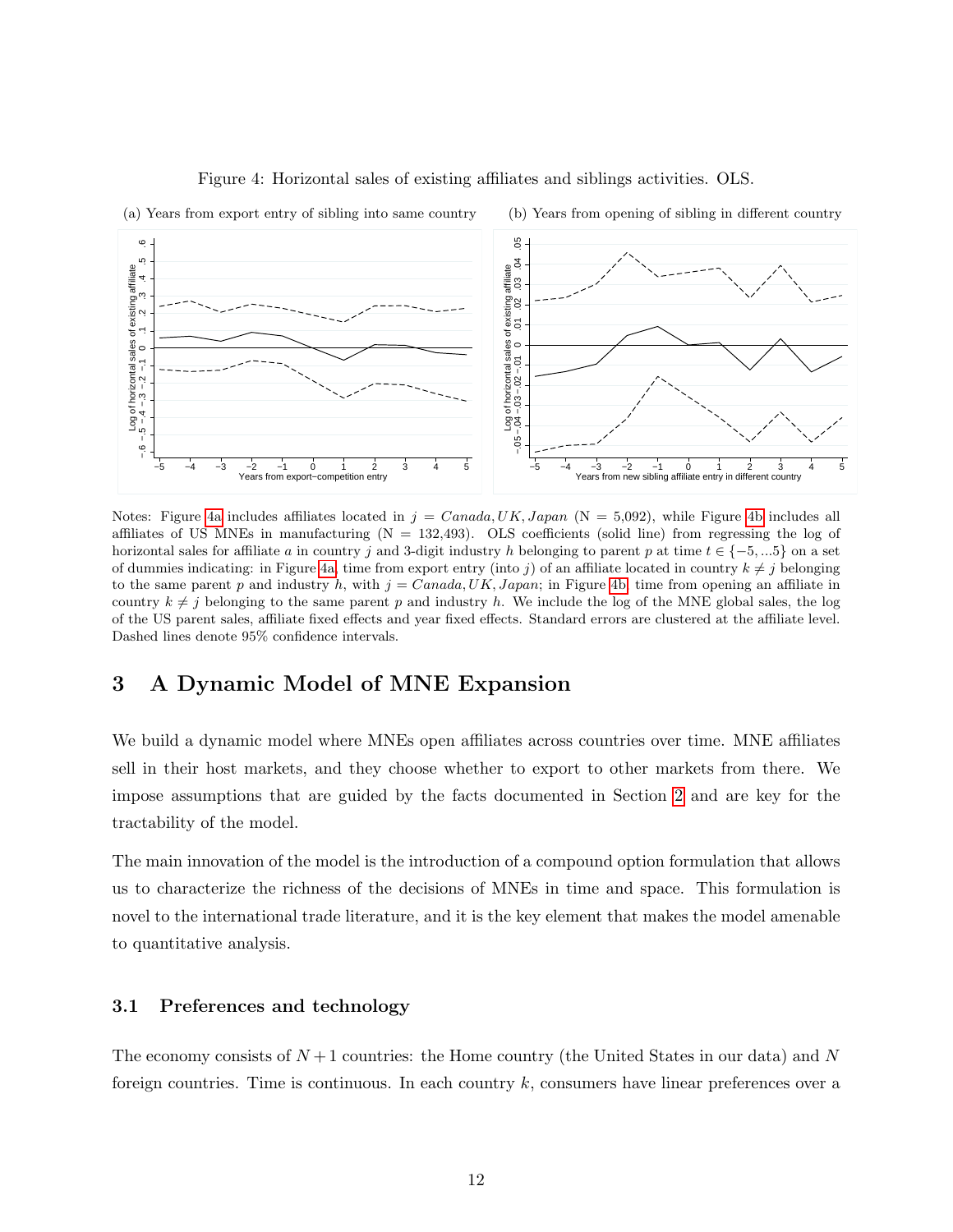Figure 4: Horizontal sales of existing affiliates and siblings activities. OLS.

(a) Years from export entry of sibling into same country

(b) Years from opening of sibling in different country

Notes: Figure 4a includes affiliates located in $j = Canada, UK, Japan$ (N = 5,092), while Figure 4b includes all affiliates of US MNEs in manufacturing (N = 132,493). OLS coefficients (solid line) from regressing the log of horizontal sales for affiliate $a$ in country $j$ and 3-digit industry $h$ belonging to parent $p$ at time $t \in \{-5, ...5\}$ on a set of dummies indicating: in Figure 4a, time from export entry (into $j$) of an affiliate located in country $k \neq j$ belonging to the same parent $p$ and industry $h$, with $j = Canada, UK, Japan$; in Figure 4b, time from opening an affiliate in country $k \neq j$ belonging to the same parent $p$ and industry $h$. We include the log of the MNE global sales, the log of the US parent sales, affiliate fixed effects and year fixed effects. Standard errors are clustered at the affiliate level. Dashed lines denote 95% confidence intervals.

# 3 A Dynamic Model of MNE Expansion

We build a dynamic model where MNEs open affiliates across countries over time. MNE affiliates sell in their host markets, and they choose whether to export to other markets from there. We impose assumptions that are guided by the facts documented in Section 2 and are key for the tractability of the model.

The main innovation of the model is the introduction of a compound option formulation that allows us to characterize the richness of the decisions of MNEs in time and space. This formulation is novel to the international trade literature, and it is the key element that makes the model amenable to quantitative analysis.

## 3.1 Preferences and technology

The economy consists of $N+1$ countries: the Home country (the United States in our data) and $N$ foreign countries. Time is continuous. In each country $k$, consumers have linear preferences over a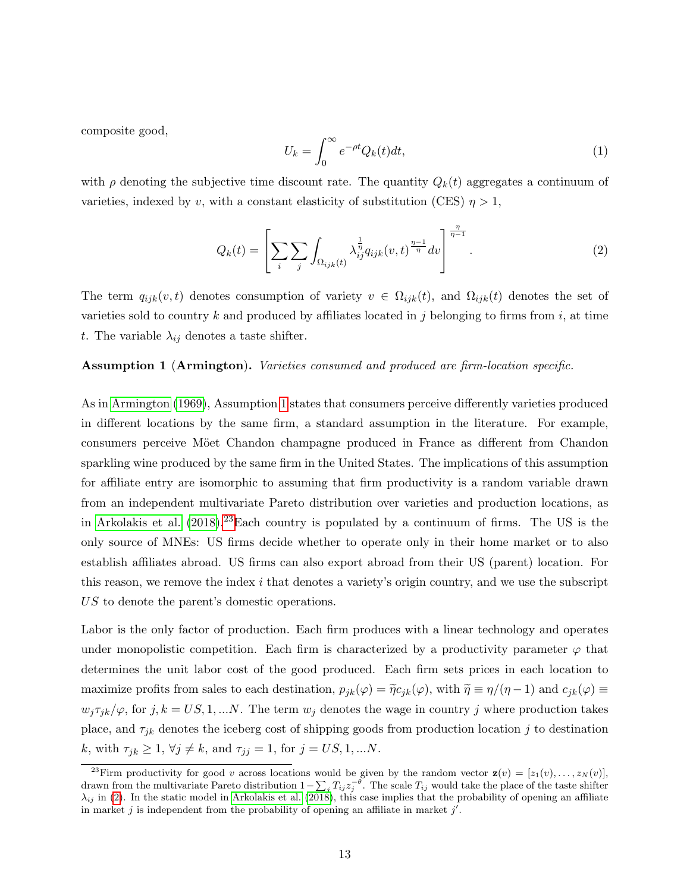composite good,

$$U_k = \int_0^\infty e^{-\rho t} Q_k(t) dt, \tag{1}$$

with $\rho$ denoting the subjective time discount rate. The quantity $Q_k(t)$ aggregates a continuum of varieties, indexed by $v$, with a constant elasticity of substitution (CES) $\eta > 1$,

$$Q_k(t) = \left[ \sum_i \sum_j \int_{\Omega_{ijk}(t)} \lambda_{ij}^{\frac{1}{\eta}} q_{ijk}(v,t)^{\frac{\eta-1}{\eta}} dv \right]^{\frac{\eta}{\eta-1}}. \tag{2}$$

The term $q_{ijk}(v,t)$ denotes consumption of variety $v \in \Omega_{ijk}(t)$, and $\Omega_{ijk}(t)$ denotes the set of varieties sold to country $k$ and produced by affiliates located in $j$ belonging to firms from $i$, at time $t$. The variable $\lambda_{ij}$ denotes a taste shifter.

**Assumption 1** **(Armington).** *Varieties consumed and produced are firm-location specific.*

As in Armington (1969), Assumption 1 states that consumers perceive differently varieties produced in different locations by the same firm, a standard assumption in the literature. For example, consumers perceive Möet Chandon champagne produced in France as different from Chandon sparkling wine produced by the same firm in the United States. The implications of this assumption for affiliate entry are isomorphic to assuming that firm productivity is a random variable drawn from an independent multivariate Pareto distribution over varieties and production locations, as in Arkolakis et al. (2018).[23] Each country is populated by a continuum of firms. The US is the only source of MNEs: US firms decide whether to operate only in their home market or to also establish affiliates abroad. US firms can also export abroad from their US (parent) location. For this reason, we remove the index $i$ that denotes a variety's origin country, and we use the subscript $US$ to denote the parent's domestic operations.

Labor is the only factor of production. Each firm produces with a linear technology and operates under monopolistic competition. Each firm is characterized by a productivity parameter $\varphi$ that determines the unit labor cost of the good produced. Each firm sets prices in each location to maximize profits from sales to each destination, $p_{jk}(\varphi) = \widetilde{\eta} c_{jk}(\varphi)$, with $\widetilde{\eta} \equiv \eta/(\eta-1)$ and $c_{jk}(\varphi) \equiv w_j \tau_{jk}/\varphi$, for $j,k = US, 1, ...N$. The term $w_j$ denotes the wage in country $j$ where production takes place, and $\tau_{jk}$ denotes the iceberg cost of shipping goods from production location $j$ to destination $k$, with $\tau_{jk} \geq 1$, $\forall j \neq k$, and $\tau_{jj} = 1$, for $j = US, 1, ...N$.

[23] Firm productivity for good $v$ across locations would be given by the random vector $\mathbf{z}(v) = [z_1(v), \ldots, z_N(v)]$, drawn from the multivariate Pareto distribution $1 - \sum_j T_{ij} z_j^{-\theta}$. The scale $T_{ij}$ would take the place of the taste shifter $\lambda_{ij}$ in (2). In the static model in Arkolakis et al. (2018), this case implies that the probability of opening an affiliate in market $j$ is independent from the probability of opening an affiliate in market $j'$.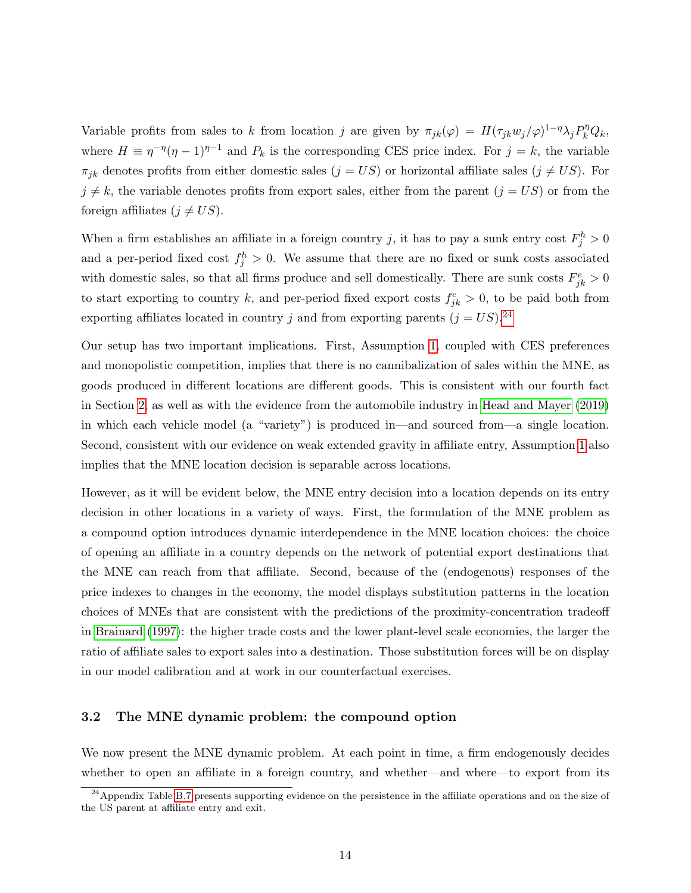Variable profits from sales to $k$ from location $j$ are given by $\pi_{jk}(\varphi) = H(\tau_{jk}w_j/\varphi)^{1-\eta}\lambda_j P_k^{\eta} Q_k$, where $H \equiv \eta^{-\eta}(\eta-1)^{\eta-1}$ and $P_k$ is the corresponding CES price index. For $j = k$, the variable $\pi_{jk}$ denotes profits from either domestic sales ($j = US$) or horizontal affiliate sales ($j \neq US$). For $j \neq k$, the variable denotes profits from export sales, either from the parent ($j = US$) or from the foreign affiliates ($j \neq US$).

When a firm establishes an affiliate in a foreign country $j$, it has to pay a sunk entry cost $F_j^h > 0$ and a per-period fixed cost $f_j^h > 0$. We assume that there are no fixed or sunk costs associated with domestic sales, so that all firms produce and sell domestically. There are sunk costs $F_{jk}^e > 0$ to start exporting to country $k$, and per-period fixed export costs $f_{jk}^e > 0$, to be paid both from exporting affiliates located in country $j$ and from exporting parents ($j = US$).[24]

Our setup has two important implications. First, Assumption 1, coupled with CES preferences and monopolistic competition, implies that there is no cannibalization of sales within the MNE, as goods produced in different locations are different goods. This is consistent with our fourth fact in Section 2, as well as with the evidence from the automobile industry in Head and Mayer (2019) in which each vehicle model (a "variety") is produced in—and sourced from—a single location. Second, consistent with our evidence on weak extended gravity in affiliate entry, Assumption 1 also implies that the MNE location decision is separable across locations.

However, as it will be evident below, the MNE entry decision into a location depends on its entry decision in other locations in a variety of ways. First, the formulation of the MNE problem as a compound option introduces dynamic interdependence in the MNE location choices: the choice of opening an affiliate in a country depends on the network of potential export destinations that the MNE can reach from that affiliate. Second, because of the (endogenous) responses of the price indexes to changes in the economy, the model displays substitution patterns in the location choices of MNEs that are consistent with the predictions of the proximity-concentration tradeoff in Brainard (1997): the higher trade costs and the lower plant-level scale economies, the larger the ratio of affiliate sales to export sales into a destination. Those substitution forces will be on display in our model calibration and at work in our counterfactual exercises.

### 3.2 The MNE dynamic problem: the compound option

We now present the MNE dynamic problem. At each point in time, a firm endogenously decides whether to open an affiliate in a foreign country, and whether—and where—to export from its

[24] Appendix Table B.7 presents supporting evidence on the persistence in the affiliate operations and on the size of the US parent at affiliate entry and exit.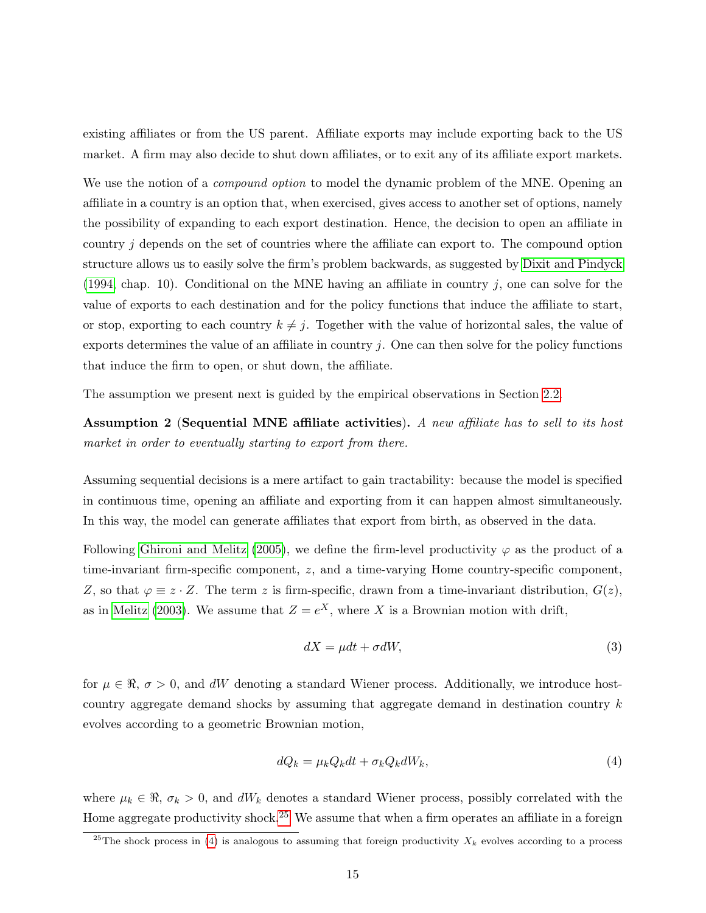existing affiliates or from the US parent. Affiliate exports may include exporting back to the US market. A firm may also decide to shut down affiliates, or to exit any of its affiliate export markets.

We use the notion of a *compound option* to model the dynamic problem of the MNE. Opening an affiliate in a country is an option that, when exercised, gives access to another set of options, namely the possibility of expanding to each export destination. Hence, the decision to open an affiliate in country $j$ depends on the set of countries where the affiliate can export to. The compound option structure allows us to easily solve the firm's problem backwards, as suggested by Dixit and Pindyck (1994, chap. 10). Conditional on the MNE having an affiliate in country $j$, one can solve for the value of exports to each destination and for the policy functions that induce the affiliate to start, or stop, exporting to each country $k \neq j$. Together with the value of horizontal sales, the value of exports determines the value of an affiliate in country $j$. One can then solve for the policy functions that induce the firm to open, or shut down, the affiliate.

The assumption we present next is guided by the empirical observations in Section 2.2.

**Assumption 2** (**Sequential MNE affiliate activities**). *A new affiliate has to sell to its host market in order to eventually starting to export from there.*

Assuming sequential decisions is a mere artifact to gain tractability: because the model is specified in continuous time, opening an affiliate and exporting from it can happen almost simultaneously. In this way, the model can generate affiliates that export from birth, as observed in the data.

Following Ghironi and Melitz (2005), we define the firm-level productivity $\varphi$ as the product of a time-invariant firm-specific component, $z$, and a time-varying Home country-specific component, $Z$, so that $\varphi \equiv z \cdot Z$. The term $z$ is firm-specific, drawn from a time-invariant distribution, $G(z)$, as in Melitz (2003). We assume that $Z = e^X$, where $X$ is a Brownian motion with drift,

$$dX = \mu dt + \sigma dW, \tag{3}$$

for $\mu \in \Re$, $\sigma > 0$, and $dW$ denoting a standard Wiener process. Additionally, we introduce host-country aggregate demand shocks by assuming that aggregate demand in destination country $k$ evolves according to a geometric Brownian motion,

$$dQ_k = \mu_k Q_k dt + \sigma_k Q_k dW_k, \tag{4}$$

where $\mu_k \in \Re$, $\sigma_k > 0$, and $dW_k$ denotes a standard Wiener process, possibly correlated with the Home aggregate productivity shock.[25] We assume that when a firm operates an affiliate in a foreign

[25] The shock process in (4) is analogous to assuming that foreign productivity $X_k$ evolves according to a process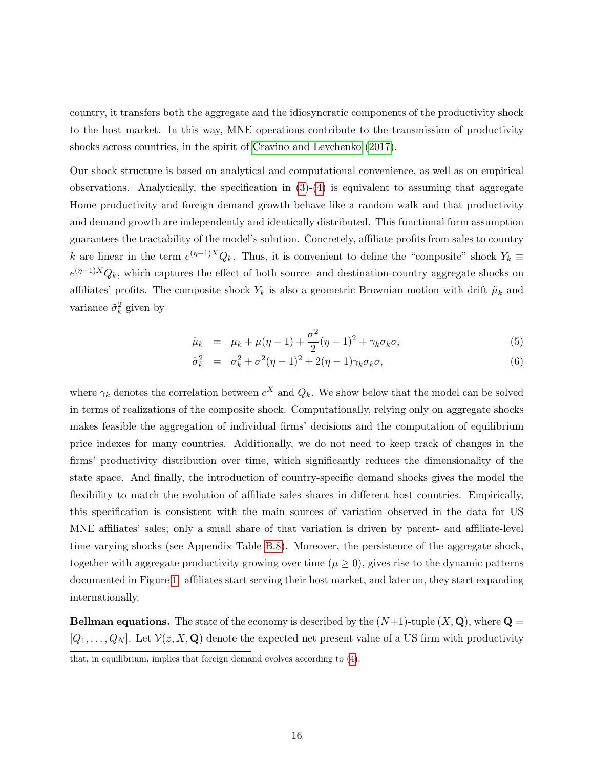country, it transfers both the aggregate and the idiosyncratic components of the productivity shock to the host market. In this way, MNE operations contribute to the transmission of productivity shocks across countries, in the spirit of Cravino and Levchenko (2017).

Our shock structure is based on analytical and computational convenience, as well as on empirical observations. Analytically, the specification in (3)-(4) is equivalent to assuming that aggregate Home productivity and foreign demand growth behave like a random walk and that productivity and demand growth are independently and identically distributed. This functional form assumption guarantees the tractability of the model's solution. Concretely, affiliate profits from sales to country $k$ are linear in the term $e^{(\eta-1)X}Q_k$. Thus, it is convenient to define the "composite" shock $Y_k \equiv e^{(\eta-1)X}Q_k$, which captures the effect of both source- and destination-country aggregate shocks on affiliates' profits. The composite shock $Y_k$ is also a geometric Brownian motion with drift $\tilde{\mu}_k$ and variance $\tilde{\sigma}_k^2$ given by

$$
\tilde{\mu}_k = \mu_k + \mu(\eta - 1) + \frac{\sigma^2}{2}(\eta - 1)^2 + \gamma_k \sigma_k \sigma, \tag{5}
$$

$$
\tilde{\sigma}_k^2 = \sigma_k^2 + \sigma^2(\eta - 1)^2 + 2(\eta - 1)\gamma_k \sigma_k \sigma, \tag{6}
$$

where $\gamma_k$ denotes the correlation between $e^X$ and $Q_k$. We show below that the model can be solved in terms of realizations of the composite shock. Computationally, relying only on aggregate shocks makes feasible the aggregation of individual firms' decisions and the computation of equilibrium price indexes for many countries. Additionally, we do not need to keep track of changes in the firms' productivity distribution over time, which significantly reduces the dimensionality of the state space. And finally, the introduction of country-specific demand shocks gives the model the flexibility to match the evolution of affiliate sales shares in different host countries. Empirically, this specification is consistent with the main sources of variation observed in the data for US MNE affiliates' sales; only a small share of that variation is driven by parent- and affiliate-level time-varying shocks (see Appendix Table B.8). Moreover, the persistence of the aggregate shock, together with aggregate productivity growing over time ($\mu \geq 0$), gives rise to the dynamic patterns documented in Figure 1: affiliates start serving their host market, and later on, they start expanding internationally.

**Bellman equations.** The state of the economy is described by the $(N+1)$-tuple $(X, \mathbf{Q})$, where $\mathbf{Q} = [Q_1, \ldots, Q_N]$. Let $\mathcal{V}(z, X, \mathbf{Q})$ denote the expected net present value of a US firm with productivity

that, in equilibrium, implies that foreign demand evolves according to (4).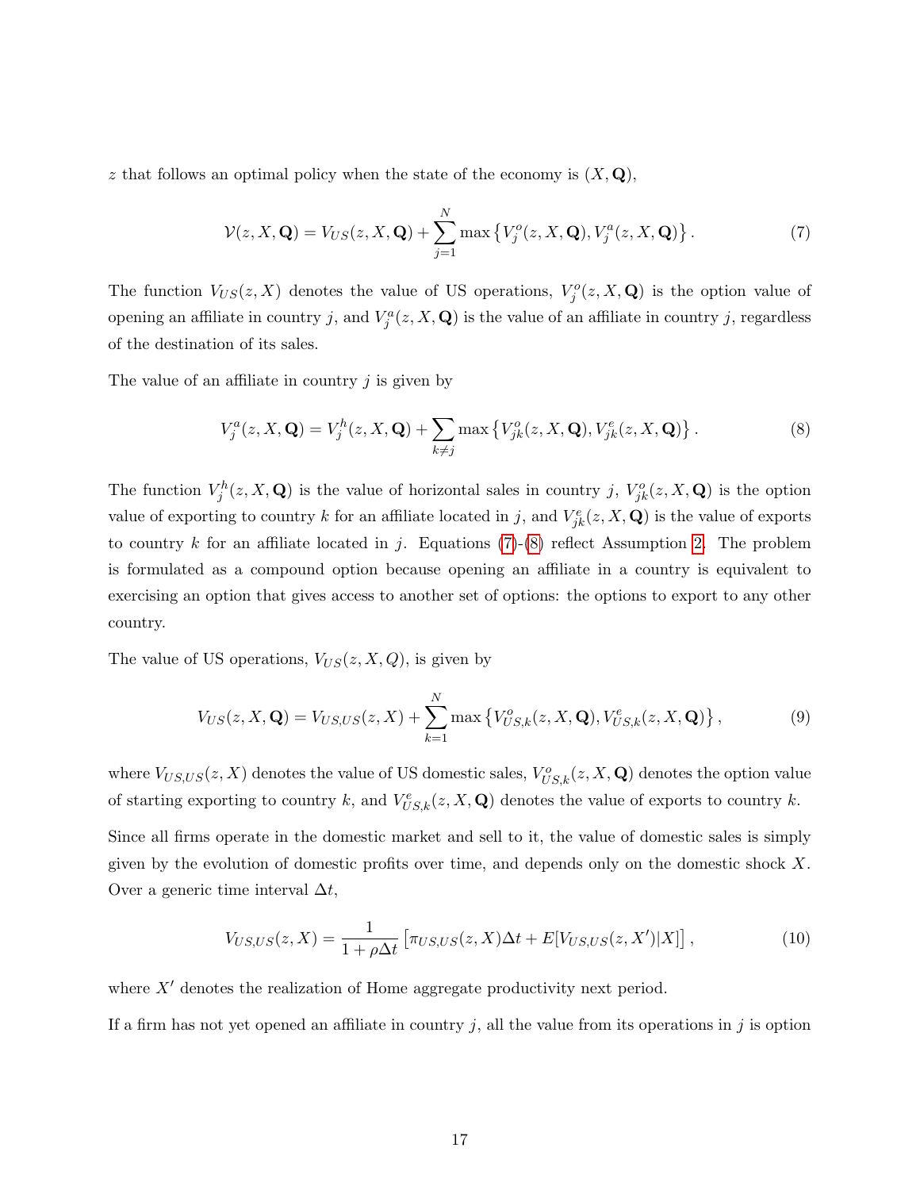$z$ that follows an optimal policy when the state of the economy is $(X, \mathbf{Q})$,

$$\mathcal{V}(z, X, \mathbf{Q}) = V_{US}(z, X, \mathbf{Q}) + \sum_{j=1}^{N} \max\left\{V_j^o(z, X, \mathbf{Q}), V_j^a(z, X, \mathbf{Q})\right\}. \tag{7}$$

The function $V_{US}(z, X)$ denotes the value of US operations, $V_j^o(z, X, \mathbf{Q})$ is the option value of opening an affiliate in country $j$, and $V_j^a(z, X, \mathbf{Q})$ is the value of an affiliate in country $j$, regardless of the destination of its sales.

The value of an affiliate in country $j$ is given by

$$V_j^a(z, X, \mathbf{Q}) = V_j^h(z, X, \mathbf{Q}) + \sum_{k \neq j} \max\left\{V_{jk}^o(z, X, \mathbf{Q}), V_{jk}^e(z, X, \mathbf{Q})\right\}. \tag{8}$$

The function $V_j^h(z, X, \mathbf{Q})$ is the value of horizontal sales in country $j$, $V_{jk}^o(z, X, \mathbf{Q})$ is the option value of exporting to country $k$ for an affiliate located in $j$, and $V_{jk}^e(z, X, \mathbf{Q})$ is the value of exports to country $k$ for an affiliate located in $j$. Equations (7)-(8) reflect Assumption 2. The problem is formulated as a compound option because opening an affiliate in a country is equivalent to exercising an option that gives access to another set of options: the options to export to any other country.

The value of US operations, $V_{US}(z, X, Q)$, is given by

$$V_{US}(z, X, \mathbf{Q}) = V_{US,US}(z, X) + \sum_{k=1}^{N} \max\left\{V_{US,k}^o(z, X, \mathbf{Q}), V_{US,k}^e(z, X, \mathbf{Q})\right\}, \tag{9}$$

where $V_{US,US}(z, X)$ denotes the value of US domestic sales, $V_{US,k}^o(z, X, \mathbf{Q})$ denotes the option value of starting exporting to country $k$, and $V_{US,k}^e(z, X, \mathbf{Q})$ denotes the value of exports to country $k$.

Since all firms operate in the domestic market and sell to it, the value of domestic sales is simply given by the evolution of domestic profits over time, and depends only on the domestic shock $X$. Over a generic time interval $\Delta t$,

$$V_{US,US}(z, X) = \frac{1}{1 + \rho \Delta t}\left[\pi_{US,US}(z, X)\Delta t + E[V_{US,US}(z, X')|X]\right], \tag{10}$$

where $X'$ denotes the realization of Home aggregate productivity next period.

If a firm has not yet opened an affiliate in country $j$, all the value from its operations in $j$ is option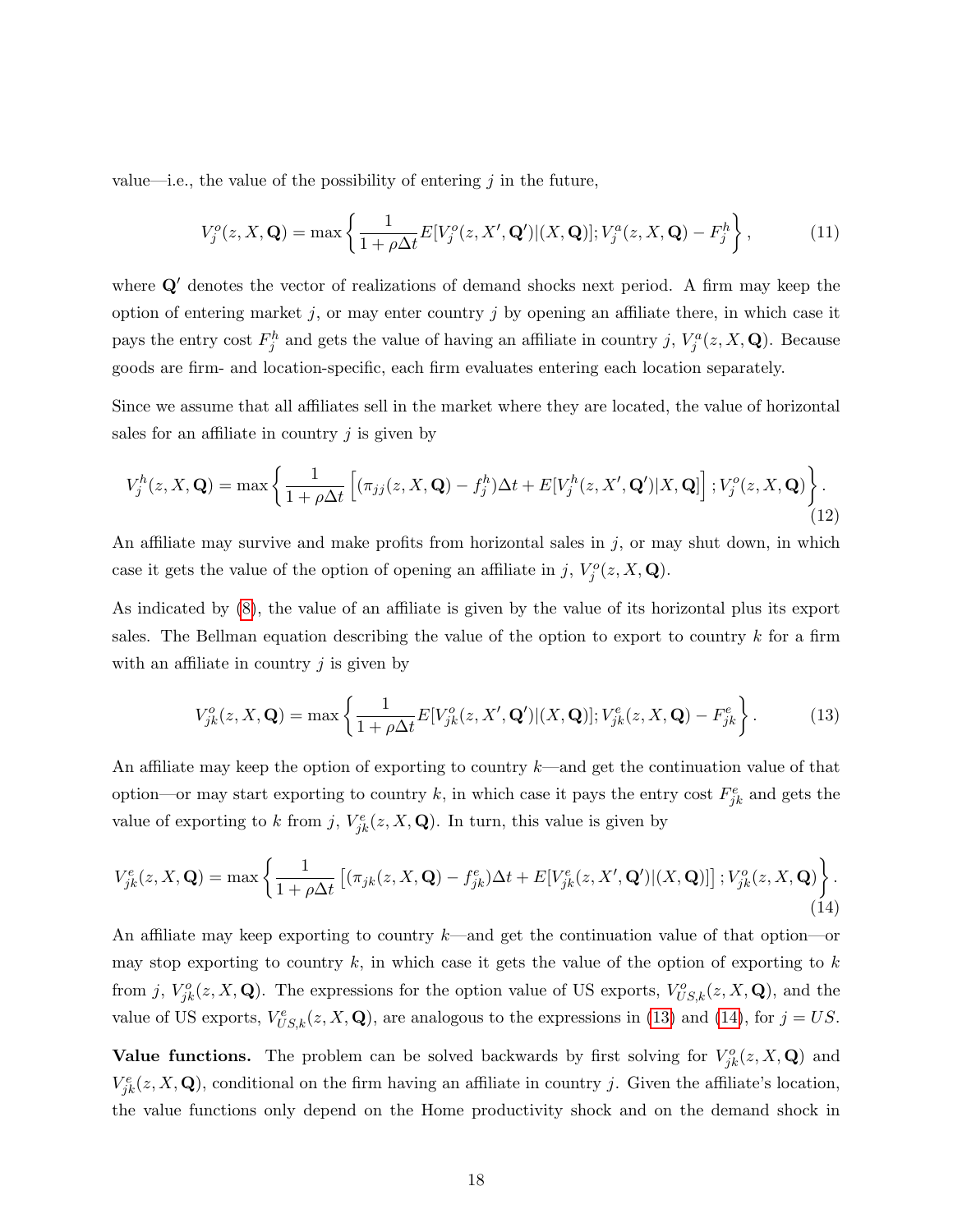value—i.e., the value of the possibility of entering $j$ in the future,

$$V_j^o(z, X, \mathbf{Q}) = \max\left\{\frac{1}{1+\rho\Delta t}E[V_j^o(z, X', \mathbf{Q}')|(X, \mathbf{Q})]; V_j^a(z, X, \mathbf{Q}) - F_j^h\right\}, \tag{11}$$

where $\mathbf{Q}'$ denotes the vector of realizations of demand shocks next period. A firm may keep the option of entering market $j$, or may enter country $j$ by opening an affiliate there, in which case it pays the entry cost $F_j^h$ and gets the value of having an affiliate in country $j$, $V_j^a(z, X, \mathbf{Q})$. Because goods are firm- and location-specific, each firm evaluates entering each location separately.

Since we assume that all affiliates sell in the market where they are located, the value of horizontal sales for an affiliate in country $j$ is given by

$$V_j^h(z, X, \mathbf{Q}) = \max\left\{\frac{1}{1+\rho\Delta t}\left[(\pi_{jj}(z, X, \mathbf{Q}) - f_j^h)\Delta t + E[V_j^h(z, X', \mathbf{Q}')|X, \mathbf{Q}]\right]; V_j^o(z, X, \mathbf{Q})\right\}. \tag{12}$$

An affiliate may survive and make profits from horizontal sales in $j$, or may shut down, in which case it gets the value of the option of opening an affiliate in $j$, $V_j^o(z, X, \mathbf{Q})$.

As indicated by (8), the value of an affiliate is given by the value of its horizontal plus its export sales. The Bellman equation describing the value of the option to export to country $k$ for a firm with an affiliate in country $j$ is given by

$$V_{jk}^o(z, X, \mathbf{Q}) = \max\left\{\frac{1}{1+\rho\Delta t}E[V_{jk}^o(z, X', \mathbf{Q}')|(X, \mathbf{Q})]; V_{jk}^e(z, X, \mathbf{Q}) - F_{jk}^e\right\}. \tag{13}$$

An affiliate may keep the option of exporting to country $k$—and get the continuation value of that option—or may start exporting to country $k$, in which case it pays the entry cost $F_{jk}^e$ and gets the value of exporting to $k$ from $j$, $V_{jk}^e(z, X, \mathbf{Q})$. In turn, this value is given by

$$V_{jk}^e(z, X, \mathbf{Q}) = \max\left\{\frac{1}{1+\rho\Delta t}\left[(\pi_{jk}(z, X, \mathbf{Q}) - f_{jk}^e)\Delta t + E[V_{jk}^e(z, X', \mathbf{Q}')|(X, \mathbf{Q})]\right]; V_{jk}^o(z, X, \mathbf{Q})\right\}. \tag{14}$$

An affiliate may keep exporting to country $k$—and get the continuation value of that option—or may stop exporting to country $k$, in which case it gets the value of the option of exporting to $k$ from $j$, $V_{jk}^o(z, X, \mathbf{Q})$. The expressions for the option value of US exports, $V_{US,k}^o(z, X, \mathbf{Q})$, and the value of US exports, $V_{US,k}^e(z, X, \mathbf{Q})$, are analogous to the expressions in (13) and (14), for $j = US$.

**Value functions.** The problem can be solved backwards by first solving for $V_{jk}^o(z, X, \mathbf{Q})$ and $V_{jk}^e(z, X, \mathbf{Q})$, conditional on the firm having an affiliate in country $j$. Given the affiliate's location, the value functions only depend on the Home productivity shock and on the demand shock in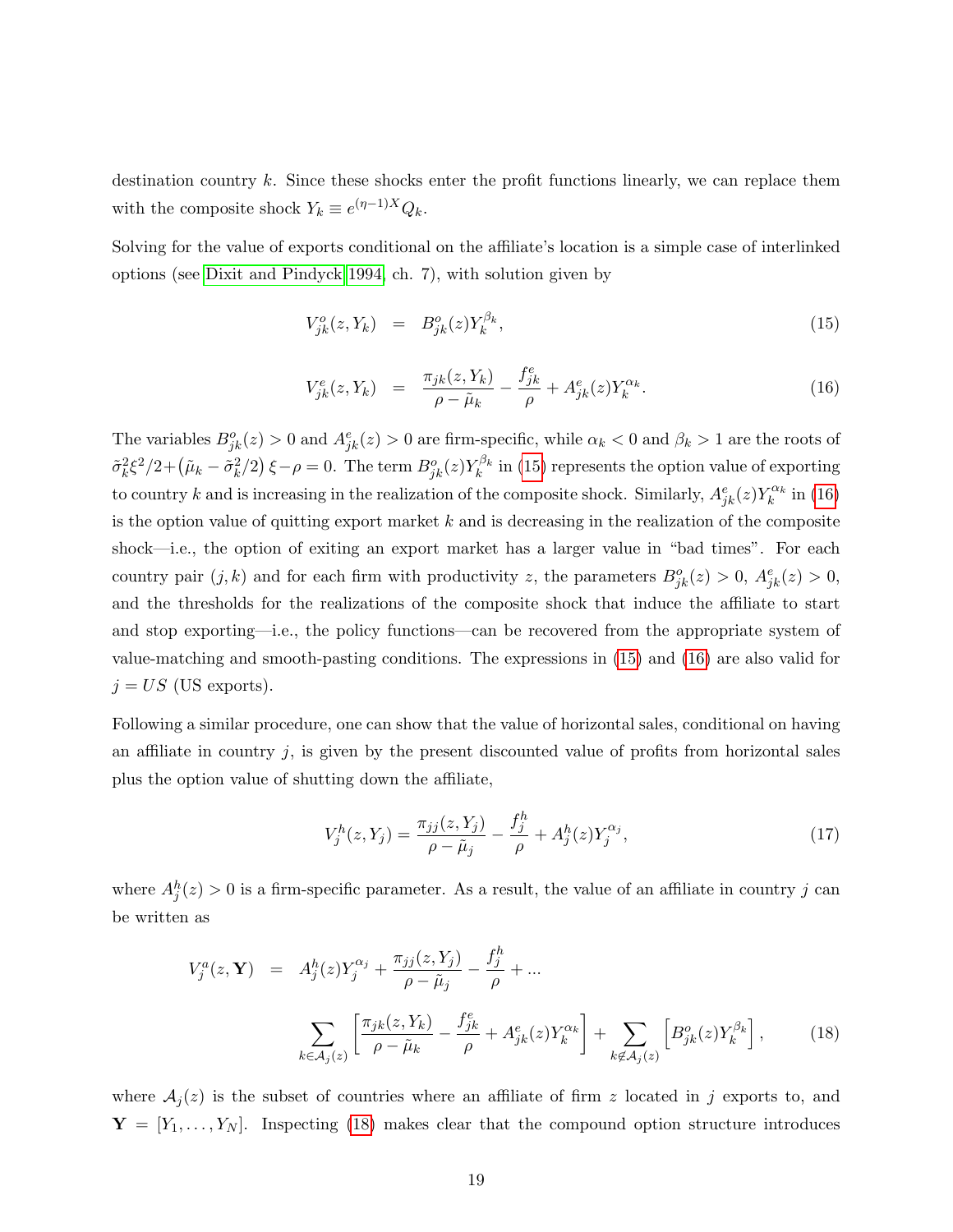destination country $k$. Since these shocks enter the profit functions linearly, we can replace them with the composite shock $Y_k \equiv e^{(\eta-1)X}Q_k$.

Solving for the value of exports conditional on the affiliate's location is a simple case of interlinked options (see Dixit and Pindyck 1994, ch. 7), with solution given by

$$V^o_{jk}(z, Y_k) = B^o_{jk}(z) Y_k^{\beta_k}, \tag{15}$$

$$V^e_{jk}(z, Y_k) = \frac{\pi_{jk}(z, Y_k)}{\rho - \tilde{\mu}_k} - \frac{f^e_{jk}}{\rho} + A^e_{jk}(z) Y_k^{\alpha_k}. \tag{16}$$

The variables $B^o_{jk}(z) > 0$ and $A^e_{jk}(z) > 0$ are firm-specific, while $\alpha_k < 0$ and $\beta_k > 1$ are the roots of $\tilde{\sigma}_k^2 \xi^2/2 + \left(\tilde{\mu}_k - \tilde{\sigma}_k^2/2\right)\xi - \rho = 0$. The term $B^o_{jk}(z)Y_k^{\beta_k}$ in (15) represents the option value of exporting to country $k$ and is increasing in the realization of the composite shock. Similarly, $A^e_{jk}(z)Y_k^{\alpha_k}$ in (16) is the option value of quitting export market $k$ and is decreasing in the realization of the composite shock—i.e., the option of exiting an export market has a larger value in "bad times". For each country pair $(j, k)$ and for each firm with productivity $z$, the parameters $B^o_{jk}(z) > 0$, $A^e_{jk}(z) > 0$, and the thresholds for the realizations of the composite shock that induce the affiliate to start and stop exporting—i.e., the policy functions—can be recovered from the appropriate system of value-matching and smooth-pasting conditions. The expressions in (15) and (16) are also valid for $j = US$ (US exports).

Following a similar procedure, one can show that the value of horizontal sales, conditional on having an affiliate in country $j$, is given by the present discounted value of profits from horizontal sales plus the option value of shutting down the affiliate,

$$V^h_j(z, Y_j) = \frac{\pi_{jj}(z, Y_j)}{\rho - \tilde{\mu}_j} - \frac{f^h_j}{\rho} + A^h_j(z) Y_j^{\alpha_j}, \tag{17}$$

where $A^h_j(z) > 0$ is a firm-specific parameter. As a result, the value of an affiliate in country $j$ can be written as

$$\begin{aligned} V^a_j(z, \mathbf{Y}) \;=\; & A^h_j(z) Y_j^{\alpha_j} + \frac{\pi_{jj}(z, Y_j)}{\rho - \tilde{\mu}_j} - \frac{f^h_j}{\rho} + \ldots \\ & \sum_{k \in \mathcal{A}_j(z)} \left[ \frac{\pi_{jk}(z, Y_k)}{\rho - \tilde{\mu}_k} - \frac{f^e_{jk}}{\rho} + A^e_{jk}(z) Y_k^{\alpha_k} \right] + \sum_{k \notin \mathcal{A}_j(z)} \left[ B^o_{jk}(z) Y_k^{\beta_k} \right], \end{aligned} \tag{18}$$

where $\mathcal{A}_j(z)$ is the subset of countries where an affiliate of firm $z$ located in $j$ exports to, and $\mathbf{Y} = [Y_1, \ldots, Y_N]$. Inspecting (18) makes clear that the compound option structure introduces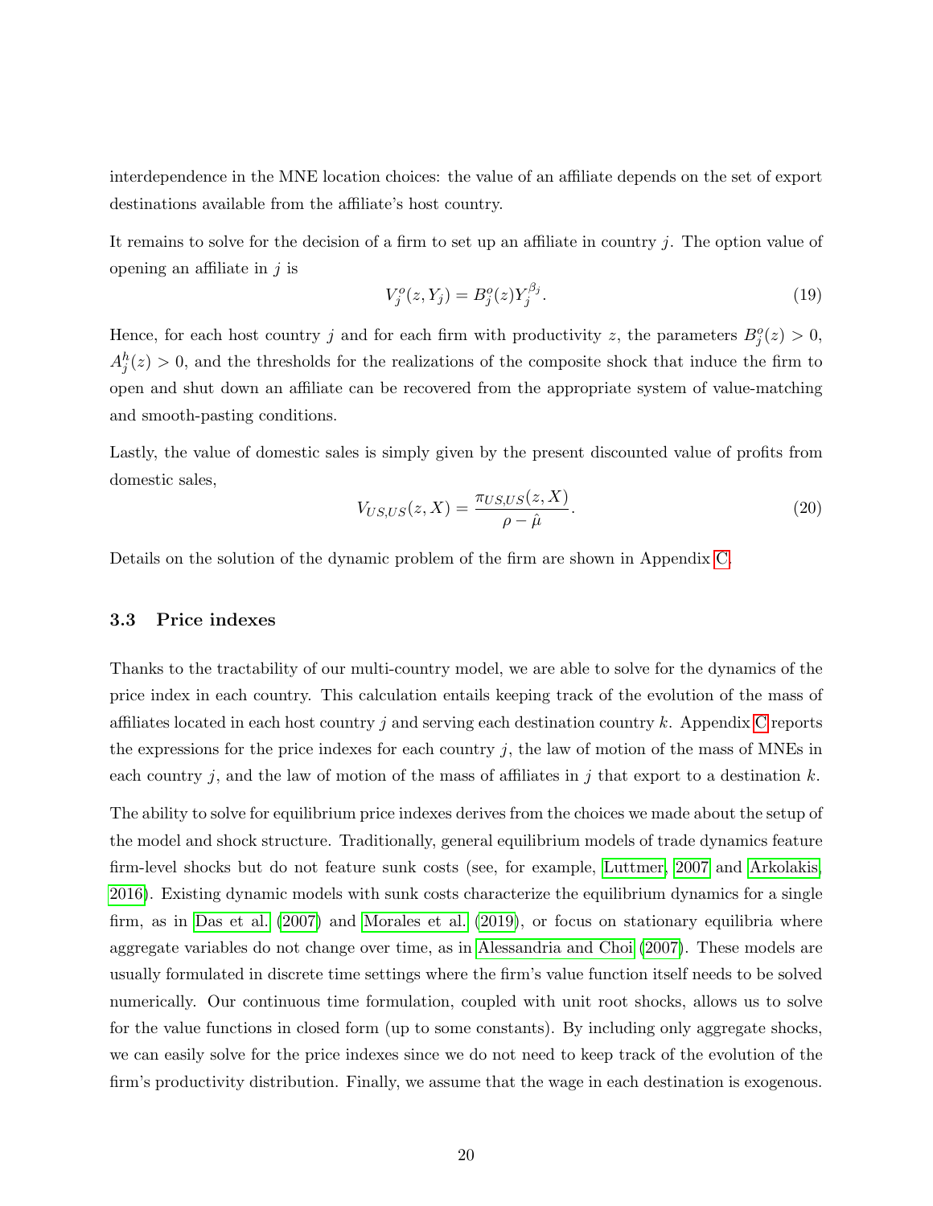interdependence in the MNE location choices: the value of an affiliate depends on the set of export destinations available from the affiliate's host country.

It remains to solve for the decision of a firm to set up an affiliate in country $j$. The option value of opening an affiliate in $j$ is

$$V_j^o(z, Y_j) = B_j^o(z) Y_j^{\beta_j}. \tag{19}$$

Hence, for each host country $j$ and for each firm with productivity $z$, the parameters $B_j^o(z) > 0$, $A_j^h(z) > 0$, and the thresholds for the realizations of the composite shock that induce the firm to open and shut down an affiliate can be recovered from the appropriate system of value-matching and smooth-pasting conditions.

Lastly, the value of domestic sales is simply given by the present discounted value of profits from domestic sales,

$$V_{US,US}(z, X) = \frac{\pi_{US,US}(z, X)}{\rho - \hat{\mu}}. \tag{20}$$

Details on the solution of the dynamic problem of the firm are shown in Appendix C.

### 3.3 Price indexes

Thanks to the tractability of our multi-country model, we are able to solve for the dynamics of the price index in each country. This calculation entails keeping track of the evolution of the mass of affiliates located in each host country $j$ and serving each destination country $k$. Appendix C reports the expressions for the price indexes for each country $j$, the law of motion of the mass of MNEs in each country $j$, and the law of motion of the mass of affiliates in $j$ that export to a destination $k$.

The ability to solve for equilibrium price indexes derives from the choices we made about the setup of the model and shock structure. Traditionally, general equilibrium models of trade dynamics feature firm-level shocks but do not feature sunk costs (see, for example, Luttmer, 2007 and Arkolakis, 2016). Existing dynamic models with sunk costs characterize the equilibrium dynamics for a single firm, as in Das et al. (2007) and Morales et al. (2019), or focus on stationary equilibria where aggregate variables do not change over time, as in Alessandria and Choi (2007). These models are usually formulated in discrete time settings where the firm's value function itself needs to be solved numerically. Our continuous time formulation, coupled with unit root shocks, allows us to solve for the value functions in closed form (up to some constants). By including only aggregate shocks, we can easily solve for the price indexes since we do not need to keep track of the evolution of the firm's productivity distribution. Finally, we assume that the wage in each destination is exogenous.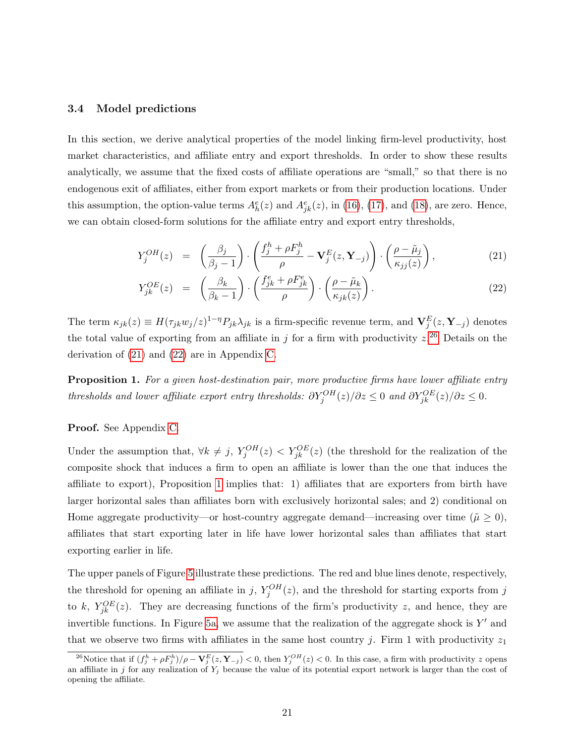### 3.4 Model predictions

In this section, we derive analytical properties of the model linking firm-level productivity, host market characteristics, and affiliate entry and export thresholds. In order to show these results analytically, we assume that the fixed costs of affiliate operations are "small," so that there is no endogenous exit of affiliates, either from export markets or from their production locations. Under this assumption, the option-value terms $A^e_h(z)$ and $A^e_{jk}(z)$, in (16), (17), and (18), are zero. Hence, we can obtain closed-form solutions for the affiliate entry and export entry thresholds,

$$Y_j^{OH}(z) = \left(\frac{\beta_j}{\beta_j - 1}\right) \cdot \left(\frac{f_j^h + \rho F_j^h}{\rho} - \mathbf{V}_j^E(z, \mathbf{Y}_{-j})\right) \cdot \left(\frac{\rho - \tilde{\mu}_j}{\kappa_{jj}(z)}\right), \tag{21}$$

$$Y_{jk}^{OE}(z) = \left(\frac{\beta_k}{\beta_k - 1}\right) \cdot \left(\frac{f_{jk}^e + \rho F_{jk}^e}{\rho}\right) \cdot \left(\frac{\rho - \tilde{\mu}_k}{\kappa_{jk}(z)}\right). \tag{22}$$

The term $\kappa_{jk}(z) \equiv H(\tau_{jk} w_j / z)^{1-\eta} P_{jk} \lambda_{jk}$ is a firm-specific revenue term, and $\mathbf{V}_j^E(z, \mathbf{Y}_{-j})$ denotes the total value of exporting from an affiliate in $j$ for a firm with productivity $z$.[26] Details on the derivation of (21) and (22) are in Appendix C.

**Proposition 1.** *For a given host-destination pair, more productive firms have lower affiliate entry thresholds and lower affiliate export entry thresholds: $\partial Y_j^{OH}(z)/\partial z \leq 0$ and $\partial Y_{jk}^{OE}(z)/\partial z \leq 0$.*

**Proof.** See Appendix C.

Under the assumption that, $\forall k \neq j$, $Y_j^{OH}(z) < Y_{jk}^{OE}(z)$ (the threshold for the realization of the composite shock that induces a firm to open an affiliate is lower than the one that induces the affiliate to export), Proposition 1 implies that: 1) affiliates that are exporters from birth have larger horizontal sales than affiliates born with exclusively horizontal sales; and 2) conditional on Home aggregate productivity—or host-country aggregate demand—increasing over time ($\tilde{\mu} \geq 0$), affiliates that start exporting later in life have lower horizontal sales than affiliates that start exporting earlier in life.

The upper panels of Figure 5 illustrate these predictions. The red and blue lines denote, respectively, the threshold for opening an affiliate in $j$, $Y_j^{OH}(z)$, and the threshold for starting exports from $j$ to $k$, $Y_{jk}^{OE}(z)$. They are decreasing functions of the firm's productivity $z$, and hence, they are invertible functions. In Figure 5a, we assume that the realization of the aggregate shock is $Y'$ and that we observe two firms with affiliates in the same host country $j$. Firm 1 with productivity $z_1$

[26] Notice that if $(f_j^h + \rho F_j^h)/\rho - \mathbf{V}_j^E(z, \mathbf{Y}_{-j}) < 0$, then $Y_j^{OH}(z) < 0$. In this case, a firm with productivity $z$ opens an affiliate in $j$ for any realization of $Y_j$ because the value of its potential export network is larger than the cost of opening the affiliate.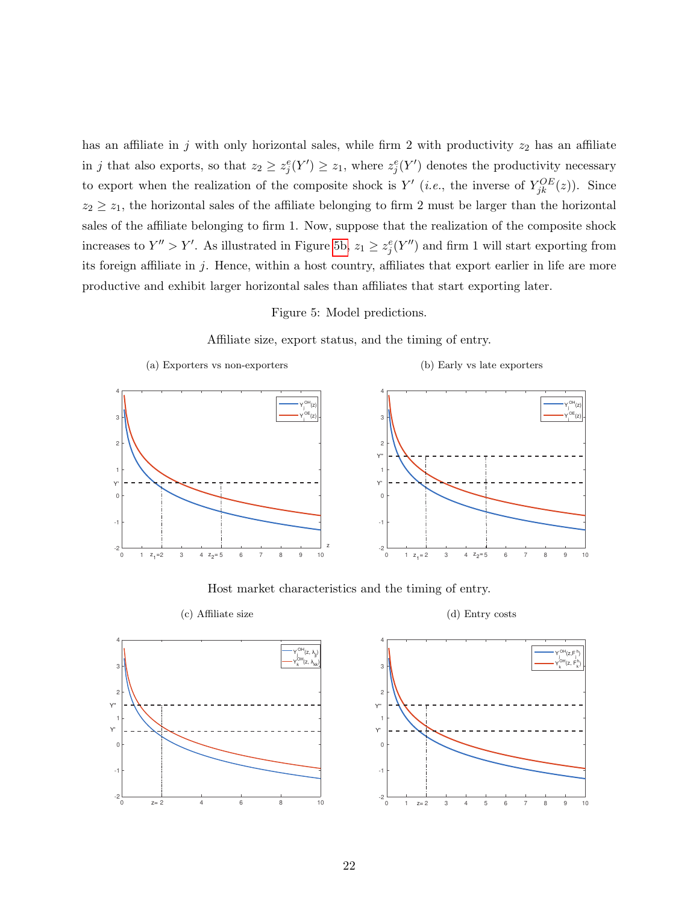has an affiliate in $j$ with only horizontal sales, while firm 2 with productivity $z_2$ has an affiliate in $j$ that also exports, so that $z_2 \geq z_j^e(Y') \geq z_1$, where $z_j^e(Y')$ denotes the productivity necessary to export when the realization of the composite shock is $Y'$ (*i.e.*, the inverse of $Y_{jk}^{OE}(z)$). Since $z_2 \geq z_1$, the horizontal sales of the affiliate belonging to firm 2 must be larger than the horizontal sales of the affiliate belonging to firm 1. Now, suppose that the realization of the composite shock increases to $Y'' > Y'$. As illustrated in Figure 5b, $z_1 \geq z_j^e(Y'')$ and firm 1 will start exporting from its foreign affiliate in $j$. Hence, within a host country, affiliates that export earlier in life are more productive and exhibit larger horizontal sales than affiliates that start exporting later.

Figure 5: Model predictions.

Affiliate size, export status, and the timing of entry.

(a) Exporters vs non-exporters

(b) Early vs late exporters

Host market characteristics and the timing of entry.

(c) Affiliate size

(d) Entry costs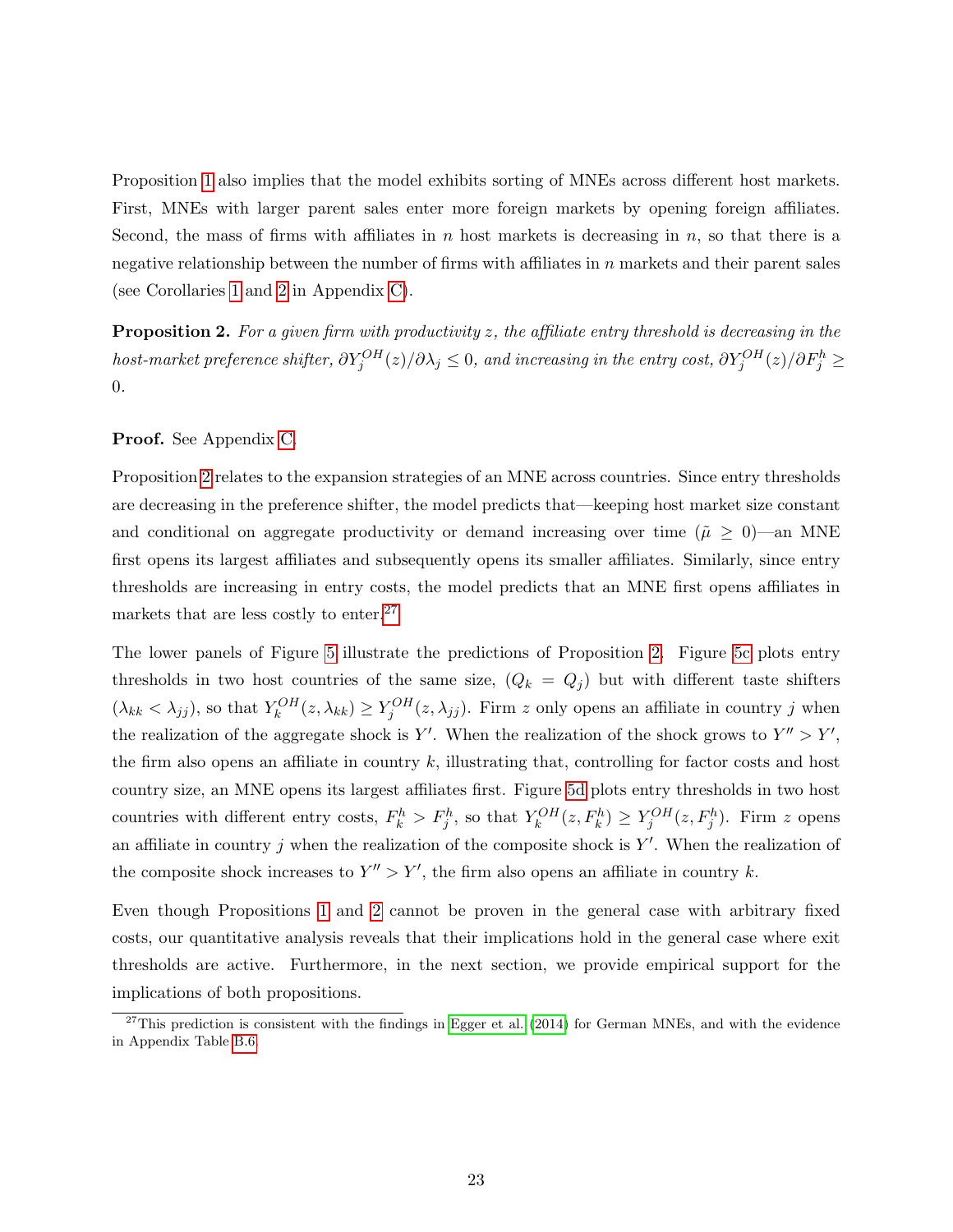Proposition 1 also implies that the model exhibits sorting of MNEs across different host markets. First, MNEs with larger parent sales enter more foreign markets by opening foreign affiliates. Second, the mass of firms with affiliates in $n$ host markets is decreasing in $n$, so that there is a negative relationship between the number of firms with affiliates in $n$ markets and their parent sales (see Corollaries 1 and 2 in Appendix C).

**Proposition 2.** *For a given firm with productivity $z$, the affiliate entry threshold is decreasing in the host-market preference shifter, $\partial Y_j^{OH}(z)/\partial \lambda_j \leq 0$, and increasing in the entry cost, $\partial Y_j^{OH}(z)/\partial F_j^h \geq 0$.*

**Proof.** See Appendix C.

Proposition 2 relates to the expansion strategies of an MNE across countries. Since entry thresholds are decreasing in the preference shifter, the model predicts that—keeping host market size constant and conditional on aggregate productivity or demand increasing over time ($\tilde{\mu} \geq 0$)—an MNE first opens its largest affiliates and subsequently opens its smaller affiliates. Similarly, since entry thresholds are increasing in entry costs, the model predicts that an MNE first opens affiliates in markets that are less costly to enter.[27]

The lower panels of Figure 5 illustrate the predictions of Proposition 2. Figure 5c plots entry thresholds in two host countries of the same size, ($Q_k = Q_j$) but with different taste shifters ($\lambda_{kk} < \lambda_{jj}$), so that $Y_k^{OH}(z, \lambda_{kk}) \geq Y_j^{OH}(z, \lambda_{jj})$. Firm $z$ only opens an affiliate in country $j$ when the realization of the aggregate shock is $Y'$. When the realization of the shock grows to $Y'' > Y'$, the firm also opens an affiliate in country $k$, illustrating that, controlling for factor costs and host country size, an MNE opens its largest affiliates first. Figure 5d plots entry thresholds in two host countries with different entry costs, $F_k^h > F_j^h$, so that $Y_k^{OH}(z, F_k^h) \geq Y_j^{OH}(z, F_j^h)$. Firm $z$ opens an affiliate in country $j$ when the realization of the composite shock is $Y'$. When the realization of the composite shock increases to $Y'' > Y'$, the firm also opens an affiliate in country $k$.

Even though Propositions 1 and 2 cannot be proven in the general case with arbitrary fixed costs, our quantitative analysis reveals that their implications hold in the general case where exit thresholds are active. Furthermore, in the next section, we provide empirical support for the implications of both propositions.

[27] This prediction is consistent with the findings in Egger et al. (2014) for German MNEs, and with the evidence in Appendix Table B.6.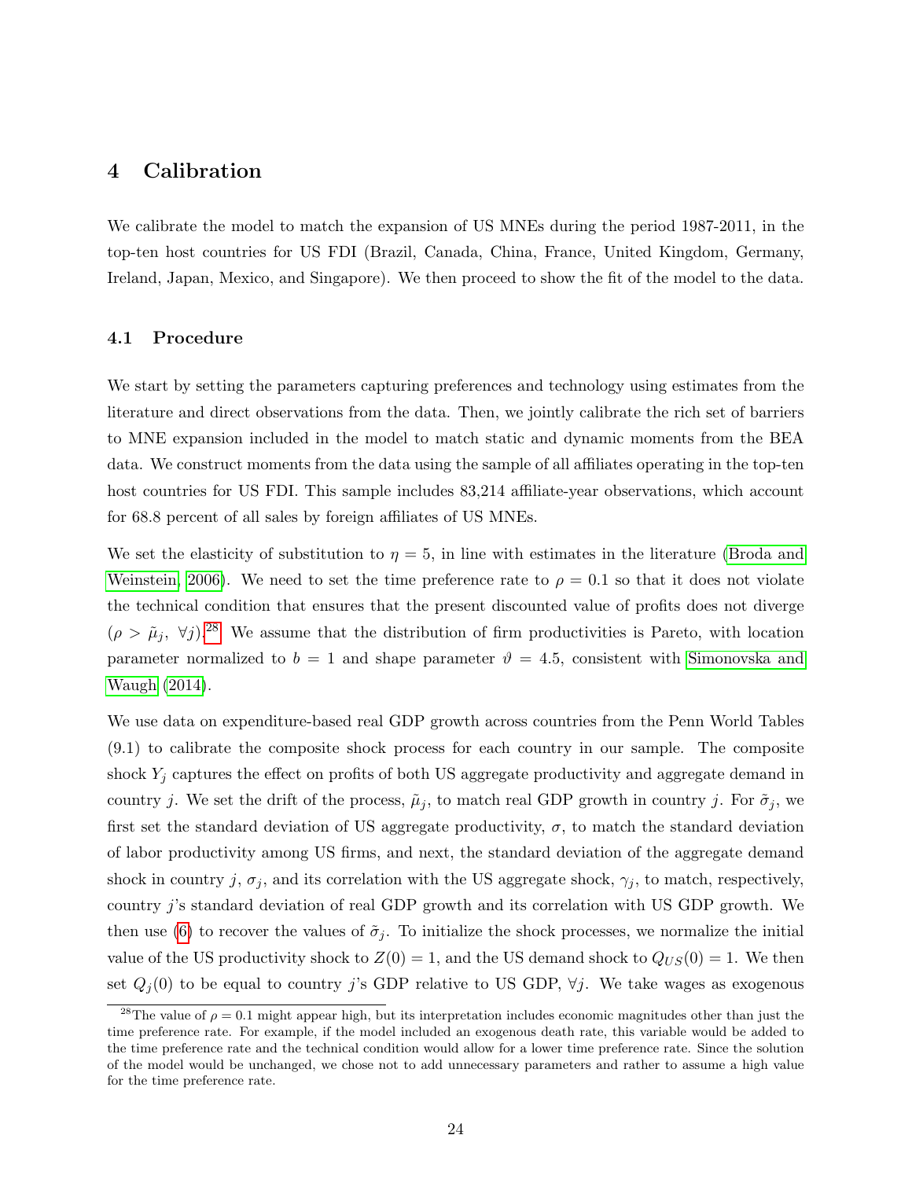# 4 Calibration

We calibrate the model to match the expansion of US MNEs during the period 1987-2011, in the top-ten host countries for US FDI (Brazil, Canada, China, France, United Kingdom, Germany, Ireland, Japan, Mexico, and Singapore). We then proceed to show the fit of the model to the data.

## 4.1 Procedure

We start by setting the parameters capturing preferences and technology using estimates from the literature and direct observations from the data. Then, we jointly calibrate the rich set of barriers to MNE expansion included in the model to match static and dynamic moments from the BEA data. We construct moments from the data using the sample of all affiliates operating in the top-ten host countries for US FDI. This sample includes 83,214 affiliate-year observations, which account for 68.8 percent of all sales by foreign affiliates of US MNEs.

We set the elasticity of substitution to $\eta = 5$, in line with estimates in the literature (Broda and Weinstein, 2006). We need to set the time preference rate to $\rho = 0.1$ so that it does not violate the technical condition that ensures that the present discounted value of profits does not diverge ($\rho > \tilde{\mu}_j, \ \forall j$).[28] We assume that the distribution of firm productivities is Pareto, with location parameter normalized to $b = 1$ and shape parameter $\vartheta = 4.5$, consistent with Simonovska and Waugh (2014).

We use data on expenditure-based real GDP growth across countries from the Penn World Tables (9.1) to calibrate the composite shock process for each country in our sample. The composite shock $Y_j$ captures the effect on profits of both US aggregate productivity and aggregate demand in country $j$. We set the drift of the process, $\tilde{\mu}_j$, to match real GDP growth in country $j$. For $\tilde{\sigma}_j$, we first set the standard deviation of US aggregate productivity, $\sigma$, to match the standard deviation of labor productivity among US firms, and next, the standard deviation of the aggregate demand shock in country $j$, $\sigma_j$, and its correlation with the US aggregate shock, $\gamma_j$, to match, respectively, country $j$'s standard deviation of real GDP growth and its correlation with US GDP growth. We then use (6) to recover the values of $\tilde{\sigma}_j$. To initialize the shock processes, we normalize the initial value of the US productivity shock to $Z(0) = 1$, and the US demand shock to $Q_{US}(0) = 1$. We then set $Q_j(0)$ to be equal to country $j$'s GDP relative to US GDP, $\forall j$. We take wages as exogenous

[28] The value of $\rho = 0.1$ might appear high, but its interpretation includes economic magnitudes other than just the time preference rate. For example, if the model included an exogenous death rate, this variable would be added to the time preference rate and the technical condition would allow for a lower time preference rate. Since the solution of the model would be unchanged, we chose not to add unnecessary parameters and rather to assume a high value for the time preference rate.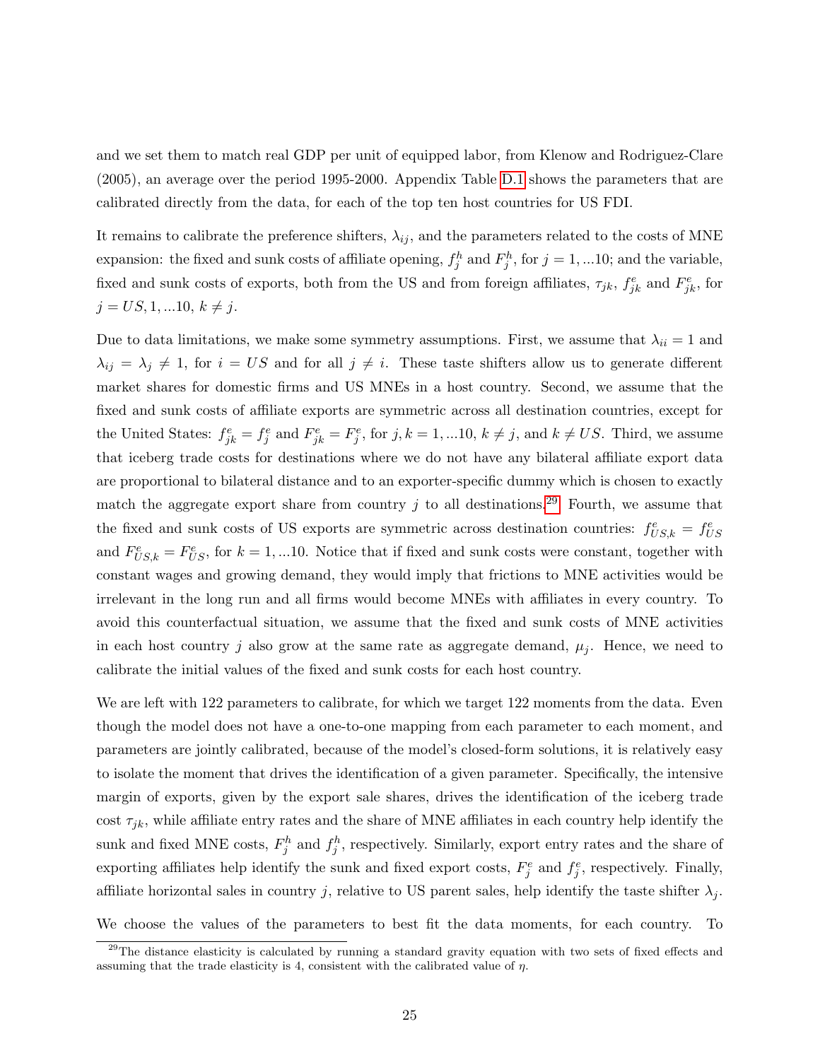and we set them to match real GDP per unit of equipped labor, from Klenow and Rodriguez-Clare (2005), an average over the period 1995-2000. Appendix Table D.1 shows the parameters that are calibrated directly from the data, for each of the top ten host countries for US FDI.

It remains to calibrate the preference shifters, $\lambda_{ij}$, and the parameters related to the costs of MNE expansion: the fixed and sunk costs of affiliate opening, $f_j^h$ and $F_j^h$, for $j = 1, ...10$; and the variable, fixed and sunk costs of exports, both from the US and from foreign affiliates, $\tau_{jk}$, $f_{jk}^e$ and $F_{jk}^e$, for $j = US, 1, ...10$, $k \neq j$.

Due to data limitations, we make some symmetry assumptions. First, we assume that $\lambda_{ii} = 1$ and $\lambda_{ij} = \lambda_j \neq 1$, for $i = US$ and for all $j \neq i$. These taste shifters allow us to generate different market shares for domestic firms and US MNEs in a host country. Second, we assume that the fixed and sunk costs of affiliate exports are symmetric across all destination countries, except for the United States: $f_{jk}^e = f_j^e$ and $F_{jk}^e = F_j^e$, for $j, k = 1, ...10$, $k \neq j$, and $k \neq US$. Third, we assume that iceberg trade costs for destinations where we do not have any bilateral affiliate export data are proportional to bilateral distance and to an exporter-specific dummy which is chosen to exactly match the aggregate export share from country $j$ to all destinations.[29] Fourth, we assume that the fixed and sunk costs of US exports are symmetric across destination countries: $f_{US,k}^e = f_{US}^e$ and $F_{US,k}^e = F_{US}^e$, for $k = 1, ...10$. Notice that if fixed and sunk costs were constant, together with constant wages and growing demand, they would imply that frictions to MNE activities would be irrelevant in the long run and all firms would become MNEs with affiliates in every country. To avoid this counterfactual situation, we assume that the fixed and sunk costs of MNE activities in each host country $j$ also grow at the same rate as aggregate demand, $\mu_j$. Hence, we need to calibrate the initial values of the fixed and sunk costs for each host country.

We are left with 122 parameters to calibrate, for which we target 122 moments from the data. Even though the model does not have a one-to-one mapping from each parameter to each moment, and parameters are jointly calibrated, because of the model's closed-form solutions, it is relatively easy to isolate the moment that drives the identification of a given parameter. Specifically, the intensive margin of exports, given by the export sale shares, drives the identification of the iceberg trade cost $\tau_{jk}$, while affiliate entry rates and the share of MNE affiliates in each country help identify the sunk and fixed MNE costs, $F_j^h$ and $f_j^h$, respectively. Similarly, export entry rates and the share of exporting affiliates help identify the sunk and fixed export costs, $F_j^e$ and $f_j^e$, respectively. Finally, affiliate horizontal sales in country $j$, relative to US parent sales, help identify the taste shifter $\lambda_j$.

We choose the values of the parameters to best fit the data moments, for each country. To

[29] The distance elasticity is calculated by running a standard gravity equation with two sets of fixed effects and assuming that the trade elasticity is 4, consistent with the calibrated value of $\eta$.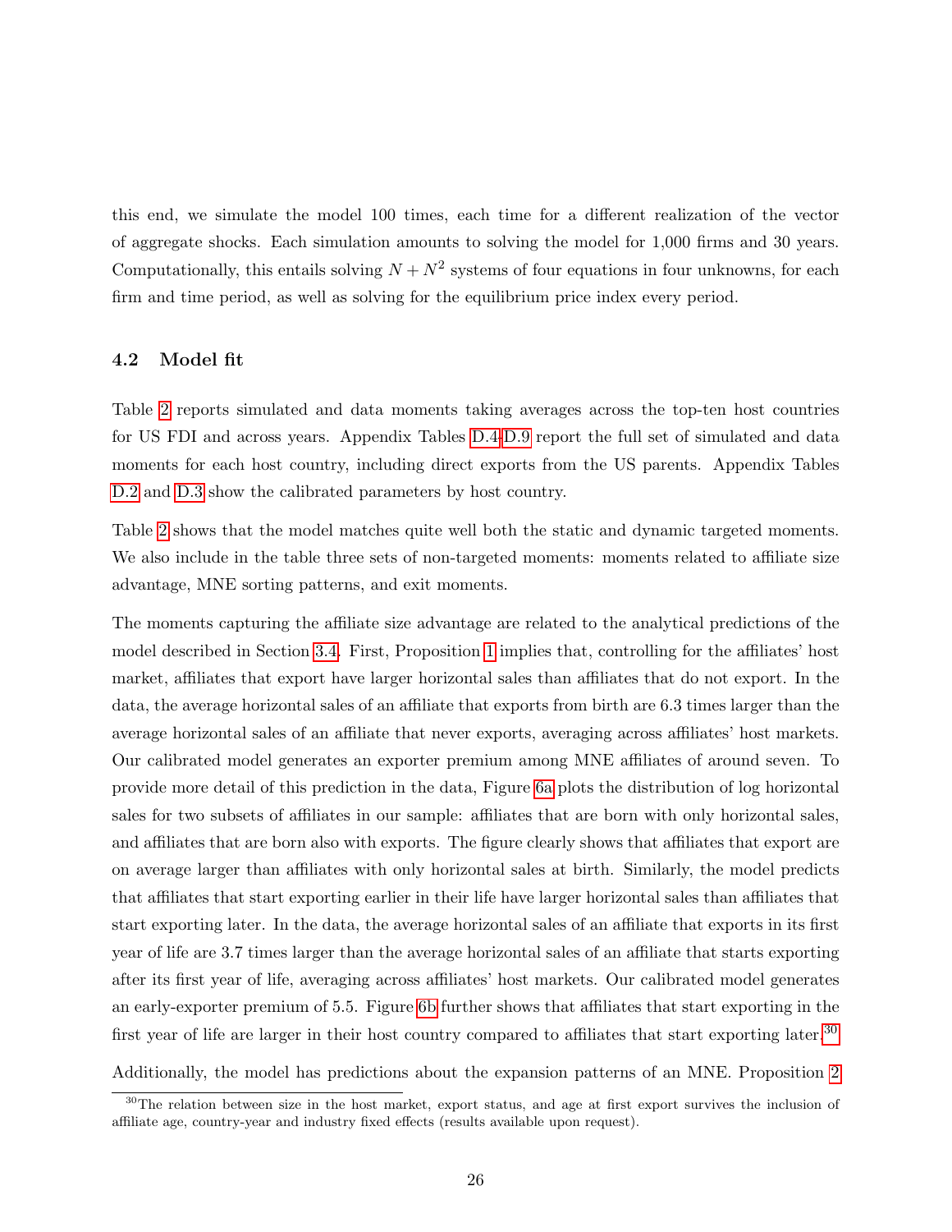this end, we simulate the model 100 times, each time for a different realization of the vector of aggregate shocks. Each simulation amounts to solving the model for 1,000 firms and 30 years. Computationally, this entails solving $N + N^2$ systems of four equations in four unknowns, for each firm and time period, as well as solving for the equilibrium price index every period.

### 4.2 Model fit

Table 2 reports simulated and data moments taking averages across the top-ten host countries for US FDI and across years. Appendix Tables D.4-D.9 report the full set of simulated and data moments for each host country, including direct exports from the US parents. Appendix Tables D.2 and D.3 show the calibrated parameters by host country.

Table 2 shows that the model matches quite well both the static and dynamic targeted moments. We also include in the table three sets of non-targeted moments: moments related to affiliate size advantage, MNE sorting patterns, and exit moments.

The moments capturing the affiliate size advantage are related to the analytical predictions of the model described in Section 3.4. First, Proposition 1 implies that, controlling for the affiliates' host market, affiliates that export have larger horizontal sales than affiliates that do not export. In the data, the average horizontal sales of an affiliate that exports from birth are 6.3 times larger than the average horizontal sales of an affiliate that never exports, averaging across affiliates' host markets. Our calibrated model generates an exporter premium among MNE affiliates of around seven. To provide more detail of this prediction in the data, Figure 6a plots the distribution of log horizontal sales for two subsets of affiliates in our sample: affiliates that are born with only horizontal sales, and affiliates that are born also with exports. The figure clearly shows that affiliates that export are on average larger than affiliates with only horizontal sales at birth. Similarly, the model predicts that affiliates that start exporting earlier in their life have larger horizontal sales than affiliates that start exporting later. In the data, the average horizontal sales of an affiliate that exports in its first year of life are 3.7 times larger than the average horizontal sales of an affiliate that starts exporting after its first year of life, averaging across affiliates' host markets. Our calibrated model generates an early-exporter premium of 5.5. Figure 6b further shows that affiliates that start exporting in the first year of life are larger in their host country compared to affiliates that start exporting later.[30]

Additionally, the model has predictions about the expansion patterns of an MNE. Proposition 2

[30]The relation between size in the host market, export status, and age at first export survives the inclusion of affiliate age, country-year and industry fixed effects (results available upon request).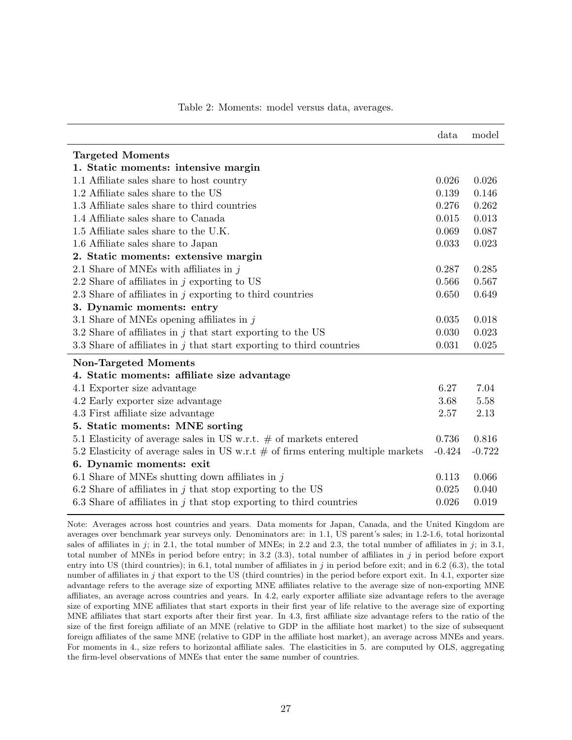Table 2: Moments: model versus data, averages.

| | data | model |
|---|---|---|
| **Targeted Moments** | | |
| **1. Static moments: intensive margin** | | |
| 1.1 Affiliate sales share to host country | 0.026 | 0.026 |
| 1.2 Affiliate sales share to the US | 0.139 | 0.146 |
| 1.3 Affiliate sales share to third countries | 0.276 | 0.262 |
| 1.4 Affiliate sales share to Canada | 0.015 | 0.013 |
| 1.5 Affiliate sales share to the U.K. | 0.069 | 0.087 |
| 1.6 Affiliate sales share to Japan | 0.033 | 0.023 |
| **2. Static moments: extensive margin** | | |
| 2.1 Share of MNEs with affiliates in $j$ | 0.287 | 0.285 |
| 2.2 Share of affiliates in $j$ exporting to US | 0.566 | 0.567 |
| 2.3 Share of affiliates in $j$ exporting to third countries | 0.650 | 0.649 |
| **3. Dynamic moments: entry** | | |
| 3.1 Share of MNEs opening affiliates in $j$ | 0.035 | 0.018 |
| 3.2 Share of affiliates in $j$ that start exporting to the US | 0.030 | 0.023 |
| 3.3 Share of affiliates in $j$ that start exporting to third countries | 0.031 | 0.025 |
| **Non-Targeted Moments** | | |
| **4. Static moments: affiliate size advantage** | | |
| 4.1 Exporter size advantage | 6.27 | 7.04 |
| 4.2 Early exporter size advantage | 3.68 | 5.58 |
| 4.3 First affiliate size advantage | 2.57 | 2.13 |
| **5. Static moments: MNE sorting** | | |
| 5.1 Elasticity of average sales in US w.r.t. # of markets entered | 0.736 | 0.816 |
| 5.2 Elasticity of average sales in US w.r.t # of firms entering multiple markets | -0.424 | -0.722 |
| **6. Dynamic moments: exit** | | |
| 6.1 Share of MNEs shutting down affiliates in $j$ | 0.113 | 0.066 |
| 6.2 Share of affiliates in $j$ that stop exporting to the US | 0.025 | 0.040 |
| 6.3 Share of affiliates in $j$ that stop exporting to third countries | 0.026 | 0.019 |

Note: Averages across host countries and years. Data moments for Japan, Canada, and the United Kingdom are averages over benchmark year surveys only. Denominators are: in 1.1, US parent's sales; in 1.2-1.6, total horizontal sales of affiliates in $j$; in 2.1, the total number of MNEs; in 2.2 and 2.3, the total number of affiliates in $j$; in 3.1, total number of MNEs in period before entry; in 3.2 (3.3), total number of affiliates in $j$ in period before export entry into US (third countries); in 6.1, total number of affiliates in $j$ in period before exit; and in 6.2 (6.3), the total number of affiliates in $j$ that export to the US (third countries) in the period before export exit. In 4.1, exporter size advantage refers to the average size of exporting MNE affiliates relative to the average size of non-exporting MNE affiliates, an average across countries and years. In 4.2, early exporter affiliate size advantage refers to the average size of exporting MNE affiliates that start exports in their first year of life relative to the average size of exporting MNE affiliates that start exports after their first year. In 4.3, first affiliate size advantage refers to the ratio of the size of the first foreign affiliate of an MNE (relative to GDP in the affiliate host market) to the size of subsequent foreign affiliates of the same MNE (relative to GDP in the affiliate host market), an average across MNEs and years. For moments in 4., size refers to horizontal affiliate sales. The elasticities in 5. are computed by OLS, aggregating the firm-level observations of MNEs that enter the same number of countries.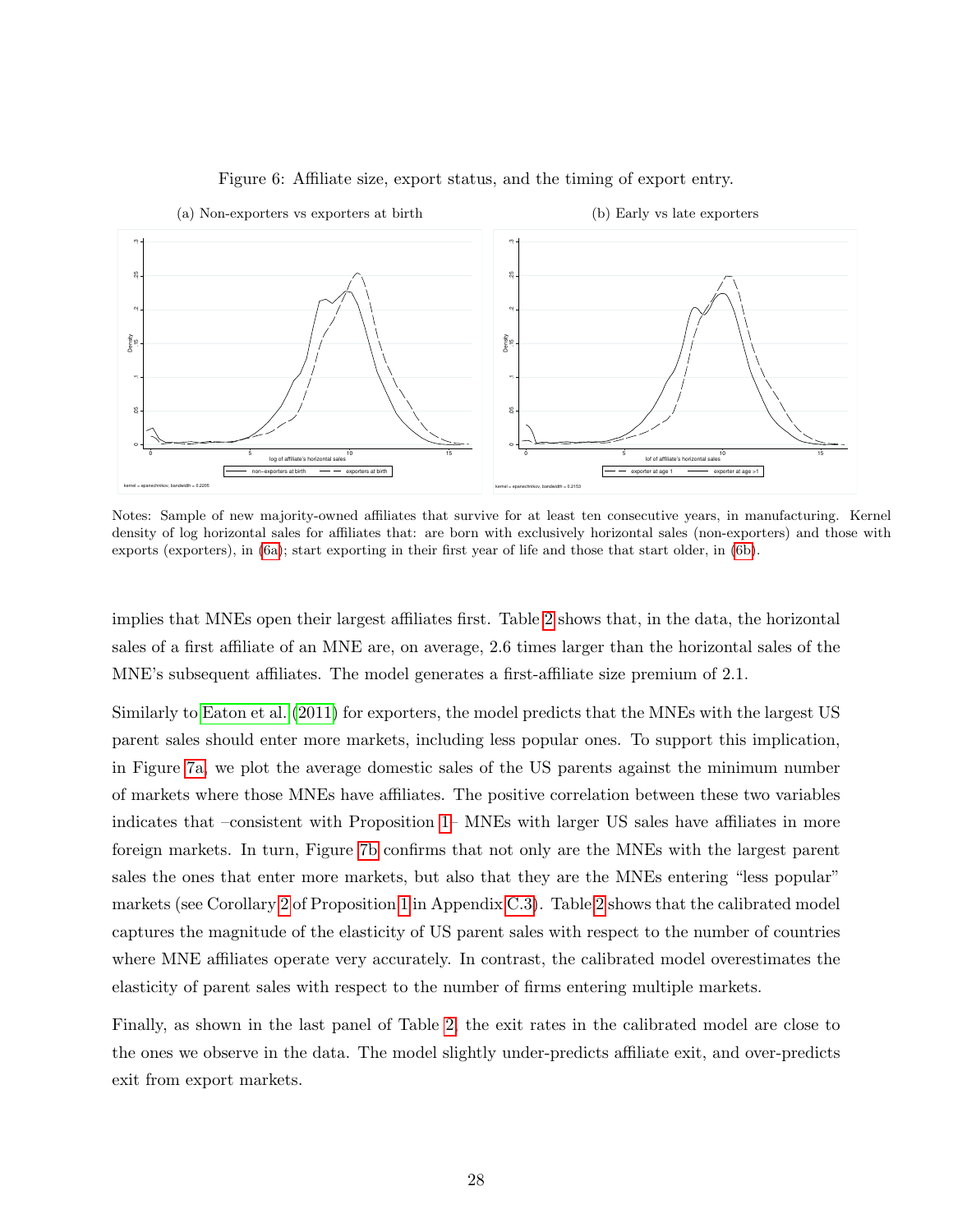Figure 6: Affiliate size, export status, and the timing of export entry.

(a) Non-exporters vs exporters at birth

(b) Early vs late exporters

Notes: Sample of new majority-owned affiliates that survive for at least ten consecutive years, in manufacturing. Kernel density of log horizontal sales for affiliates that: are born with exclusively horizontal sales (non-exporters) and those with exports (exporters), in (6a); start exporting in their first year of life and those that start older, in (6b).

implies that MNEs open their largest affiliates first. Table 2 shows that, in the data, the horizontal sales of a first affiliate of an MNE are, on average, 2.6 times larger than the horizontal sales of the MNE's subsequent affiliates. The model generates a first-affiliate size premium of 2.1.

Similarly to Eaton et al. (2011) for exporters, the model predicts that the MNEs with the largest US parent sales should enter more markets, including less popular ones. To support this implication, in Figure 7a, we plot the average domestic sales of the US parents against the minimum number of markets where those MNEs have affiliates. The positive correlation between these two variables indicates that –consistent with Proposition 1– MNEs with larger US sales have affiliates in more foreign markets. In turn, Figure 7b confirms that not only are the MNEs with the largest parent sales the ones that enter more markets, but also that they are the MNEs entering "less popular" markets (see Corollary 2 of Proposition 1 in Appendix C.3). Table 2 shows that the calibrated model captures the magnitude of the elasticity of US parent sales with respect to the number of countries where MNE affiliates operate very accurately. In contrast, the calibrated model overestimates the elasticity of parent sales with respect to the number of firms entering multiple markets.

Finally, as shown in the last panel of Table 2, the exit rates in the calibrated model are close to the ones we observe in the data. The model slightly under-predicts affiliate exit, and over-predicts exit from export markets.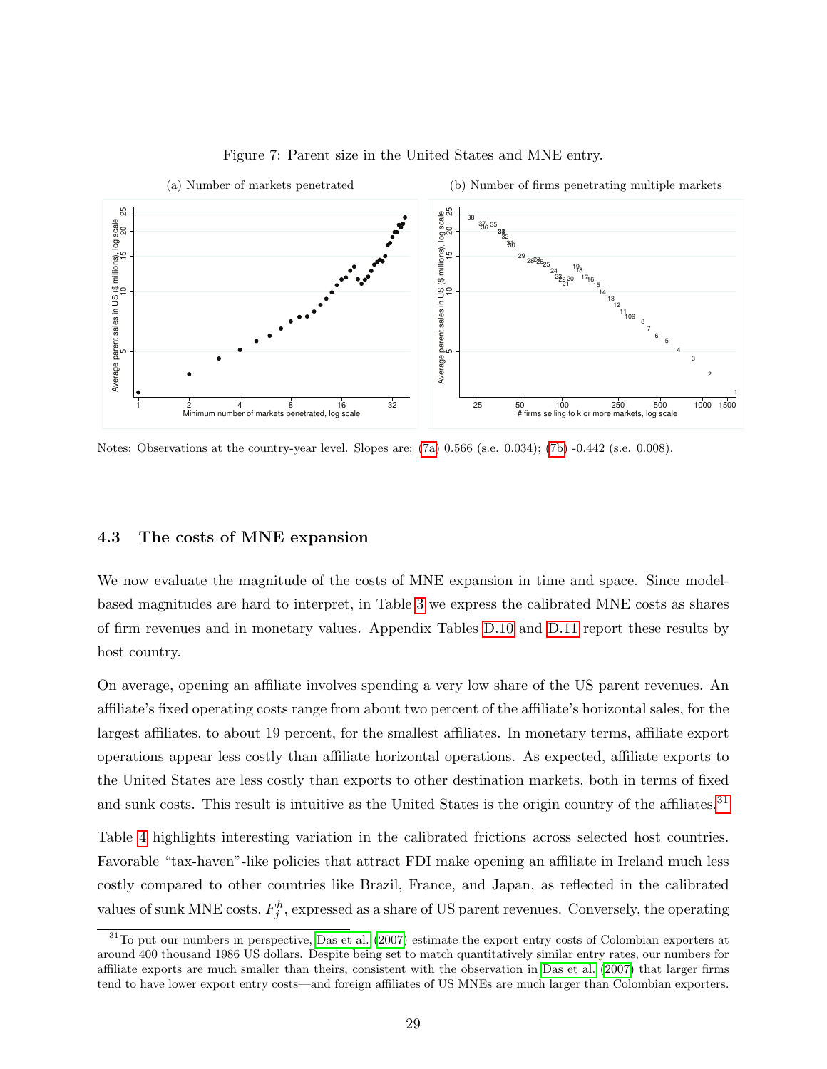Figure 7: Parent size in the United States and MNE entry.

(a) Number of markets penetrated

(b) Number of firms penetrating multiple markets

Notes: Observations at the country-year level. Slopes are: (7a) 0.566 (s.e. 0.034); (7b) -0.442 (s.e. 0.008).

### 4.3 The costs of MNE expansion

We now evaluate the magnitude of the costs of MNE expansion in time and space. Since model-based magnitudes are hard to interpret, in Table 3 we express the calibrated MNE costs as shares of firm revenues and in monetary values. Appendix Tables D.10 and D.11 report these results by host country.

On average, opening an affiliate involves spending a very low share of the US parent revenues. An affiliate's fixed operating costs range from about two percent of the affiliate's horizontal sales, for the largest affiliates, to about 19 percent, for the smallest affiliates. In monetary terms, affiliate export operations appear less costly than affiliate horizontal operations. As expected, affiliate exports to the United States are less costly than exports to other destination markets, both in terms of fixed and sunk costs. This result is intuitive as the United States is the origin country of the affiliates.[31]

Table 4 highlights interesting variation in the calibrated frictions across selected host countries. Favorable "tax-haven"-like policies that attract FDI make opening an affiliate in Ireland much less costly compared to other countries like Brazil, France, and Japan, as reflected in the calibrated values of sunk MNE costs, $F_j^h$, expressed as a share of US parent revenues. Conversely, the operating

[31] To put our numbers in perspective, Das et al. (2007) estimate the export entry costs of Colombian exporters at around 400 thousand 1986 US dollars. Despite being set to match quantitatively similar entry rates, our numbers for affiliate exports are much smaller than theirs, consistent with the observation in Das et al. (2007) that larger firms tend to have lower export entry costs—and foreign affiliates of US MNEs are much larger than Colombian exporters.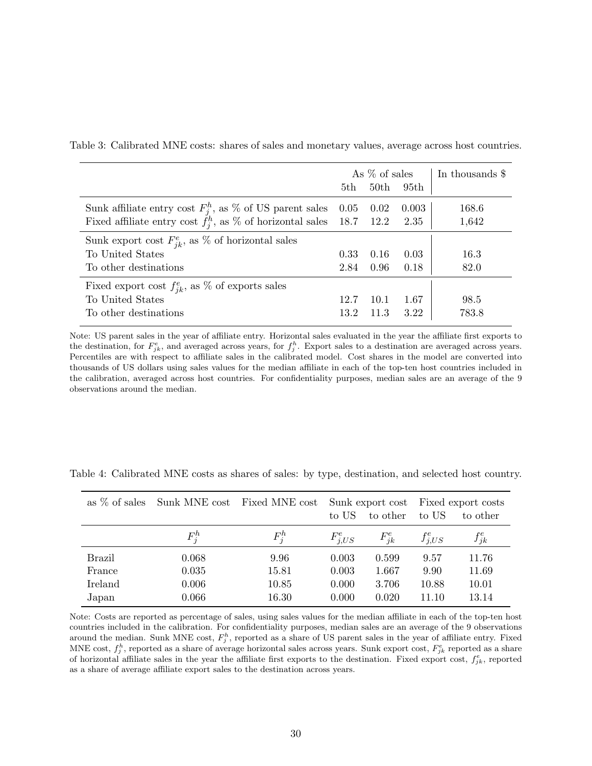Table 3: Calibrated MNE costs: shares of sales and monetary values, average across host countries.

| | As % of sales | | | In thousands $ |
|---|---|---|---|---|
| | 5th | 50th | 95th | |
| Sunk affiliate entry cost $F_j^h$, as % of US parent sales | 0.05 | 0.02 | 0.003 | 168.6 |
| Fixed affiliate entry cost $f_j^h$, as % of horizontal sales | 18.7 | 12.2 | 2.35 | 1,642 |
| Sunk export cost $F_{jk}^e$, as % of horizontal sales | | | | |
| To United States | 0.33 | 0.16 | 0.03 | 16.3 |
| To other destinations | 2.84 | 0.96 | 0.18 | 82.0 |
| Fixed export cost $f_{jk}^e$, as % of exports sales | | | | |
| To United States | 12.7 | 10.1 | 1.67 | 98.5 |
| To other destinations | 13.2 | 11.3 | 3.22 | 783.8 |

Note: US parent sales in the year of affiliate entry. Horizontal sales evaluated in the year the affiliate first exports to the destination, for $F_{jk}^e$, and averaged across years, for $f_j^h$. Export sales to a destination are averaged across years. Percentiles are with respect to affiliate sales in the calibrated model. Cost shares in the model are converted into thousands of US dollars using sales values for the median affiliate in each of the top-ten host countries included in the calibration, averaged across host countries. For confidentiality purposes, median sales are an average of the 9 observations around the median.

Table 4: Calibrated MNE costs as shares of sales: by type, destination, and selected host country.

| as % of sales | Sunk MNE cost | Fixed MNE cost | Sunk export cost | | Fixed export costs | |
|---|---|---|---|---|---|---|
| | | | to US | to other | to US | to other |
| | $F_j^h$ | $F_j^h$ | $F_{j,US}^e$ | $F_{jk}^e$ | $f_{j,US}^e$ | $f_{jk}^e$ |
| Brazil | 0.068 | 9.96 | 0.003 | 0.599 | 9.57 | 11.76 |
| France | 0.035 | 15.81 | 0.003 | 1.667 | 9.90 | 11.69 |
| Ireland | 0.006 | 10.85 | 0.000 | 3.706 | 10.88 | 10.01 |
| Japan | 0.066 | 16.30 | 0.000 | 0.020 | 11.10 | 13.14 |

Note: Costs are reported as percentage of sales, using sales values for the median affiliate in each of the top-ten host countries included in the calibration. For confidentiality purposes, median sales are an average of the 9 observations around the median. Sunk MNE cost, $F_j^h$, reported as a share of US parent sales in the year of affiliate entry. Fixed MNE cost, $f_j^h$, reported as a share of average horizontal sales across years. Sunk export cost, $F_{jk}^e$ reported as a share of horizontal affiliate sales in the year the affiliate first exports to the destination. Fixed export cost, $f_{jk}^e$, reported as a share of average affiliate export sales to the destination across years.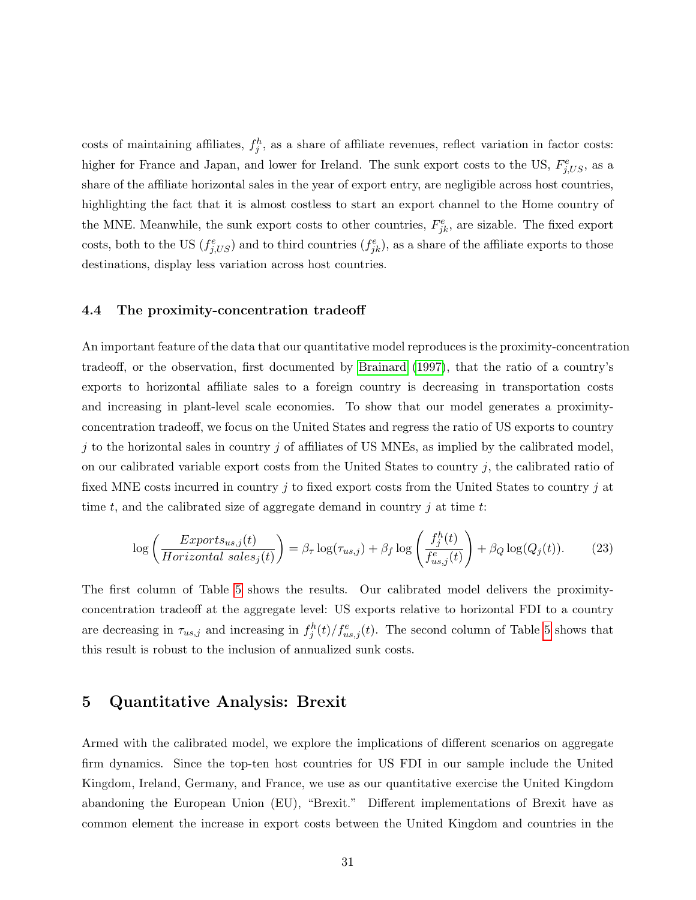costs of maintaining affiliates, $f_j^h$, as a share of affiliate revenues, reflect variation in factor costs: higher for France and Japan, and lower for Ireland. The sunk export costs to the US, $F_{j,US}^e$, as a share of the affiliate horizontal sales in the year of export entry, are negligible across host countries, highlighting the fact that it is almost costless to start an export channel to the Home country of the MNE. Meanwhile, the sunk export costs to other countries, $F_{jk}^e$, are sizable. The fixed export costs, both to the US ($f_{j,US}^e$) and to third countries ($f_{jk}^e$), as a share of the affiliate exports to those destinations, display less variation across host countries.

### 4.4 The proximity-concentration tradeoff

An important feature of the data that our quantitative model reproduces is the proximity-concentration tradeoff, or the observation, first documented by Brainard (1997), that the ratio of a country's exports to horizontal affiliate sales to a foreign country is decreasing in transportation costs and increasing in plant-level scale economies. To show that our model generates a proximity-concentration tradeoff, we focus on the United States and regress the ratio of US exports to country $j$ to the horizontal sales in country $j$ of affiliates of US MNEs, as implied by the calibrated model, on our calibrated variable export costs from the United States to country $j$, the calibrated ratio of fixed MNE costs incurred in country $j$ to fixed export costs from the United States to country $j$ at time $t$, and the calibrated size of aggregate demand in country $j$ at time $t$:

$$\log\left(\frac{Exports_{us,j}(t)}{Horizontal\ sales_j(t)}\right) = \beta_\tau \log(\tau_{us,j}) + \beta_f \log\left(\frac{f_j^h(t)}{f_{us,j}^e(t)}\right) + \beta_Q \log(Q_j(t)). \tag{23}$$

The first column of Table 5 shows the results. Our calibrated model delivers the proximity-concentration tradeoff at the aggregate level: US exports relative to horizontal FDI to a country are decreasing in $\tau_{us,j}$ and increasing in $f_j^h(t)/f_{us,j}^e(t)$. The second column of Table 5 shows that this result is robust to the inclusion of annualized sunk costs.

## 5 Quantitative Analysis: Brexit

Armed with the calibrated model, we explore the implications of different scenarios on aggregate firm dynamics. Since the top-ten host countries for US FDI in our sample include the United Kingdom, Ireland, Germany, and France, we use as our quantitative exercise the United Kingdom abandoning the European Union (EU), "Brexit." Different implementations of Brexit have as common element the increase in export costs between the United Kingdom and countries in the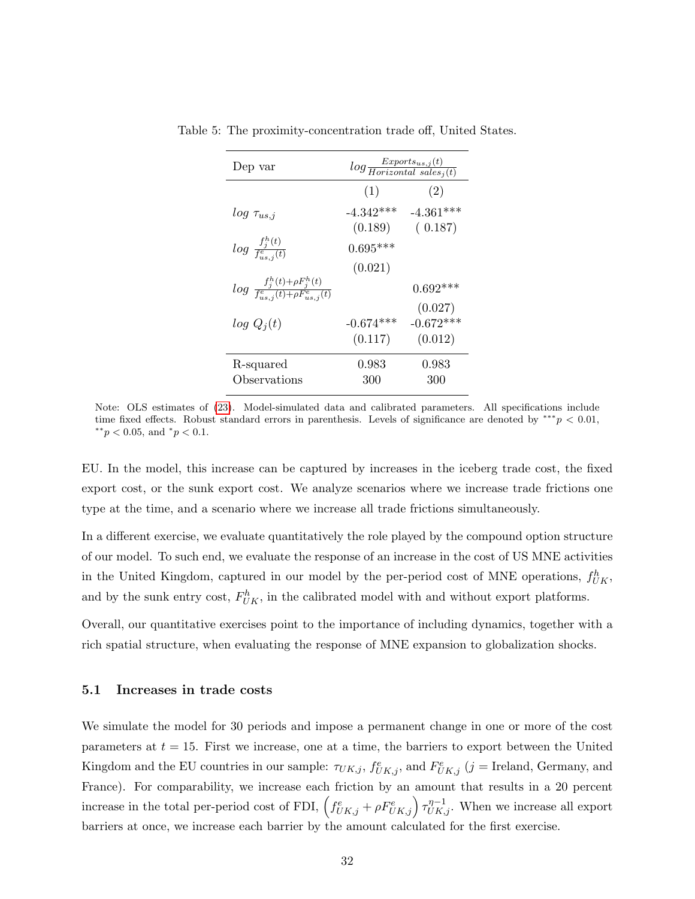Table 5: The proximity-concentration trade off, United States.

| Dep var | $log \frac{Exports_{us,j}(t)}{Horizontal\ sales_j(t)}$ | |
|---|---|---|
| | (1) | (2) |
| $log\ \tau_{us,j}$ | -4.342*** | -4.361*** |
| | (0.189) | ( 0.187) |
| $log\ \frac{f^h_j(t)}{f^e_{us,j}(t)}$ | 0.695*** | |
| | (0.021) | |
| $log\ \frac{f^h_j(t)+\rho F^h_j(t)}{f^e_{us,j}(t)+\rho F^e_{us,j}(t)}$ | | 0.692*** |
| | | (0.027) |
| $log\ Q_j(t)$ | -0.674*** | -0.672*** |
| | (0.117) | (0.012) |
| R-squared | 0.983 | 0.983 |
| Observations | 300 | 300 |

Note: OLS estimates of (23). Model-simulated data and calibrated parameters. All specifications include time fixed effects. Robust standard errors in parenthesis. Levels of significance are denoted by $^{***}p < 0.01$, $^{**}p < 0.05$, and $^{*}p < 0.1$.

EU. In the model, this increase can be captured by increases in the iceberg trade cost, the fixed export cost, or the sunk export cost. We analyze scenarios where we increase trade frictions one type at the time, and a scenario where we increase all trade frictions simultaneously.

In a different exercise, we evaluate quantitatively the role played by the compound option structure of our model. To such end, we evaluate the response of an increase in the cost of US MNE activities in the United Kingdom, captured in our model by the per-period cost of MNE operations, $f^h_{UK}$, and by the sunk entry cost, $F^h_{UK}$, in the calibrated model with and without export platforms.

Overall, our quantitative exercises point to the importance of including dynamics, together with a rich spatial structure, when evaluating the response of MNE expansion to globalization shocks.

### 5.1 Increases in trade costs

We simulate the model for 30 periods and impose a permanent change in one or more of the cost parameters at $t = 15$. First we increase, one at a time, the barriers to export between the United Kingdom and the EU countries in our sample: $\tau_{UK,j}$, $f^e_{UK,j}$, and $F^e_{UK,j}$ ($j$ = Ireland, Germany, and France). For comparability, we increase each friction by an amount that results in a 20 percent increase in the total per-period cost of FDI, $\left(f^e_{UK,j} + \rho F^e_{UK,j}\right)\tau^{\eta-1}_{UK,j}$. When we increase all export barriers at once, we increase each barrier by the amount calculated for the first exercise.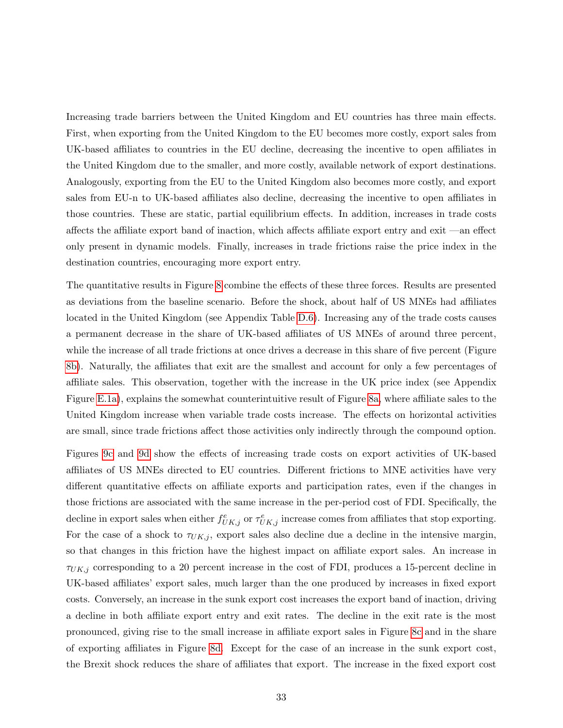Increasing trade barriers between the United Kingdom and EU countries has three main effects. First, when exporting from the United Kingdom to the EU becomes more costly, export sales from UK-based affiliates to countries in the EU decline, decreasing the incentive to open affiliates in the United Kingdom due to the smaller, and more costly, available network of export destinations. Analogously, exporting from the EU to the United Kingdom also becomes more costly, and export sales from EU-n to UK-based affiliates also decline, decreasing the incentive to open affiliates in those countries. These are static, partial equilibrium effects. In addition, increases in trade costs affects the affiliate export band of inaction, which affects affiliate export entry and exit —an effect only present in dynamic models. Finally, increases in trade frictions raise the price index in the destination countries, encouraging more export entry.

The quantitative results in Figure 8 combine the effects of these three forces. Results are presented as deviations from the baseline scenario. Before the shock, about half of US MNEs had affiliates located in the United Kingdom (see Appendix Table D.6). Increasing any of the trade costs causes a permanent decrease in the share of UK-based affiliates of US MNEs of around three percent, while the increase of all trade frictions at once drives a decrease in this share of five percent (Figure 8b). Naturally, the affiliates that exit are the smallest and account for only a few percentages of affiliate sales. This observation, together with the increase in the UK price index (see Appendix Figure E.1a), explains the somewhat counterintuitive result of Figure 8a, where affiliate sales to the United Kingdom increase when variable trade costs increase. The effects on horizontal activities are small, since trade frictions affect those activities only indirectly through the compound option.

Figures 9c and 9d show the effects of increasing trade costs on export activities of UK-based affiliates of US MNEs directed to EU countries. Different frictions to MNE activities have very different quantitative effects on affiliate exports and participation rates, even if the changes in those frictions are associated with the same increase in the per-period cost of FDI. Specifically, the decline in export sales when either $f^{e}_{UK,j}$ or $\tau^{e}_{UK,j}$ increase comes from affiliates that stop exporting. For the case of a shock to $\tau_{UK,j}$, export sales also decline due a decline in the intensive margin, so that changes in this friction have the highest impact on affiliate export sales. An increase in $\tau_{UK,j}$ corresponding to a 20 percent increase in the cost of FDI, produces a 15-percent decline in UK-based affiliates' export sales, much larger than the one produced by increases in fixed export costs. Conversely, an increase in the sunk export cost increases the export band of inaction, driving a decline in both affiliate export entry and exit rates. The decline in the exit rate is the most pronounced, giving rise to the small increase in affiliate export sales in Figure 8c and in the share of exporting affiliates in Figure 8d. Except for the case of an increase in the sunk export cost, the Brexit shock reduces the share of affiliates that export. The increase in the fixed export cost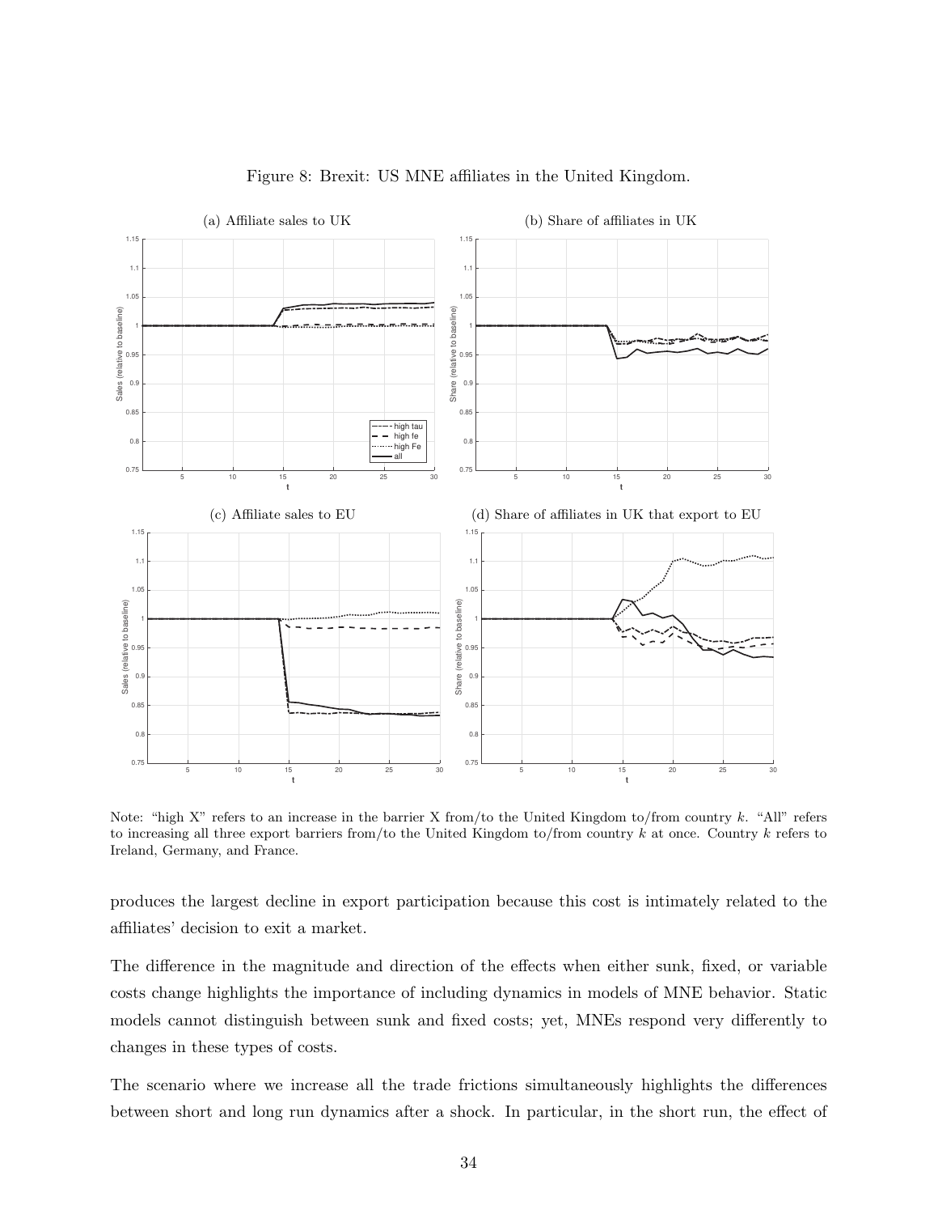Figure 8: Brexit: US MNE affiliates in the United Kingdom.

(a) Affiliate sales to UK

(b) Share of affiliates in UK

(c) Affiliate sales to EU

(d) Share of affiliates in UK that export to EU

Note: "high X" refers to an increase in the barrier X from/to the United Kingdom to/from country $k$. "All" refers to increasing all three export barriers from/to the United Kingdom to/from country $k$ at once. Country $k$ refers to Ireland, Germany, and France.

produces the largest decline in export participation because this cost is intimately related to the affiliates' decision to exit a market.

The difference in the magnitude and direction of the effects when either sunk, fixed, or variable costs change highlights the importance of including dynamics in models of MNE behavior. Static models cannot distinguish between sunk and fixed costs; yet, MNEs respond very differently to changes in these types of costs.

The scenario where we increase all the trade frictions simultaneously highlights the differences between short and long run dynamics after a shock. In particular, in the short run, the effect of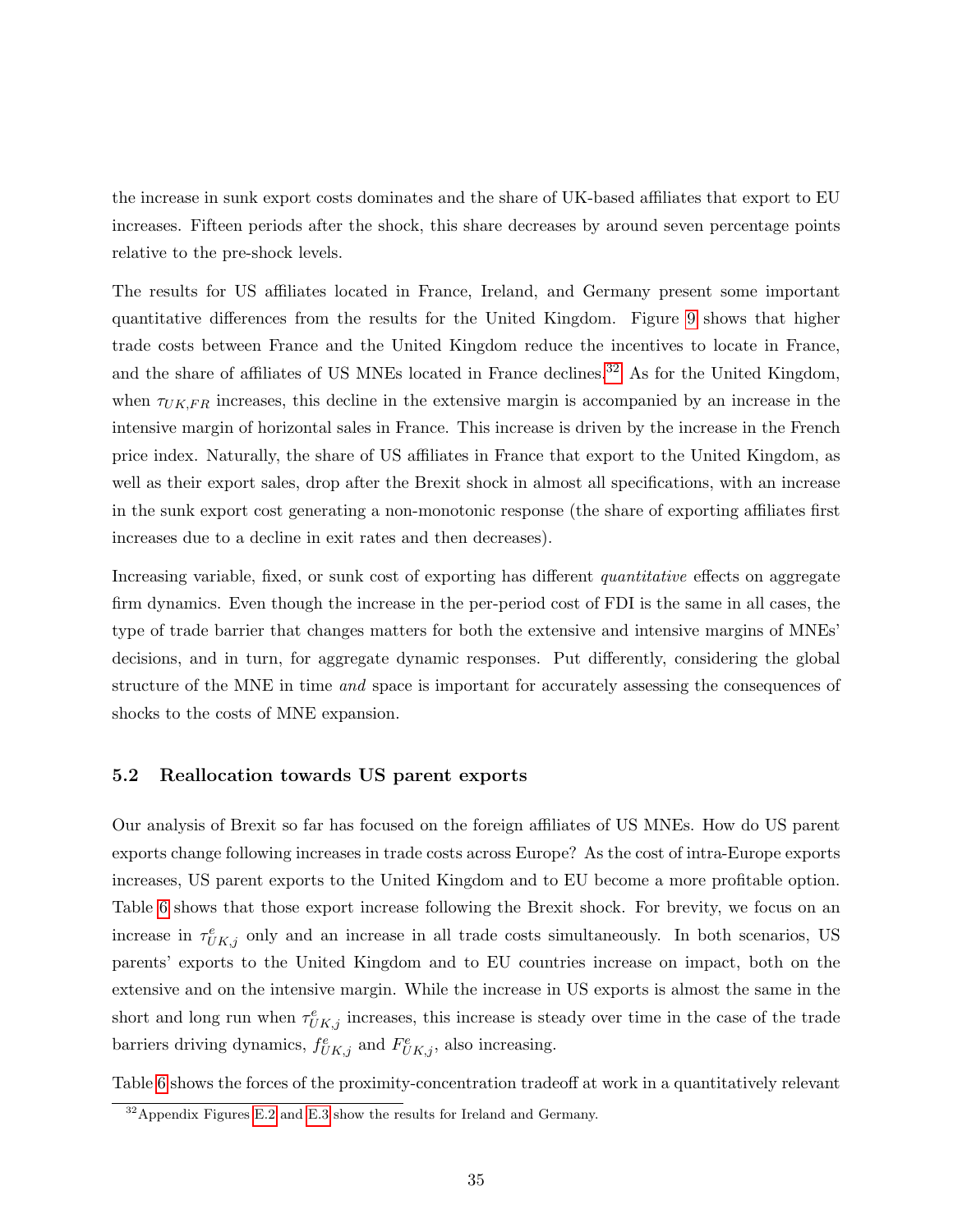the increase in sunk export costs dominates and the share of UK-based affiliates that export to EU increases. Fifteen periods after the shock, this share decreases by around seven percentage points relative to the pre-shock levels.

The results for US affiliates located in France, Ireland, and Germany present some important quantitative differences from the results for the United Kingdom. Figure 9 shows that higher trade costs between France and the United Kingdom reduce the incentives to locate in France, and the share of affiliates of US MNEs located in France declines.[32] As for the United Kingdom, when $\tau_{UK,FR}$ increases, this decline in the extensive margin is accompanied by an increase in the intensive margin of horizontal sales in France. This increase is driven by the increase in the French price index. Naturally, the share of US affiliates in France that export to the United Kingdom, as well as their export sales, drop after the Brexit shock in almost all specifications, with an increase in the sunk export cost generating a non-monotonic response (the share of exporting affiliates first increases due to a decline in exit rates and then decreases).

Increasing variable, fixed, or sunk cost of exporting has different *quantitative* effects on aggregate firm dynamics. Even though the increase in the per-period cost of FDI is the same in all cases, the type of trade barrier that changes matters for both the extensive and intensive margins of MNEs' decisions, and in turn, for aggregate dynamic responses. Put differently, considering the global structure of the MNE in time *and* space is important for accurately assessing the consequences of shocks to the costs of MNE expansion.

### 5.2 Reallocation towards US parent exports

Our analysis of Brexit so far has focused on the foreign affiliates of US MNEs. How do US parent exports change following increases in trade costs across Europe? As the cost of intra-Europe exports increases, US parent exports to the United Kingdom and to EU become a more profitable option. Table 6 shows that those export increase following the Brexit shock. For brevity, we focus on an increase in $\tau^e_{UK,j}$ only and an increase in all trade costs simultaneously. In both scenarios, US parents' exports to the United Kingdom and to EU countries increase on impact, both on the extensive and on the intensive margin. While the increase in US exports is almost the same in the short and long run when $\tau^e_{UK,j}$ increases, this increase is steady over time in the case of the trade barriers driving dynamics, $f^e_{UK,j}$ and $F^e_{UK,j}$, also increasing.

Table 6 shows the forces of the proximity-concentration tradeoff at work in a quantitatively relevant

[32] Appendix Figures E.2 and E.3 show the results for Ireland and Germany.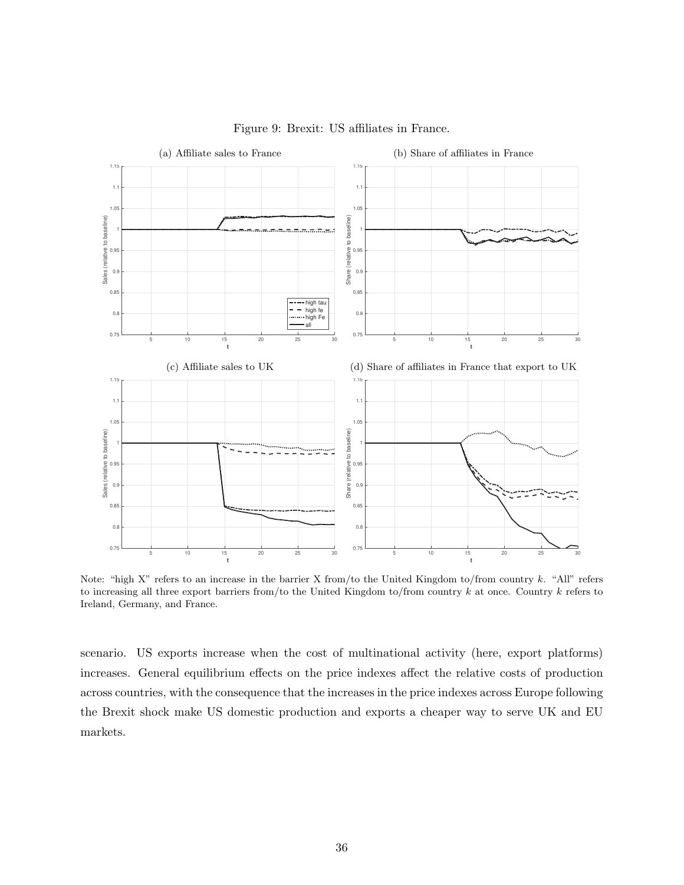Figure 9: Brexit: US affiliates in France.

(a) Affiliate sales to France

(b) Share of affiliates in France

(c) Affiliate sales to UK

(d) Share of affiliates in France that export to UK

Note: "high X" refers to an increase in the barrier X from/to the United Kingdom to/from country $k$. "All" refers to increasing all three export barriers from/to the United Kingdom to/from country $k$ at once. Country $k$ refers to Ireland, Germany, and France.

scenario. US exports increase when the cost of multinational activity (here, export platforms) increases. General equilibrium effects on the price indexes affect the relative costs of production across countries, with the consequence that the increases in the price indexes across Europe following the Brexit shock make US domestic production and exports a cheaper way to serve UK and EU markets.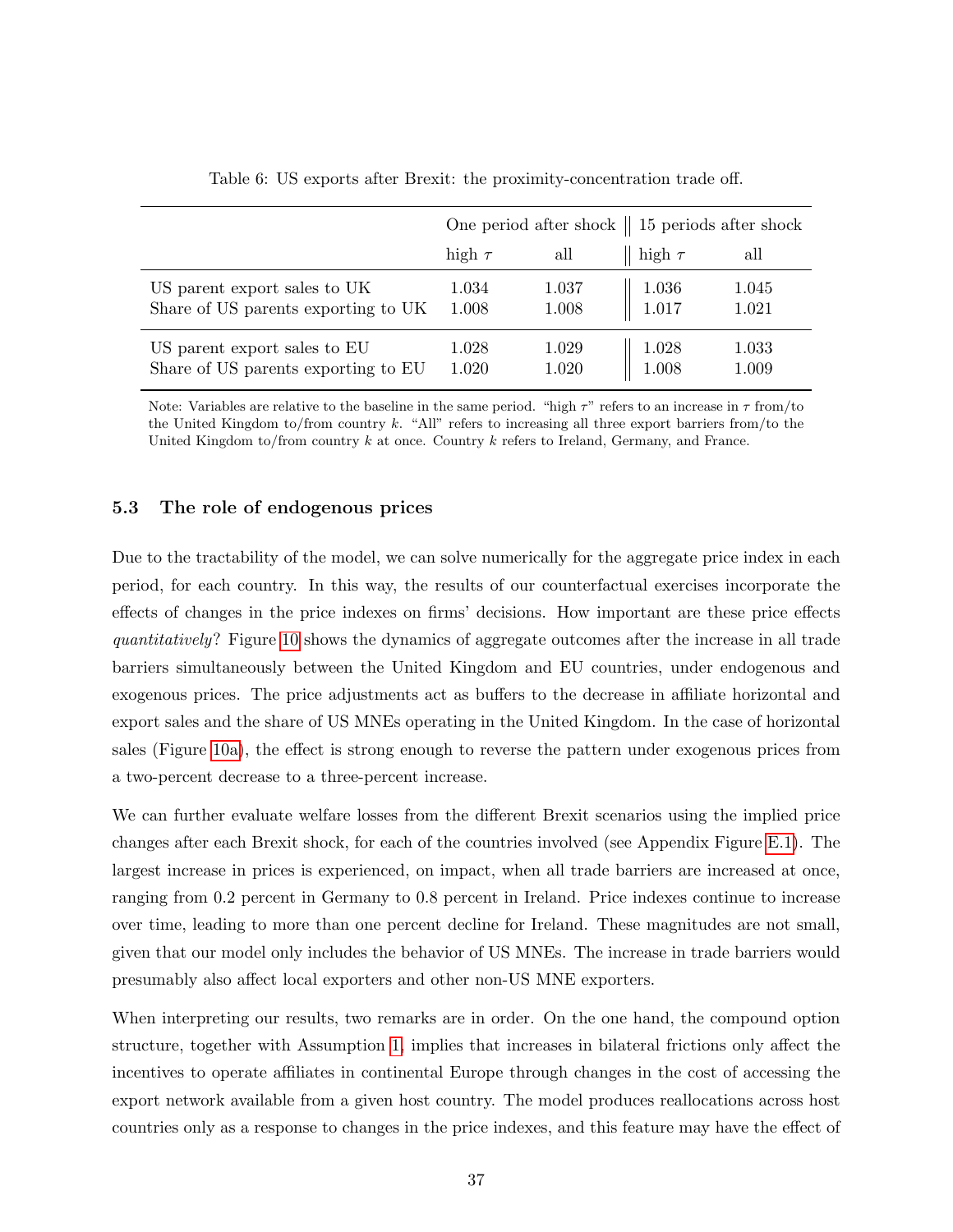Table 6: US exports after Brexit: the proximity-concentration trade off.

| | One period after shock | | 15 periods after shock | |
|---|---|---|---|---|
| | high $\tau$ | all | high $\tau$ | all |
| US parent export sales to UK | 1.034 | 1.037 | 1.036 | 1.045 |
| Share of US parents exporting to UK | 1.008 | 1.008 | 1.017 | 1.021 |
| US parent export sales to EU | 1.028 | 1.029 | 1.028 | 1.033 |
| Share of US parents exporting to EU | 1.020 | 1.020 | 1.008 | 1.009 |

Note: Variables are relative to the baseline in the same period. "high $\tau$" refers to an increase in $\tau$ from/to the United Kingdom to/from country $k$. "All" refers to increasing all three export barriers from/to the United Kingdom to/from country $k$ at once. Country $k$ refers to Ireland, Germany, and France.

### 5.3 The role of endogenous prices

Due to the tractability of the model, we can solve numerically for the aggregate price index in each period, for each country. In this way, the results of our counterfactual exercises incorporate the effects of changes in the price indexes on firms' decisions. How important are these price effects *quantitatively*? Figure 10 shows the dynamics of aggregate outcomes after the increase in all trade barriers simultaneously between the United Kingdom and EU countries, under endogenous and exogenous prices. The price adjustments act as buffers to the decrease in affiliate horizontal and export sales and the share of US MNEs operating in the United Kingdom. In the case of horizontal sales (Figure 10a), the effect is strong enough to reverse the pattern under exogenous prices from a two-percent decrease to a three-percent increase.

We can further evaluate welfare losses from the different Brexit scenarios using the implied price changes after each Brexit shock, for each of the countries involved (see Appendix Figure E.1). The largest increase in prices is experienced, on impact, when all trade barriers are increased at once, ranging from 0.2 percent in Germany to 0.8 percent in Ireland. Price indexes continue to increase over time, leading to more than one percent decline for Ireland. These magnitudes are not small, given that our model only includes the behavior of US MNEs. The increase in trade barriers would presumably also affect local exporters and other non-US MNE exporters.

When interpreting our results, two remarks are in order. On the one hand, the compound option structure, together with Assumption 1, implies that increases in bilateral frictions only affect the incentives to operate affiliates in continental Europe through changes in the cost of accessing the export network available from a given host country. The model produces reallocations across host countries only as a response to changes in the price indexes, and this feature may have the effect of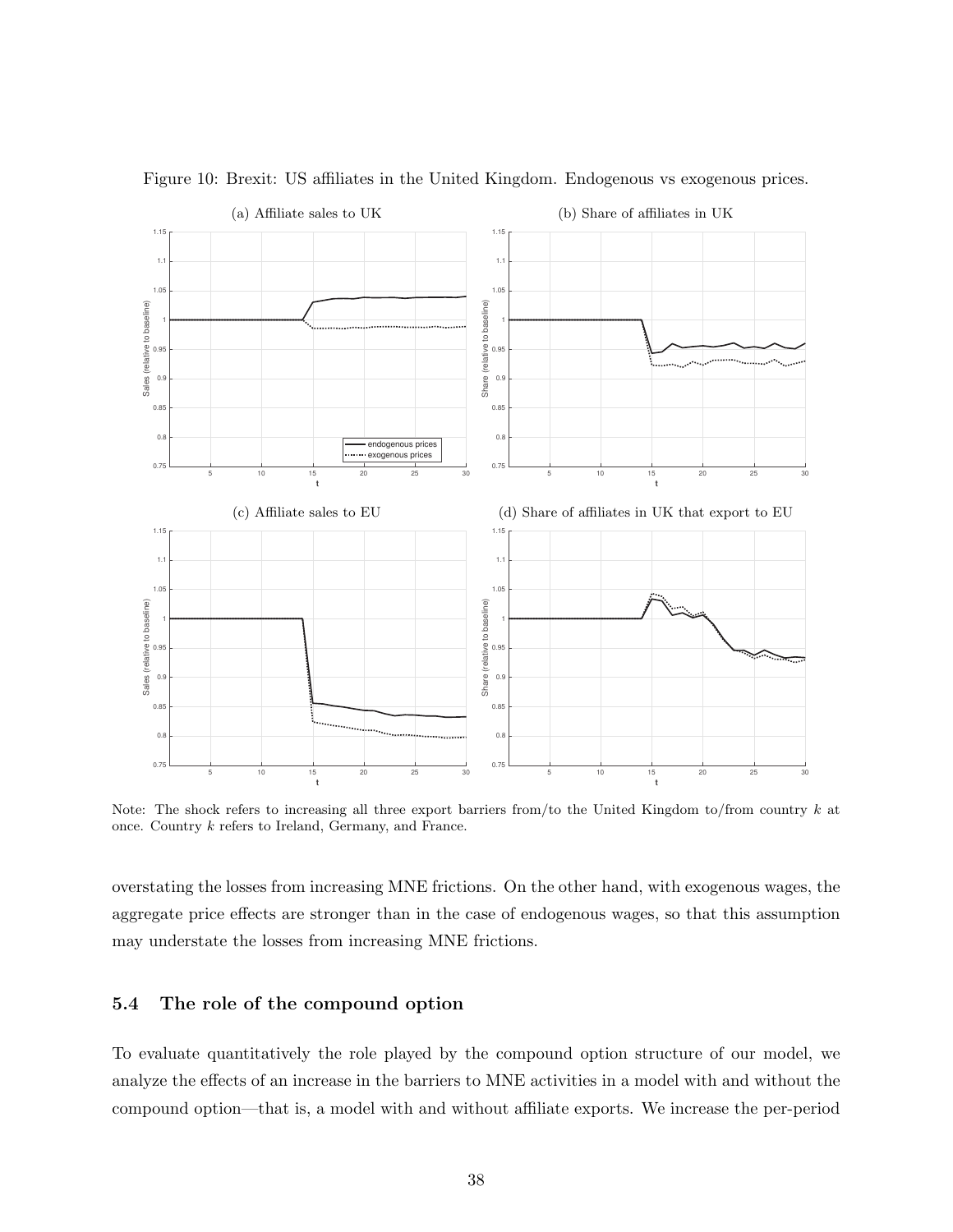Figure 10: Brexit: US affiliates in the United Kingdom. Endogenous vs exogenous prices.

Note: The shock refers to increasing all three export barriers from/to the United Kingdom to/from country $k$ at once. Country $k$ refers to Ireland, Germany, and France.

overstating the losses from increasing MNE frictions. On the other hand, with exogenous wages, the aggregate price effects are stronger than in the case of endogenous wages, so that this assumption may understate the losses from increasing MNE frictions.

### 5.4 The role of the compound option

To evaluate quantitatively the role played by the compound option structure of our model, we analyze the effects of an increase in the barriers to MNE activities in a model with and without the compound option—that is, a model with and without affiliate exports. We increase the per-period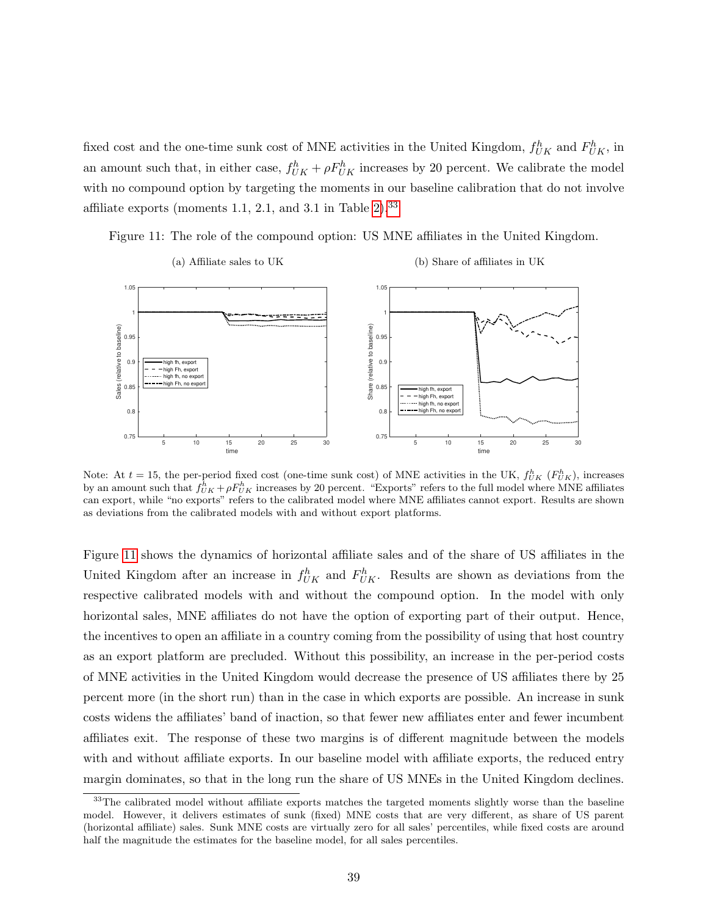fixed cost and the one-time sunk cost of MNE activities in the United Kingdom, $f^h_{UK}$ and $F^h_{UK}$, in an amount such that, in either case, $f^h_{UK} + \rho F^h_{UK}$ increases by 20 percent. We calibrate the model with no compound option by targeting the moments in our baseline calibration that do not involve affiliate exports (moments 1.1, 2.1, and 3.1 in Table 2).[33]

Figure 11: The role of the compound option: US MNE affiliates in the United Kingdom.

(a) Affiliate sales to UK

(b) Share of affiliates in UK

Note: At $t = 15$, the per-period fixed cost (one-time sunk cost) of MNE activities in the UK, $f^h_{UK}$ ($F^h_{UK}$), increases by an amount such that $f^h_{UK} + \rho F^h_{UK}$ increases by 20 percent. "Exports" refers to the full model where MNE affiliates can export, while "no exports" refers to the calibrated model where MNE affiliates cannot export. Results are shown as deviations from the calibrated models with and without export platforms.

Figure 11 shows the dynamics of horizontal affiliate sales and of the share of US affiliates in the United Kingdom after an increase in $f^h_{UK}$ and $F^h_{UK}$. Results are shown as deviations from the respective calibrated models with and without the compound option. In the model with only horizontal sales, MNE affiliates do not have the option of exporting part of their output. Hence, the incentives to open an affiliate in a country coming from the possibility of using that host country as an export platform are precluded. Without this possibility, an increase in the per-period costs of MNE activities in the United Kingdom would decrease the presence of US affiliates there by 25 percent more (in the short run) than in the case in which exports are possible. An increase in sunk costs widens the affiliates' band of inaction, so that fewer new affiliates enter and fewer incumbent affiliates exit. The response of these two margins is of different magnitude between the models with and without affiliate exports. In our baseline model with affiliate exports, the reduced entry margin dominates, so that in the long run the share of US MNEs in the United Kingdom declines.

[33] The calibrated model without affiliate exports matches the targeted moments slightly worse than the baseline model. However, it delivers estimates of sunk (fixed) MNE costs that are very different, as share of US parent (horizontal affiliate) sales. Sunk MNE costs are virtually zero for all sales' percentiles, while fixed costs are around half the magnitude the estimates for the baseline model, for all sales percentiles.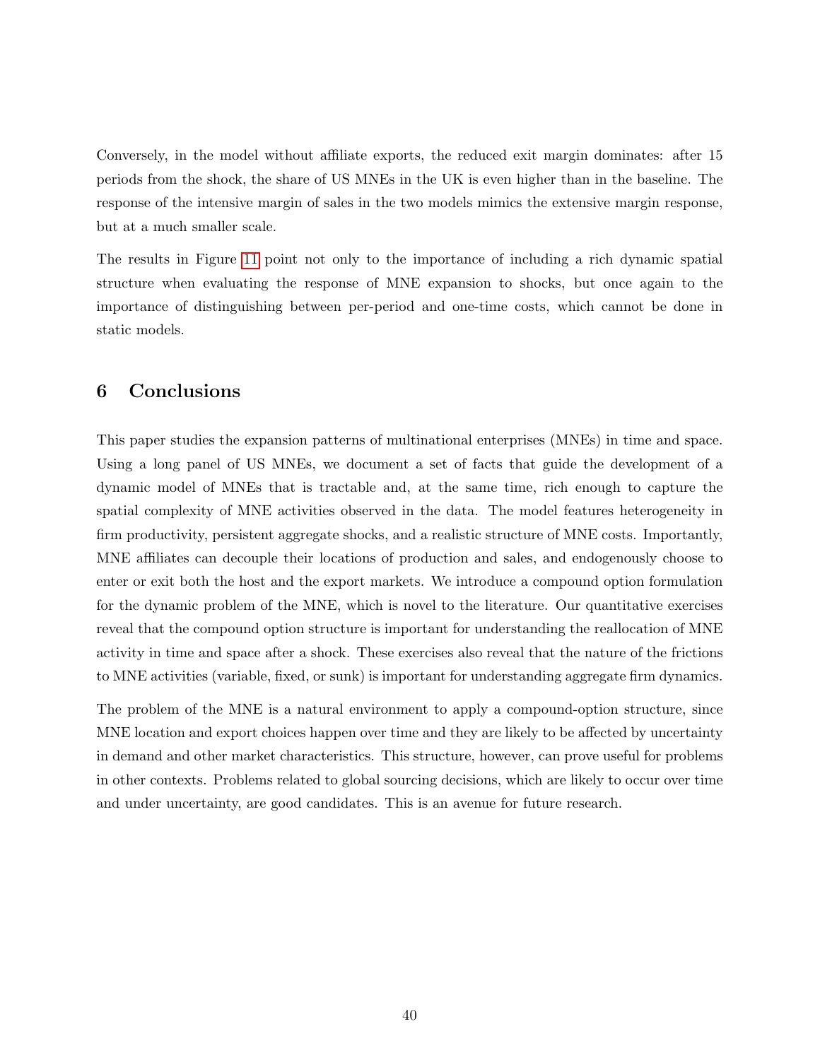Conversely, in the model without affiliate exports, the reduced exit margin dominates: after 15 periods from the shock, the share of US MNEs in the UK is even higher than in the baseline. The response of the intensive margin of sales in the two models mimics the extensive margin response, but at a much smaller scale.

The results in Figure 11 point not only to the importance of including a rich dynamic spatial structure when evaluating the response of MNE expansion to shocks, but once again to the importance of distinguishing between per-period and one-time costs, which cannot be done in static models.

## 6 Conclusions

This paper studies the expansion patterns of multinational enterprises (MNEs) in time and space. Using a long panel of US MNEs, we document a set of facts that guide the development of a dynamic model of MNEs that is tractable and, at the same time, rich enough to capture the spatial complexity of MNE activities observed in the data. The model features heterogeneity in firm productivity, persistent aggregate shocks, and a realistic structure of MNE costs. Importantly, MNE affiliates can decouple their locations of production and sales, and endogenously choose to enter or exit both the host and the export markets. We introduce a compound option formulation for the dynamic problem of the MNE, which is novel to the literature. Our quantitative exercises reveal that the compound option structure is important for understanding the reallocation of MNE activity in time and space after a shock. These exercises also reveal that the nature of the frictions to MNE activities (variable, fixed, or sunk) is important for understanding aggregate firm dynamics.

The problem of the MNE is a natural environment to apply a compound-option structure, since MNE location and export choices happen over time and they are likely to be affected by uncertainty in demand and other market characteristics. This structure, however, can prove useful for problems in other contexts. Problems related to global sourcing decisions, which are likely to occur over time and under uncertainty, are good candidates. This is an avenue for future research.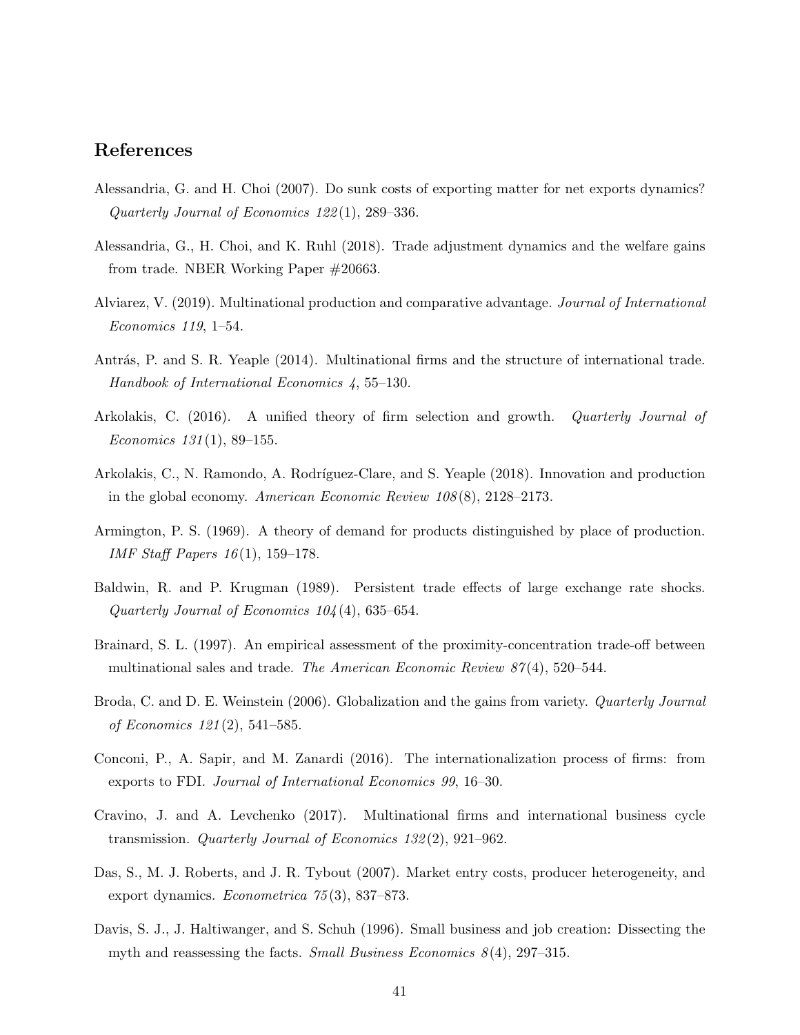## References

Alessandria, G. and H. Choi (2007). Do sunk costs of exporting matter for net exports dynamics? *Quarterly Journal of Economics 122*(1), 289–336.

Alessandria, G., H. Choi, and K. Ruhl (2018). Trade adjustment dynamics and the welfare gains from trade. NBER Working Paper #20663.

Alviarez, V. (2019). Multinational production and comparative advantage. *Journal of International Economics 119*, 1–54.

Antrás, P. and S. R. Yeaple (2014). Multinational firms and the structure of international trade. *Handbook of International Economics 4*, 55–130.

Arkolakis, C. (2016). A unified theory of firm selection and growth. *Quarterly Journal of Economics 131*(1), 89–155.

Arkolakis, C., N. Ramondo, A. Rodríguez-Clare, and S. Yeaple (2018). Innovation and production in the global economy. *American Economic Review 108*(8), 2128–2173.

Armington, P. S. (1969). A theory of demand for products distinguished by place of production. *IMF Staff Papers 16*(1), 159–178.

Baldwin, R. and P. Krugman (1989). Persistent trade effects of large exchange rate shocks. *Quarterly Journal of Economics 104*(4), 635–654.

Brainard, S. L. (1997). An empirical assessment of the proximity-concentration trade-off between multinational sales and trade. *The American Economic Review 87*(4), 520–544.

Broda, C. and D. E. Weinstein (2006). Globalization and the gains from variety. *Quarterly Journal of Economics 121*(2), 541–585.

Conconi, P., A. Sapir, and M. Zanardi (2016). The internationalization process of firms: from exports to FDI. *Journal of International Economics 99*, 16–30.

Cravino, J. and A. Levchenko (2017). Multinational firms and international business cycle transmission. *Quarterly Journal of Economics 132*(2), 921–962.

Das, S., M. J. Roberts, and J. R. Tybout (2007). Market entry costs, producer heterogeneity, and export dynamics. *Econometrica 75*(3), 837–873.

Davis, S. J., J. Haltiwanger, and S. Schuh (1996). Small business and job creation: Dissecting the myth and reassessing the facts. *Small Business Economics 8*(4), 297–315.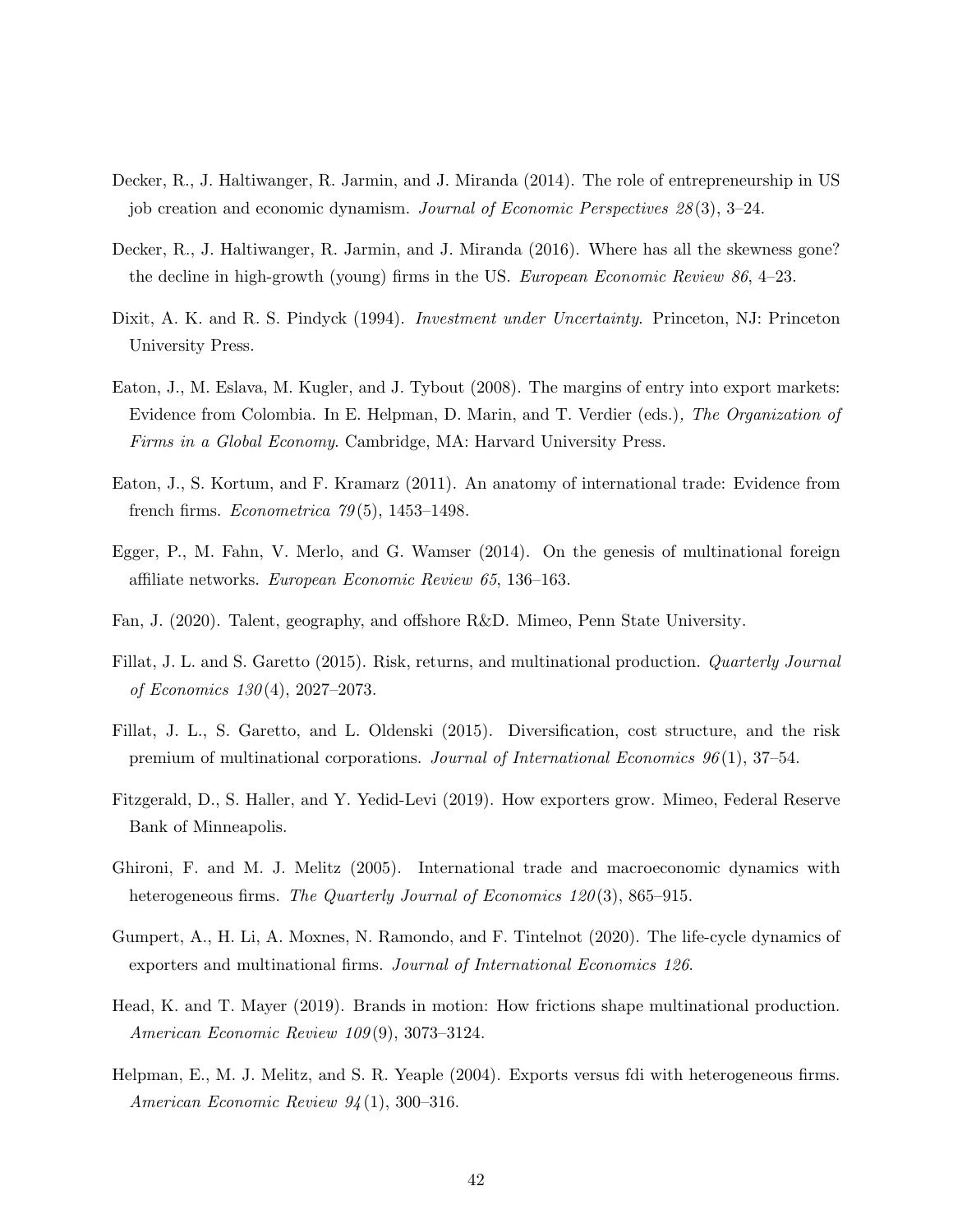Decker, R., J. Haltiwanger, R. Jarmin, and J. Miranda (2014). The role of entrepreneurship in US job creation and economic dynamism. *Journal of Economic Perspectives 28*(3), 3–24.

Decker, R., J. Haltiwanger, R. Jarmin, and J. Miranda (2016). Where has all the skewness gone? the decline in high-growth (young) firms in the US. *European Economic Review 86*, 4–23.

Dixit, A. K. and R. S. Pindyck (1994). *Investment under Uncertainty*. Princeton, NJ: Princeton University Press.

Eaton, J., M. Eslava, M. Kugler, and J. Tybout (2008). The margins of entry into export markets: Evidence from Colombia. In E. Helpman, D. Marin, and T. Verdier (eds.)*, The Organization of Firms in a Global Economy*. Cambridge, MA: Harvard University Press.

Eaton, J., S. Kortum, and F. Kramarz (2011). An anatomy of international trade: Evidence from french firms. *Econometrica 79*(5), 1453–1498.

Egger, P., M. Fahn, V. Merlo, and G. Wamser (2014). On the genesis of multinational foreign affiliate networks. *European Economic Review 65*, 136–163.

Fan, J. (2020). Talent, geography, and offshore R&D. Mimeo, Penn State University.

Fillat, J. L. and S. Garetto (2015). Risk, returns, and multinational production. *Quarterly Journal of Economics 130*(4), 2027–2073.

Fillat, J. L., S. Garetto, and L. Oldenski (2015). Diversification, cost structure, and the risk premium of multinational corporations. *Journal of International Economics 96*(1), 37–54.

Fitzgerald, D., S. Haller, and Y. Yedid-Levi (2019). How exporters grow. Mimeo, Federal Reserve Bank of Minneapolis.

Ghironi, F. and M. J. Melitz (2005). International trade and macroeconomic dynamics with heterogeneous firms. *The Quarterly Journal of Economics 120*(3), 865–915.

Gumpert, A., H. Li, A. Moxnes, N. Ramondo, and F. Tintelnot (2020). The life-cycle dynamics of exporters and multinational firms. *Journal of International Economics 126*.

Head, K. and T. Mayer (2019). Brands in motion: How frictions shape multinational production. *American Economic Review 109*(9), 3073–3124.

Helpman, E., M. J. Melitz, and S. R. Yeaple (2004). Exports versus fdi with heterogeneous firms. *American Economic Review 94*(1), 300–316.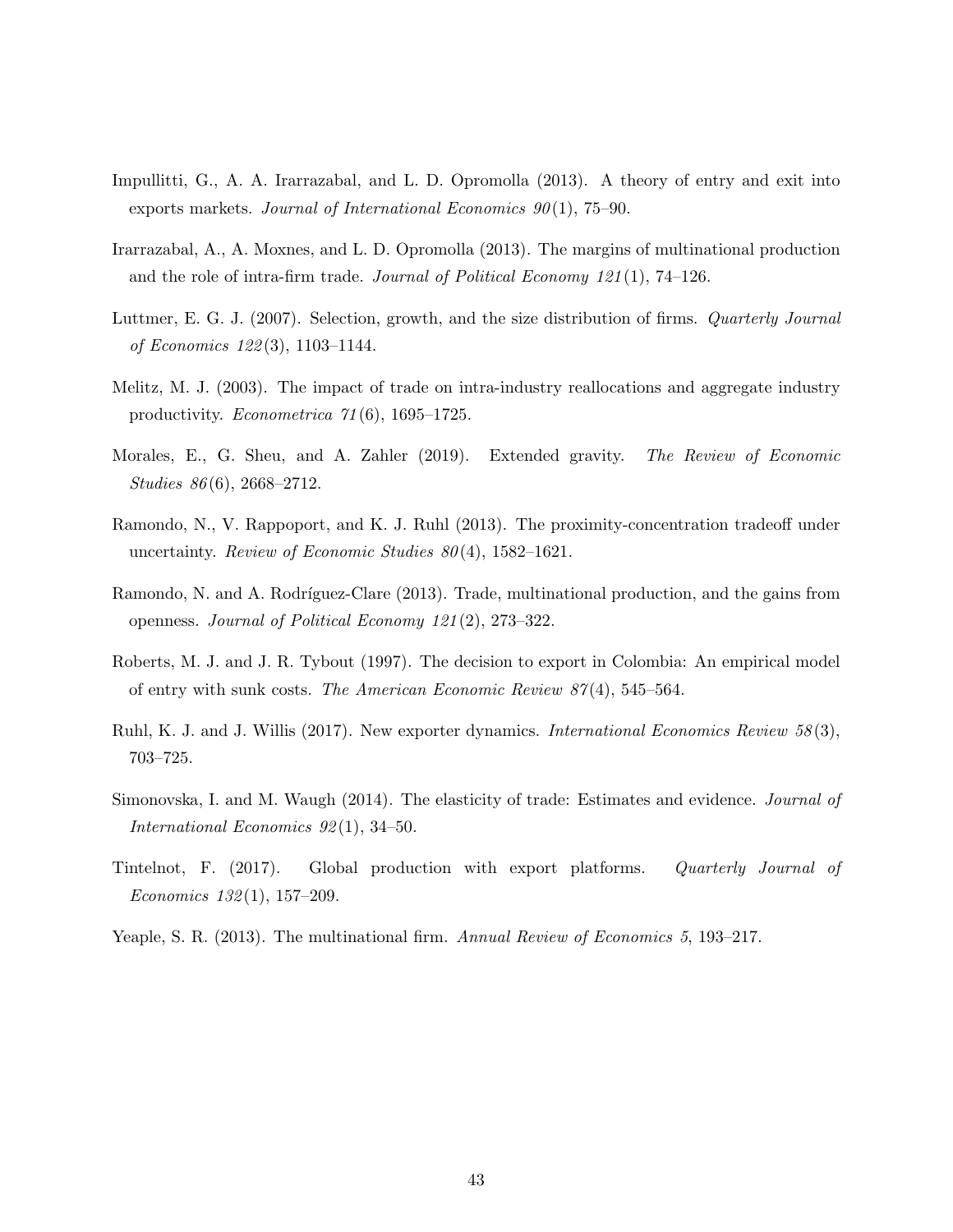Impullitti, G., A. A. Irarrazabal, and L. D. Opromolla (2013). A theory of entry and exit into exports markets. *Journal of International Economics 90*(1), 75–90.

Irarrazabal, A., A. Moxnes, and L. D. Opromolla (2013). The margins of multinational production and the role of intra-firm trade. *Journal of Political Economy 121*(1), 74–126.

Luttmer, E. G. J. (2007). Selection, growth, and the size distribution of firms. *Quarterly Journal of Economics 122*(3), 1103–1144.

Melitz, M. J. (2003). The impact of trade on intra-industry reallocations and aggregate industry productivity. *Econometrica 71*(6), 1695–1725.

Morales, E., G. Sheu, and A. Zahler (2019). Extended gravity. *The Review of Economic Studies 86*(6), 2668–2712.

Ramondo, N., V. Rappoport, and K. J. Ruhl (2013). The proximity-concentration tradeoff under uncertainty. *Review of Economic Studies 80*(4), 1582–1621.

Ramondo, N. and A. Rodríguez-Clare (2013). Trade, multinational production, and the gains from openness. *Journal of Political Economy 121*(2), 273–322.

Roberts, M. J. and J. R. Tybout (1997). The decision to export in Colombia: An empirical model of entry with sunk costs. *The American Economic Review 87*(4), 545–564.

Ruhl, K. J. and J. Willis (2017). New exporter dynamics. *International Economics Review 58*(3), 703–725.

Simonovska, I. and M. Waugh (2014). The elasticity of trade: Estimates and evidence. *Journal of International Economics 92*(1), 34–50.

Tintelnot, F. (2017). Global production with export platforms. *Quarterly Journal of Economics 132*(1), 157–209.

Yeaple, S. R. (2013). The multinational firm. *Annual Review of Economics 5*, 193–217.